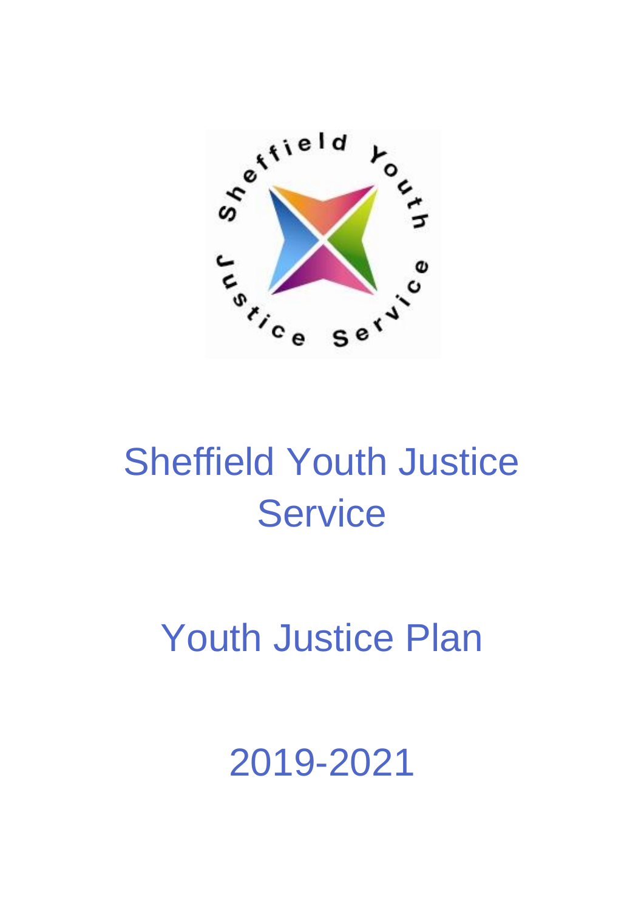# Sheffield Youth Justice Service

# Youth Justice Plan

# 2019-2021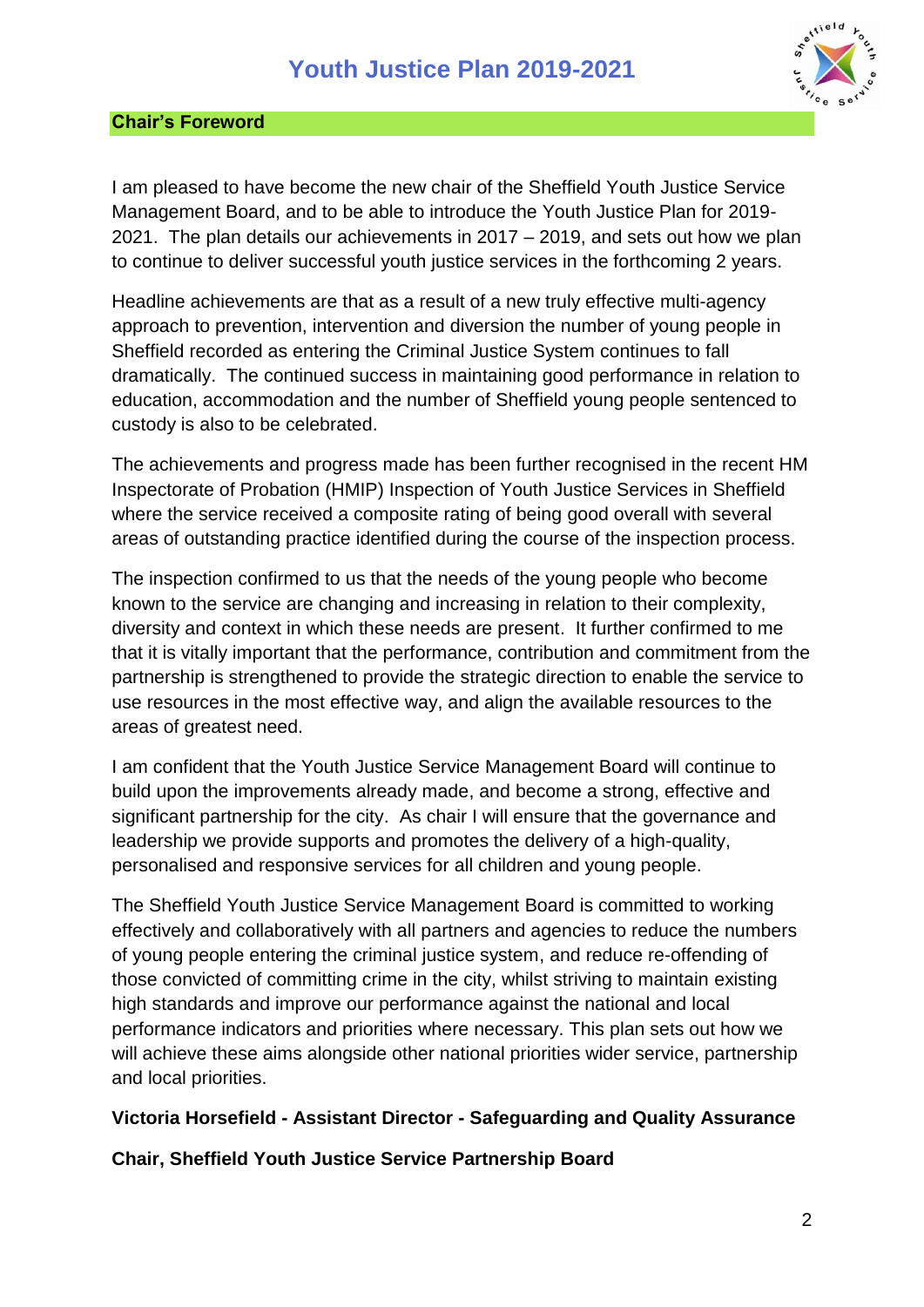## Chair's Foreword

I am pleased to have become the new chair of the Sheffield Youth Justice Service Management Board, and to be able to introduce the Youth Justice Plan for 2019-2021. The plan details our achievements in 2017 – 2019, and sets out how we plan to continue to deliver successful youth justice services in the forthcoming 2 years.

Headline achievements are that as a result of a new truly effective multi-agency approach to prevention, intervention and diversion the number of young people in Sheffield recorded as entering the Criminal Justice System continues to fall dramatically. The continued success in maintaining good performance in relation to education, accommodation and the number of Sheffield young people sentenced to custody is also to be celebrated.

The achievements and progress made has been further recognised in the recent HM Inspectorate of Probation (HMIP) Inspection of Youth Justice Services in Sheffield where the service received a composite rating of being good overall with several areas of outstanding practice identified during the course of the inspection process.

The inspection confirmed to us that the needs of the young people who become known to the service are changing and increasing in relation to their complexity, diversity and context in which these needs are present. It further confirmed to me that it is vitally important that the performance, contribution and commitment from the partnership is strengthened to provide the strategic direction to enable the service to use resources in the most effective way, and align the available resources to the areas of greatest need.

I am confident that the Youth Justice Service Management Board will continue to build upon the improvements already made, and become a strong, effective and significant partnership for the city. As chair I will ensure that the governance and leadership we provide supports and promotes the delivery of a high-quality, personalised and responsive services for all children and young people.

The Sheffield Youth Justice Service Management Board is committed to working effectively and collaboratively with all partners and agencies to reduce the numbers of young people entering the criminal justice system, and reduce re-offending of those convicted of committing crime in the city, whilst striving to maintain existing high standards and improve our performance against the national and local performance indicators and priorities where necessary. This plan sets out how we will achieve these aims alongside other national priorities wider service, partnership and local priorities.

**Victoria Horsefield - Assistant Director - Safeguarding and Quality Assurance**

**Chair, Sheffield Youth Justice Service Partnership Board**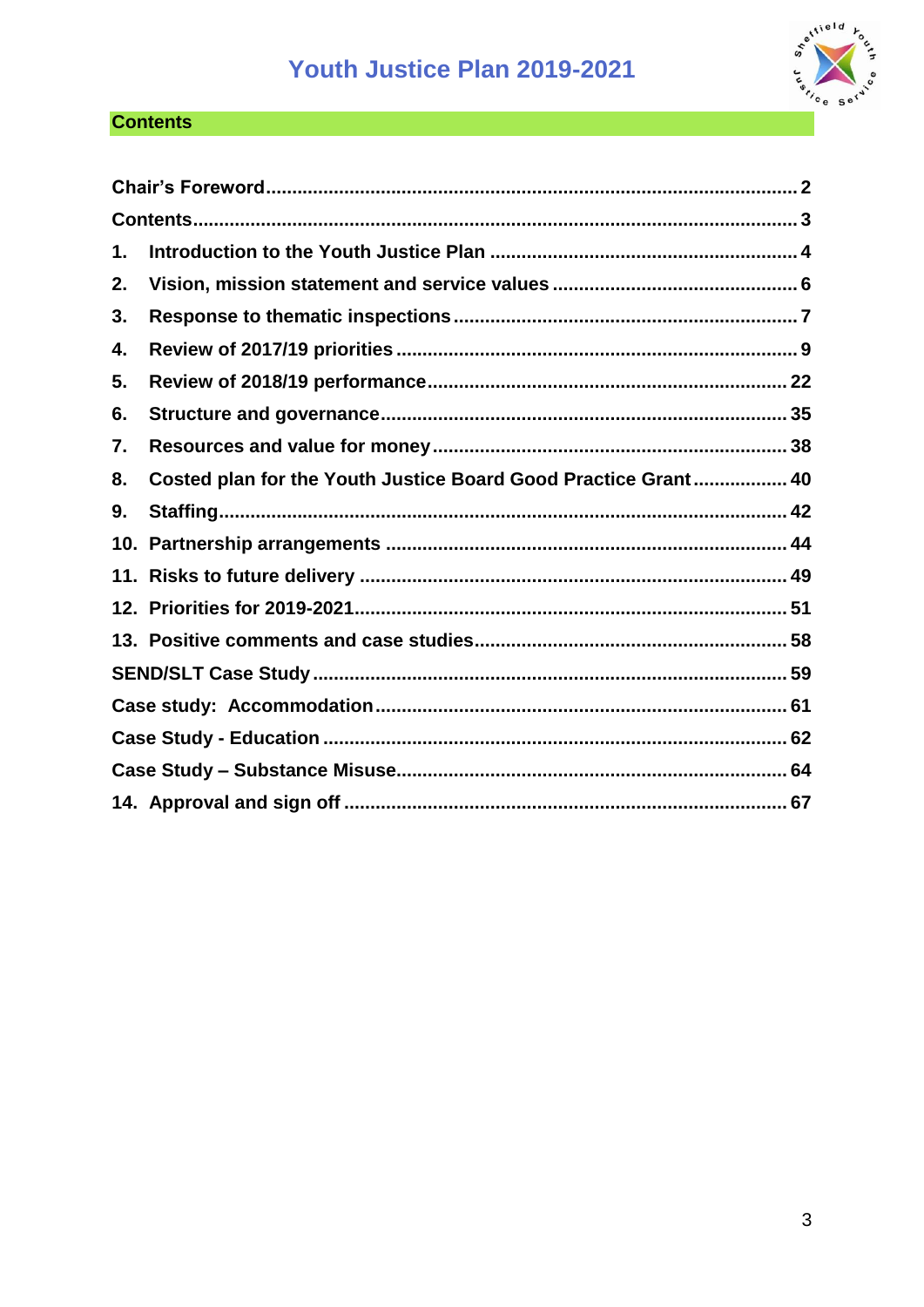## Contents

| | |
|---|---|
| Chair's Foreword | 2 |
| Contents | 3 |
| 1. Introduction to the Youth Justice Plan | 4 |
| 2. Vision, mission statement and service values | 6 |
| 3. Response to thematic inspections | 7 |
| 4. Review of 2017/19 priorities | 9 |
| 5. Review of 2018/19 performance | 22 |
| 6. Structure and governance | 35 |
| 7. Resources and value for money | 38 |
| 8. Costed plan for the Youth Justice Board Good Practice Grant | 40 |
| 9. Staffing | 42 |
| 10. Partnership arrangements | 44 |
| 11. Risks to future delivery | 49 |
| 12. Priorities for 2019-2021 | 51 |
| 13. Positive comments and case studies | 58 |
| SEND/SLT Case Study | 59 |
| Case study: Accommodation | 61 |
| Case Study - Education | 62 |
| Case Study – Substance Misuse | 64 |
| 14. Approval and sign off | 67 |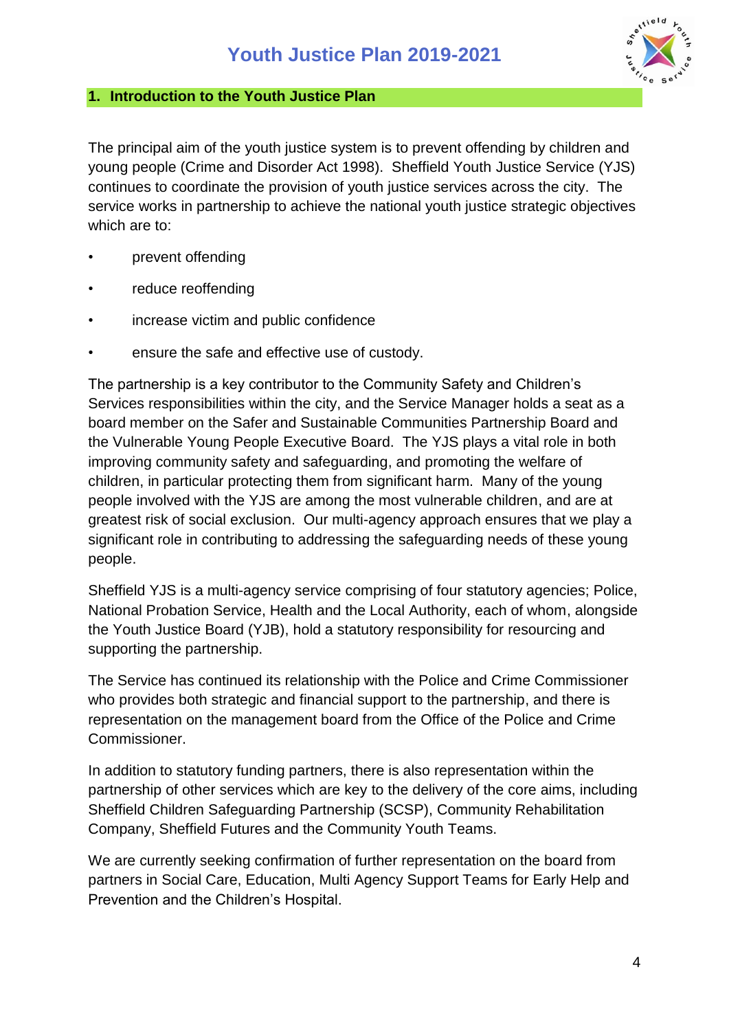## 1. Introduction to the Youth Justice Plan

The principal aim of the youth justice system is to prevent offending by children and young people (Crime and Disorder Act 1998). Sheffield Youth Justice Service (YJS) continues to coordinate the provision of youth justice services across the city. The service works in partnership to achieve the national youth justice strategic objectives which are to:

- prevent offending
- reduce reoffending
- increase victim and public confidence
- ensure the safe and effective use of custody.

The partnership is a key contributor to the Community Safety and Children's Services responsibilities within the city, and the Service Manager holds a seat as a board member on the Safer and Sustainable Communities Partnership Board and the Vulnerable Young People Executive Board. The YJS plays a vital role in both improving community safety and safeguarding, and promoting the welfare of children, in particular protecting them from significant harm. Many of the young people involved with the YJS are among the most vulnerable children, and are at greatest risk of social exclusion. Our multi-agency approach ensures that we play a significant role in contributing to addressing the safeguarding needs of these young people.

Sheffield YJS is a multi-agency service comprising of four statutory agencies; Police, National Probation Service, Health and the Local Authority, each of whom, alongside the Youth Justice Board (YJB), hold a statutory responsibility for resourcing and supporting the partnership.

The Service has continued its relationship with the Police and Crime Commissioner who provides both strategic and financial support to the partnership, and there is representation on the management board from the Office of the Police and Crime Commissioner.

In addition to statutory funding partners, there is also representation within the partnership of other services which are key to the delivery of the core aims, including Sheffield Children Safeguarding Partnership (SCSP), Community Rehabilitation Company, Sheffield Futures and the Community Youth Teams.

We are currently seeking confirmation of further representation on the board from partners in Social Care, Education, Multi Agency Support Teams for Early Help and Prevention and the Children's Hospital.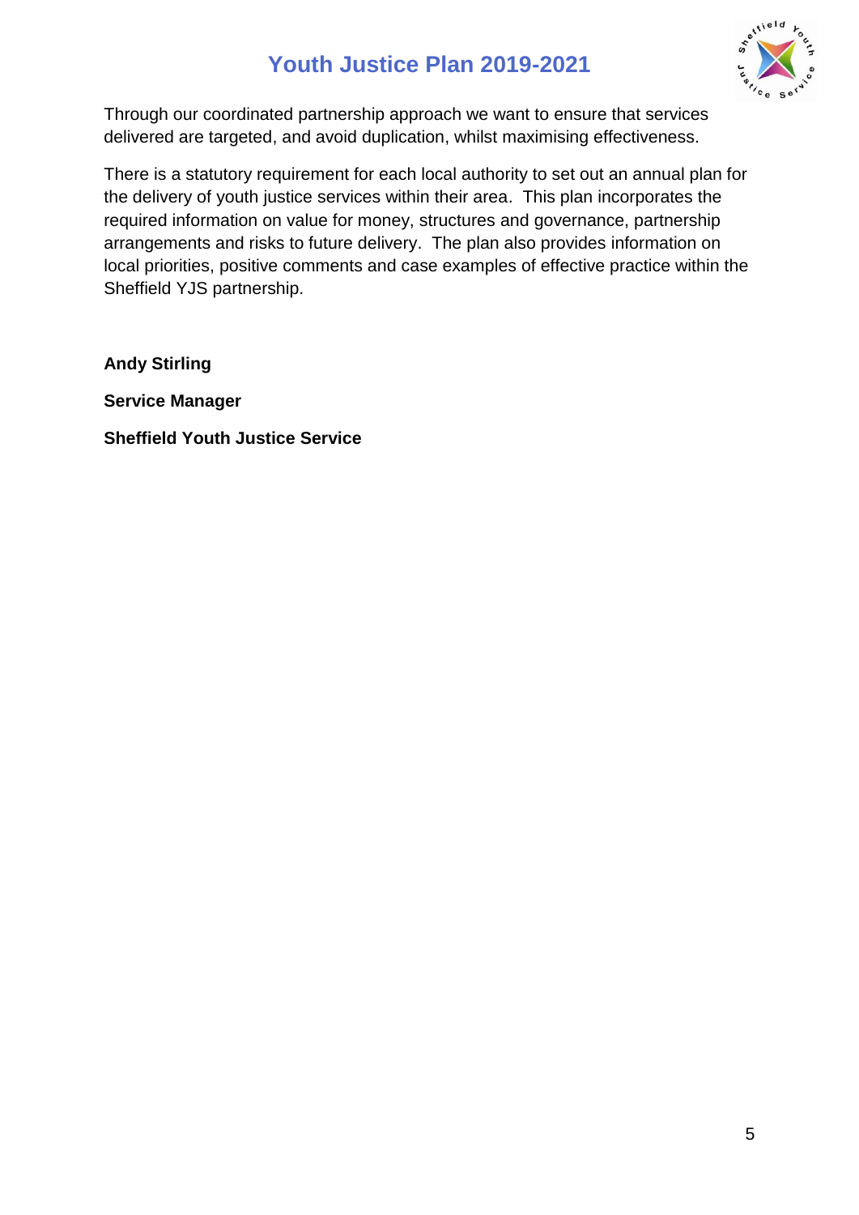Through our coordinated partnership approach we want to ensure that services delivered are targeted, and avoid duplication, whilst maximising effectiveness.

There is a statutory requirement for each local authority to set out an annual plan for the delivery of youth justice services within their area. This plan incorporates the required information on value for money, structures and governance, partnership arrangements and risks to future delivery. The plan also provides information on local priorities, positive comments and case examples of effective practice within the Sheffield YJS partnership.

**Andy Stirling**

**Service Manager**

**Sheffield Youth Justice Service**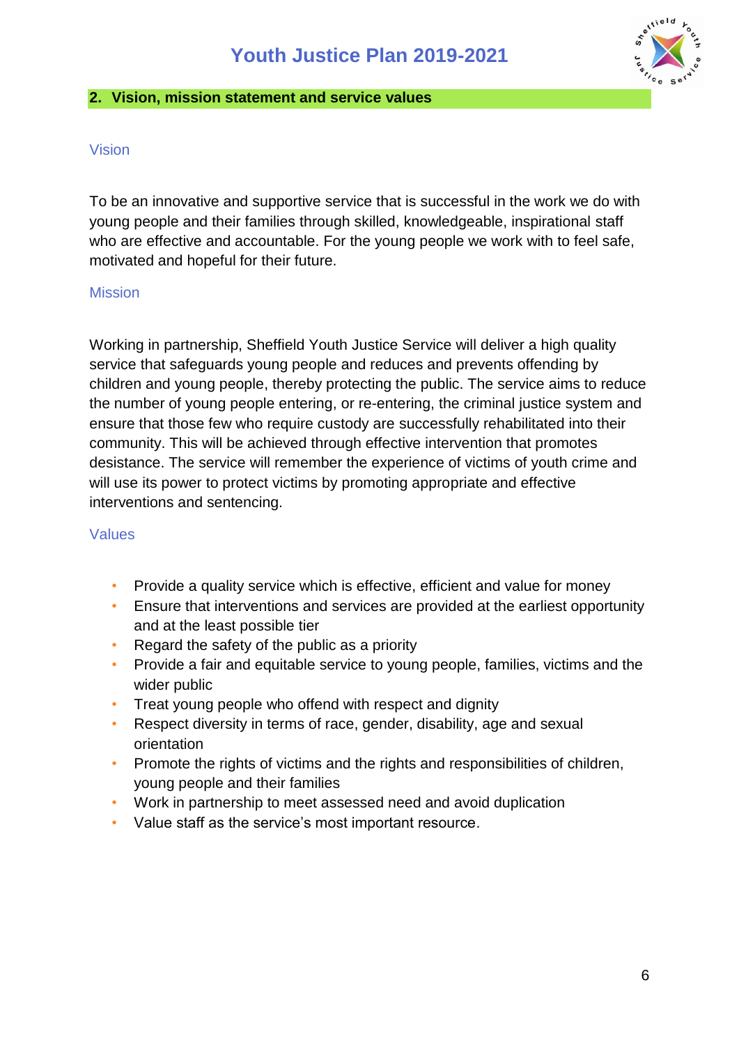## 2. Vision, mission statement and service values

### Vision

To be an innovative and supportive service that is successful in the work we do with young people and their families through skilled, knowledgeable, inspirational staff who are effective and accountable. For the young people we work with to feel safe, motivated and hopeful for their future.

### Mission

Working in partnership, Sheffield Youth Justice Service will deliver a high quality service that safeguards young people and reduces and prevents offending by children and young people, thereby protecting the public. The service aims to reduce the number of young people entering, or re-entering, the criminal justice system and ensure that those few who require custody are successfully rehabilitated into their community. This will be achieved through effective intervention that promotes desistance. The service will remember the experience of victims of youth crime and will use its power to protect victims by promoting appropriate and effective interventions and sentencing.

### Values

- Provide a quality service which is effective, efficient and value for money
- Ensure that interventions and services are provided at the earliest opportunity and at the least possible tier
- Regard the safety of the public as a priority
- Provide a fair and equitable service to young people, families, victims and the wider public
- Treat young people who offend with respect and dignity
- Respect diversity in terms of race, gender, disability, age and sexual orientation
- Promote the rights of victims and the rights and responsibilities of children, young people and their families
- Work in partnership to meet assessed need and avoid duplication
- Value staff as the service's most important resource.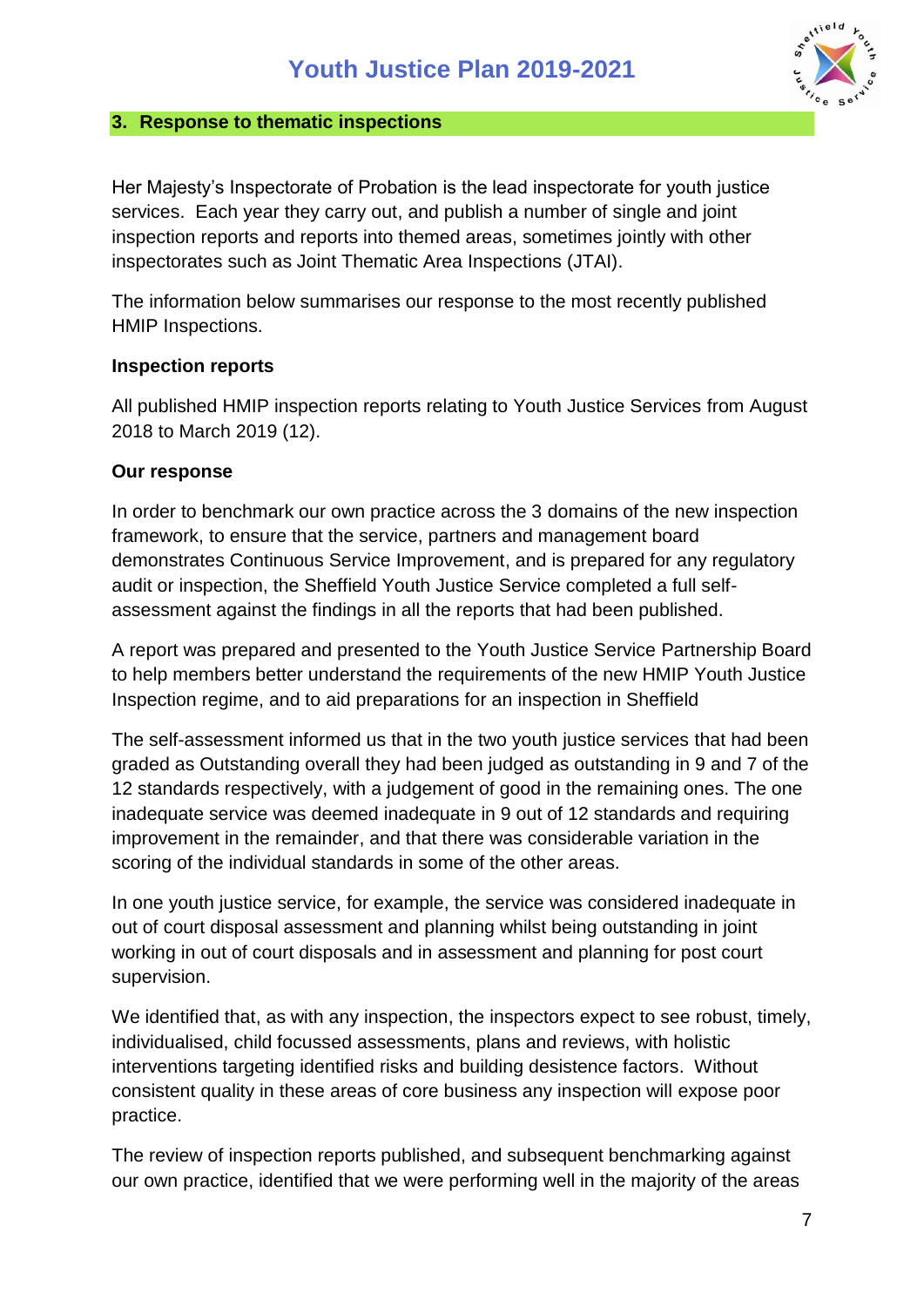## 3. Response to thematic inspections

Her Majesty's Inspectorate of Probation is the lead inspectorate for youth justice services. Each year they carry out, and publish a number of single and joint inspection reports and reports into themed areas, sometimes jointly with other inspectorates such as Joint Thematic Area Inspections (JTAI).

The information below summarises our response to the most recently published HMIP Inspections.

**Inspection reports**

All published HMIP inspection reports relating to Youth Justice Services from August 2018 to March 2019 (12).

**Our response**

In order to benchmark our own practice across the 3 domains of the new inspection framework, to ensure that the service, partners and management board demonstrates Continuous Service Improvement, and is prepared for any regulatory audit or inspection, the Sheffield Youth Justice Service completed a full self-assessment against the findings in all the reports that had been published.

A report was prepared and presented to the Youth Justice Service Partnership Board to help members better understand the requirements of the new HMIP Youth Justice Inspection regime, and to aid preparations for an inspection in Sheffield

The self-assessment informed us that in the two youth justice services that had been graded as Outstanding overall they had been judged as outstanding in 9 and 7 of the 12 standards respectively, with a judgement of good in the remaining ones. The one inadequate service was deemed inadequate in 9 out of 12 standards and requiring improvement in the remainder, and that there was considerable variation in the scoring of the individual standards in some of the other areas.

In one youth justice service, for example, the service was considered inadequate in out of court disposal assessment and planning whilst being outstanding in joint working in out of court disposals and in assessment and planning for post court supervision.

We identified that, as with any inspection, the inspectors expect to see robust, timely, individualised, child focussed assessments, plans and reviews, with holistic interventions targeting identified risks and building desistence factors. Without consistent quality in these areas of core business any inspection will expose poor practice.

The review of inspection reports published, and subsequent benchmarking against our own practice, identified that we were performing well in the majority of the areas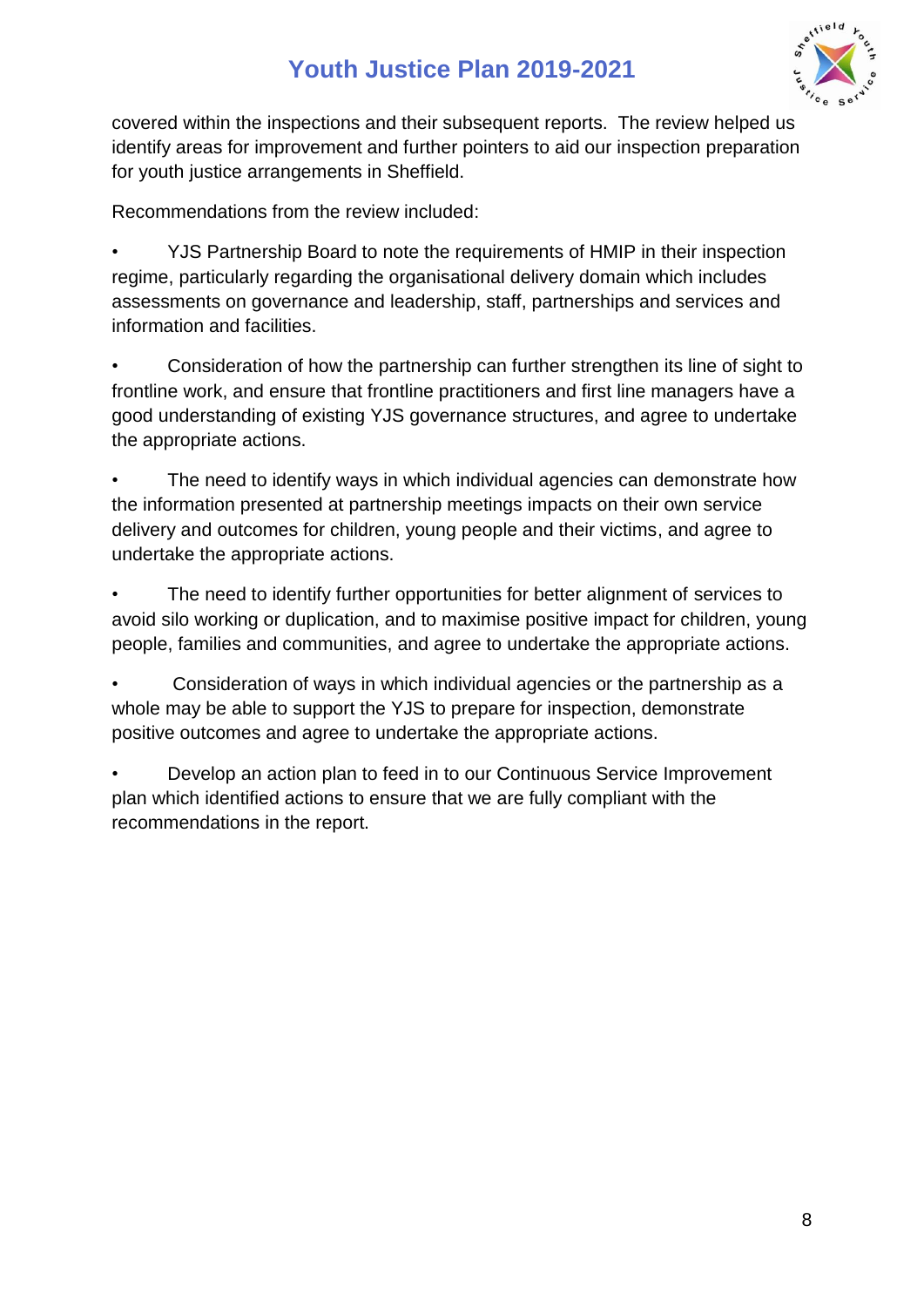covered within the inspections and their subsequent reports. The review helped us identify areas for improvement and further pointers to aid our inspection preparation for youth justice arrangements in Sheffield.

Recommendations from the review included:

- YJS Partnership Board to note the requirements of HMIP in their inspection regime, particularly regarding the organisational delivery domain which includes assessments on governance and leadership, staff, partnerships and services and information and facilities.

- Consideration of how the partnership can further strengthen its line of sight to frontline work, and ensure that frontline practitioners and first line managers have a good understanding of existing YJS governance structures, and agree to undertake the appropriate actions.

- The need to identify ways in which individual agencies can demonstrate how the information presented at partnership meetings impacts on their own service delivery and outcomes for children, young people and their victims, and agree to undertake the appropriate actions.

- The need to identify further opportunities for better alignment of services to avoid silo working or duplication, and to maximise positive impact for children, young people, families and communities, and agree to undertake the appropriate actions.

- Consideration of ways in which individual agencies or the partnership as a whole may be able to support the YJS to prepare for inspection, demonstrate positive outcomes and agree to undertake the appropriate actions.

- Develop an action plan to feed in to our Continuous Service Improvement plan which identified actions to ensure that we are fully compliant with the recommendations in the report.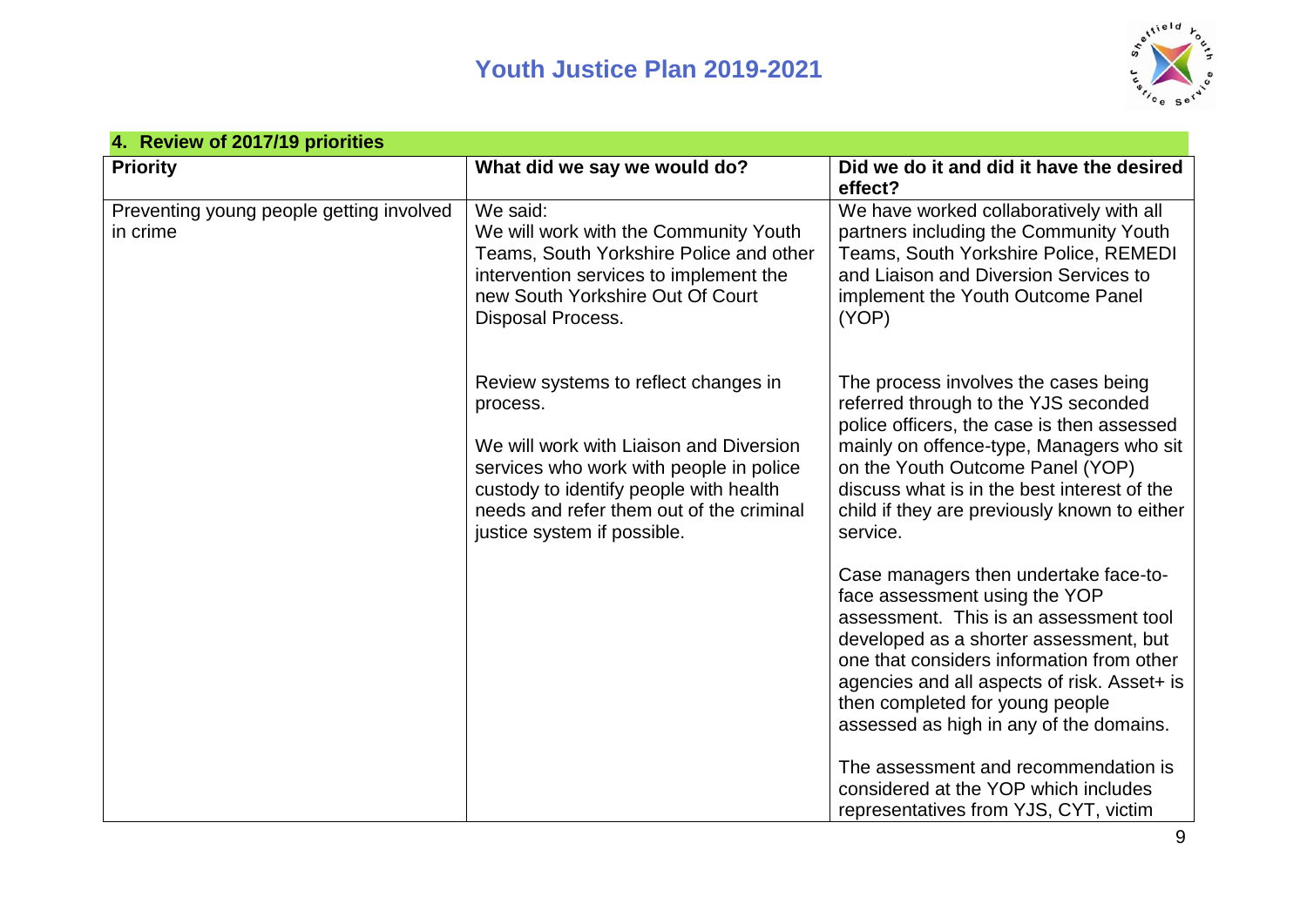## 4. Review of 2017/19 priorities

| Priority | What did we say we would do? | Did we do it and did it have the desired effect? |
|---|---|---|
| Preventing young people getting involved in crime | We said:<br>We will work with the Community Youth Teams, South Yorkshire Police and other intervention services to implement the new South Yorkshire Out Of Court Disposal Process.<br><br>Review systems to reflect changes in process.<br><br>We will work with Liaison and Diversion services who work with people in police custody to identify people with health needs and refer them out of the criminal justice system if possible. | We have worked collaboratively with all partners including the Community Youth Teams, South Yorkshire Police, REMEDI and Liaison and Diversion Services to implement the Youth Outcome Panel (YOP)<br><br>The process involves the cases being referred through to the YJS seconded police officers, the case is then assessed mainly on offence-type, Managers who sit on the Youth Outcome Panel (YOP) discuss what is in the best interest of the child if they are previously known to either service.<br><br>Case managers then undertake face-to-face assessment using the YOP assessment. This is an assessment tool developed as a shorter assessment, but one that considers information from other agencies and all aspects of risk. Asset+ is then completed for young people assessed as high in any of the domains.<br><br>The assessment and recommendation is considered at the YOP which includes representatives from YJS, CYT, victim |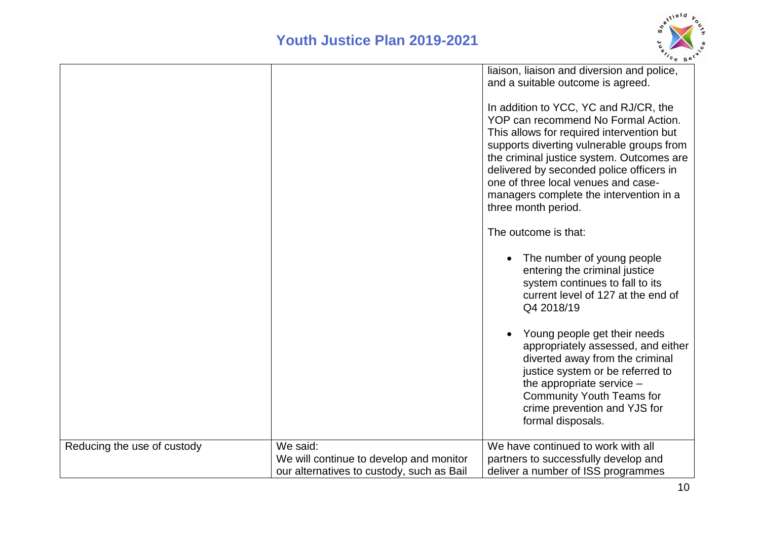| | | |
|---|---|---|
| | | liaison, liaison and diversion and police, and a suitable outcome is agreed.<br><br>In addition to YCC, YC and RJ/CR, the YOP can recommend No Formal Action. This allows for required intervention but supports diverting vulnerable groups from the criminal justice system. Outcomes are delivered by seconded police officers in one of three local venues and case-managers complete the intervention in a three month period.<br><br>The outcome is that:<br><br>• The number of young people entering the criminal justice system continues to fall to its current level of 127 at the end of Q4 2018/19<br><br>• Young people get their needs appropriately assessed, and either diverted away from the criminal justice system or be referred to the appropriate service – Community Youth Teams for crime prevention and YJS for formal disposals. |
| Reducing the use of custody | We said:<br>We will continue to develop and monitor our alternatives to custody, such as Bail | We have continued to work with all partners to successfully develop and deliver a number of ISS programmes |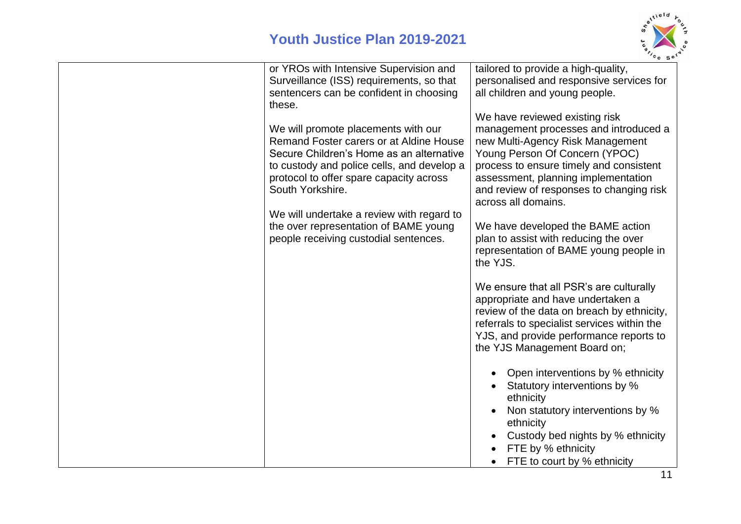| | | |
|---|---|---|
| | or YROs with Intensive Supervision and Surveillance (ISS) requirements, so that sentencers can be confident in choosing these.<br><br>We will promote placements with our Remand Foster carers or at Aldine House Secure Children's Home as an alternative to custody and police cells, and develop a protocol to offer spare capacity across South Yorkshire.<br><br>We will undertake a review with regard to the over representation of BAME young people receiving custodial sentences. | tailored to provide a high-quality, personalised and responsive services for all children and young people.<br><br>We have reviewed existing risk management processes and introduced a new Multi-Agency Risk Management Young Person Of Concern (YPOC) process to ensure timely and consistent assessment, planning implementation and review of responses to changing risk across all domains.<br><br>We have developed the BAME action plan to assist with reducing the over representation of BAME young people in the YJS.<br><br>We ensure that all PSR's are culturally appropriate and have undertaken a review of the data on breach by ethnicity, referrals to specialist services within the YJS, and provide performance reports to the YJS Management Board on;<br><br>• Open interventions by % ethnicity<br>• Statutory interventions by % ethnicity<br>• Non statutory interventions by % ethnicity<br>• Custody bed nights by % ethnicity<br>• FTE by % ethnicity<br>• FTE to court by % ethnicity |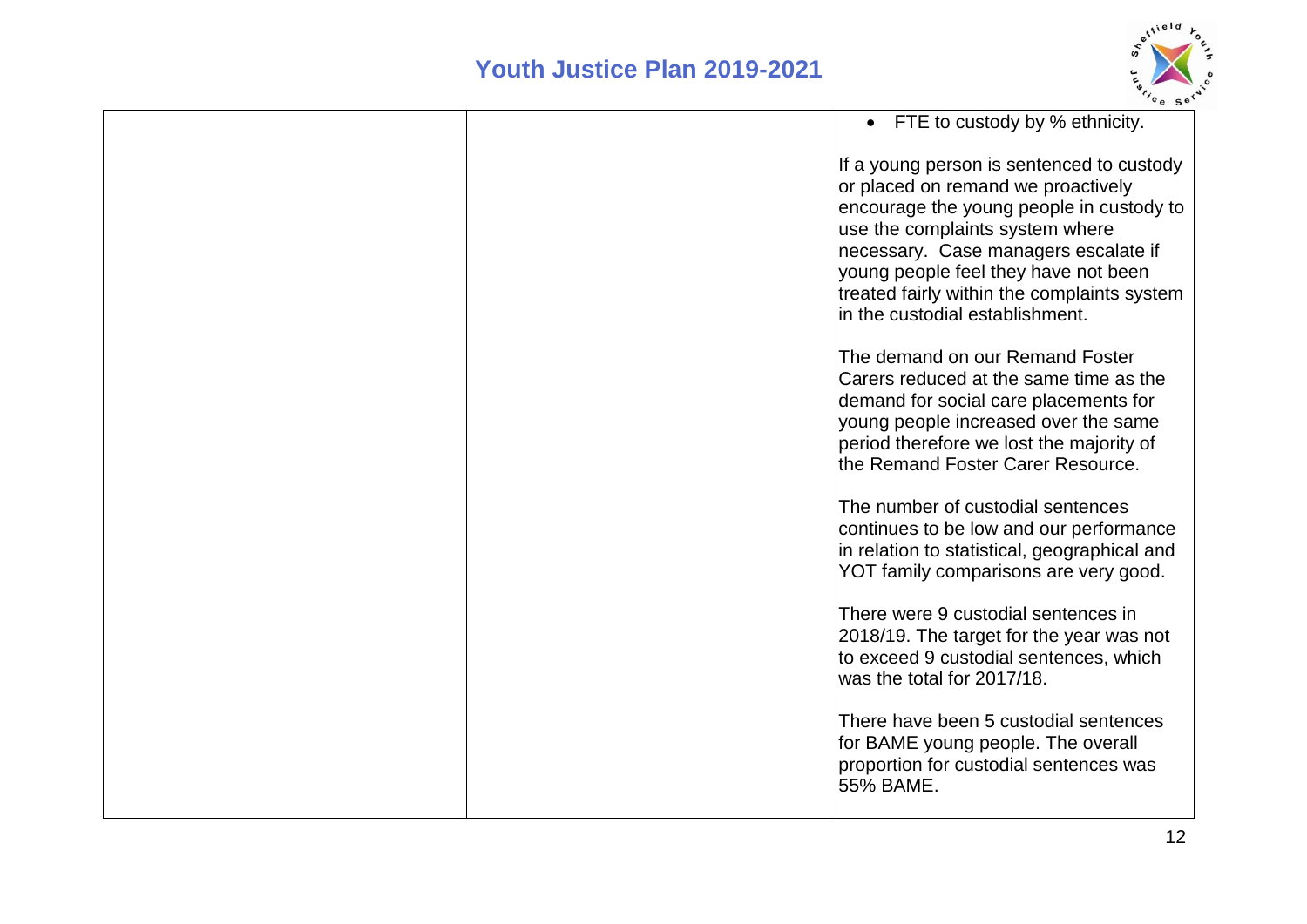| | | • FTE to custody by % ethnicity.<br><br>If a young person is sentenced to custody or placed on remand we proactively encourage the young people in custody to use the complaints system where necessary. Case managers escalate if young people feel they have not been treated fairly within the complaints system in the custodial establishment.<br><br>The demand on our Remand Foster Carers reduced at the same time as the demand for social care placements for young people increased over the same period therefore we lost the majority of the Remand Foster Carer Resource.<br><br>The number of custodial sentences continues to be low and our performance in relation to statistical, geographical and YOT family comparisons are very good.<br><br>There were 9 custodial sentences in 2018/19. The target for the year was not to exceed 9 custodial sentences, which was the total for 2017/18.<br><br>There have been 5 custodial sentences for BAME young people. The overall proportion for custodial sentences was 55% BAME. |
|---|---|---|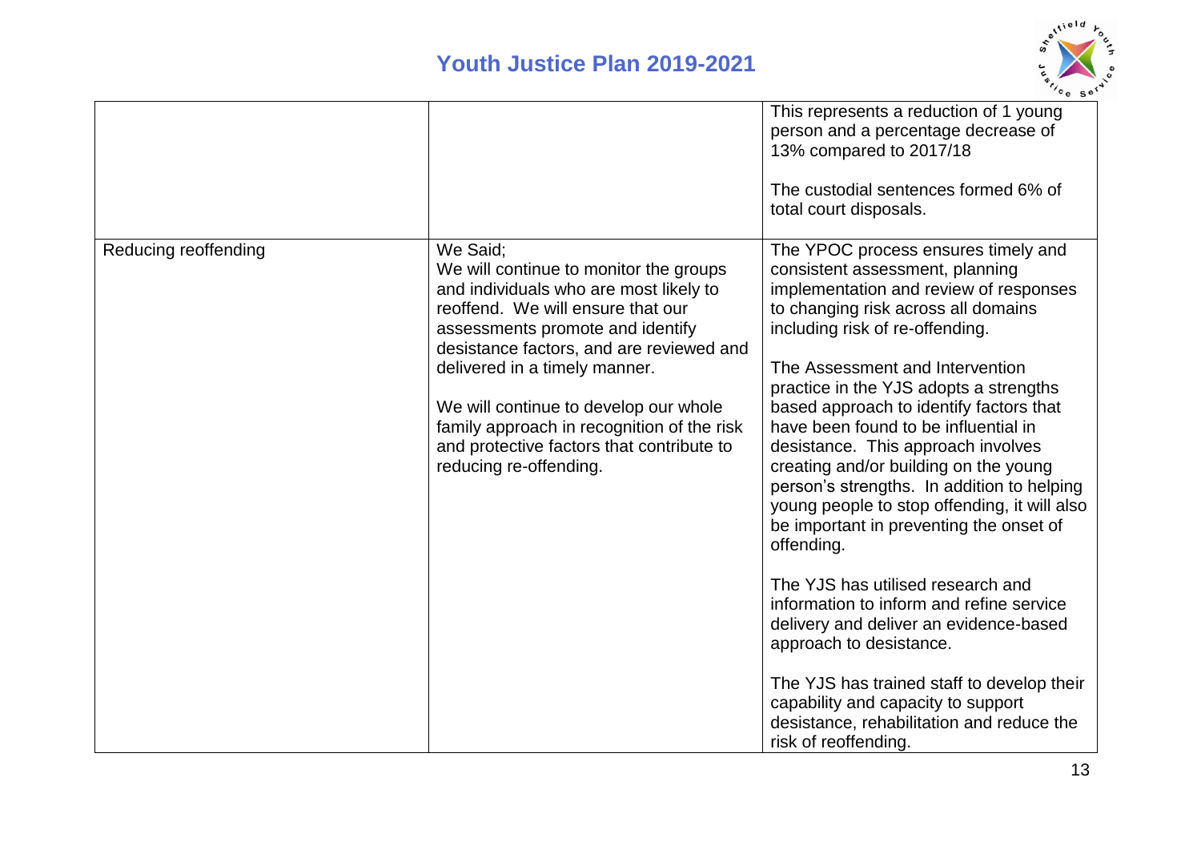|  |  |  |
|---|---|---|
|  |  | This represents a reduction of 1 young person and a percentage decrease of 13% compared to 2017/18<br><br>The custodial sentences formed 6% of total court disposals. |
| Reducing reoffending | We Said;<br>We will continue to monitor the groups and individuals who are most likely to reoffend. We will ensure that our assessments promote and identify desistance factors, and are reviewed and delivered in a timely manner.<br><br>We will continue to develop our whole family approach in recognition of the risk and protective factors that contribute to reducing re-offending. | The YPOC process ensures timely and consistent assessment, planning implementation and review of responses to changing risk across all domains including risk of re-offending.<br><br>The Assessment and Intervention practice in the YJS adopts a strengths based approach to identify factors that have been found to be influential in desistance. This approach involves creating and/or building on the young person's strengths. In addition to helping young people to stop offending, it will also be important in preventing the onset of offending.<br><br>The YJS has utilised research and information to inform and refine service delivery and deliver an evidence-based approach to desistance.<br><br>The YJS has trained staff to develop their capability and capacity to support desistance, rehabilitation and reduce the risk of reoffending. |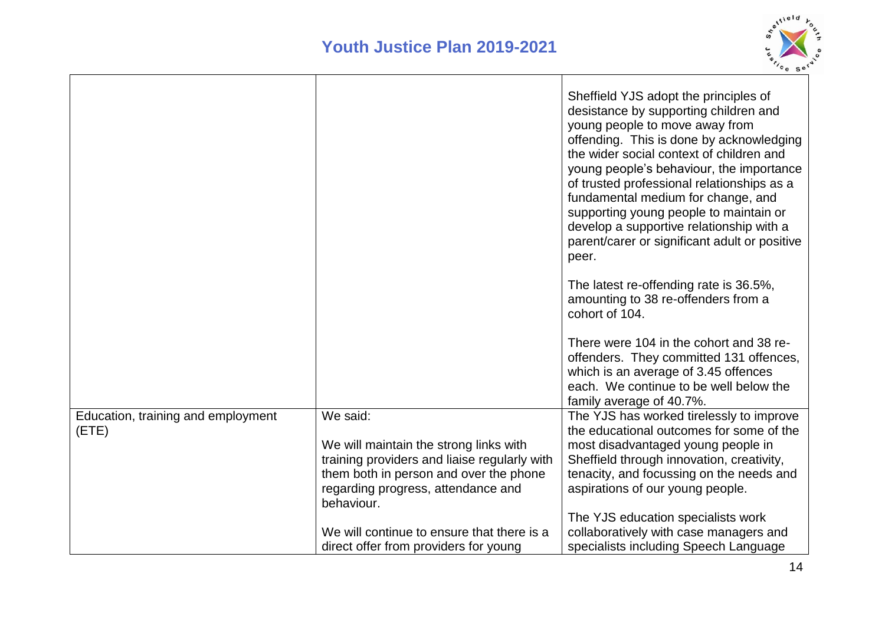| | | |
|---|---|---|
| | | Sheffield YJS adopt the principles of desistance by supporting children and young people to move away from offending. This is done by acknowledging the wider social context of children and young people's behaviour, the importance of trusted professional relationships as a fundamental medium for change, and supporting young people to maintain or develop a supportive relationship with a parent/carer or significant adult or positive peer.<br><br>The latest re-offending rate is 36.5%, amounting to 38 re-offenders from a cohort of 104.<br><br>There were 104 in the cohort and 38 re-offenders. They committed 131 offences, which is an average of 3.45 offences each. We continue to be well below the family average of 40.7%. |
| Education, training and employment (ETE) | We said:<br><br>We will maintain the strong links with training providers and liaise regularly with them both in person and over the phone regarding progress, attendance and behaviour.<br><br>We will continue to ensure that there is a direct offer from providers for young | The YJS has worked tirelessly to improve the educational outcomes for some of the most disadvantaged young people in Sheffield through innovation, creativity, tenacity, and focussing on the needs and aspirations of our young people.<br><br>The YJS education specialists work collaboratively with case managers and specialists including Speech Language |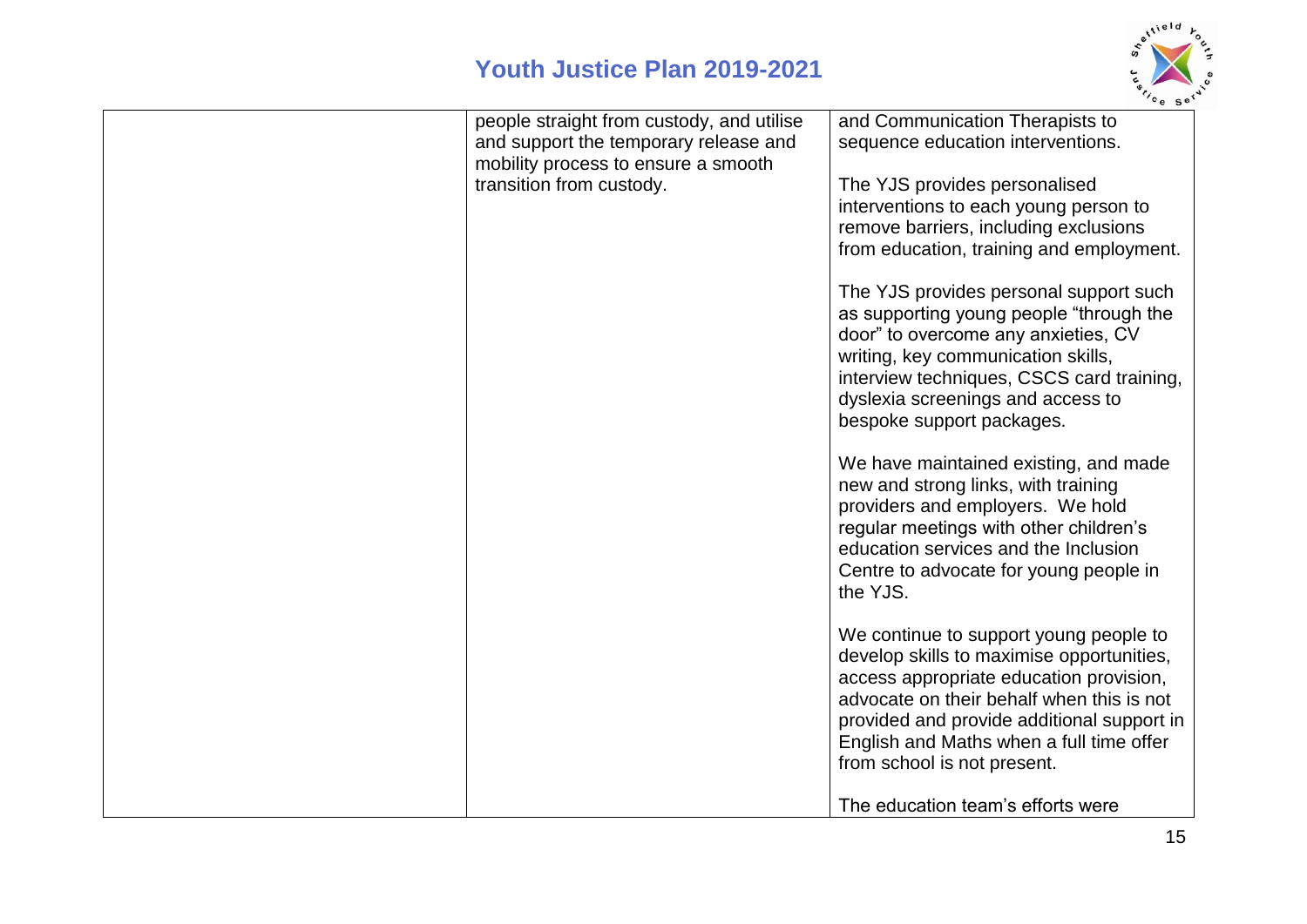| | | |
|---|---|---|
| | people straight from custody, and utilise and support the temporary release and mobility process to ensure a smooth transition from custody. | and Communication Therapists to sequence education interventions.<br><br>The YJS provides personalised interventions to each young person to remove barriers, including exclusions from education, training and employment.<br><br>The YJS provides personal support such as supporting young people "through the door" to overcome any anxieties, CV writing, key communication skills, interview techniques, CSCS card training, dyslexia screenings and access to bespoke support packages.<br><br>We have maintained existing, and made new and strong links, with training providers and employers. We hold regular meetings with other children's education services and the Inclusion Centre to advocate for young people in the YJS.<br><br>We continue to support young people to develop skills to maximise opportunities, access appropriate education provision, advocate on their behalf when this is not provided and provide additional support in English and Maths when a full time offer from school is not present.<br><br>The education team's efforts were |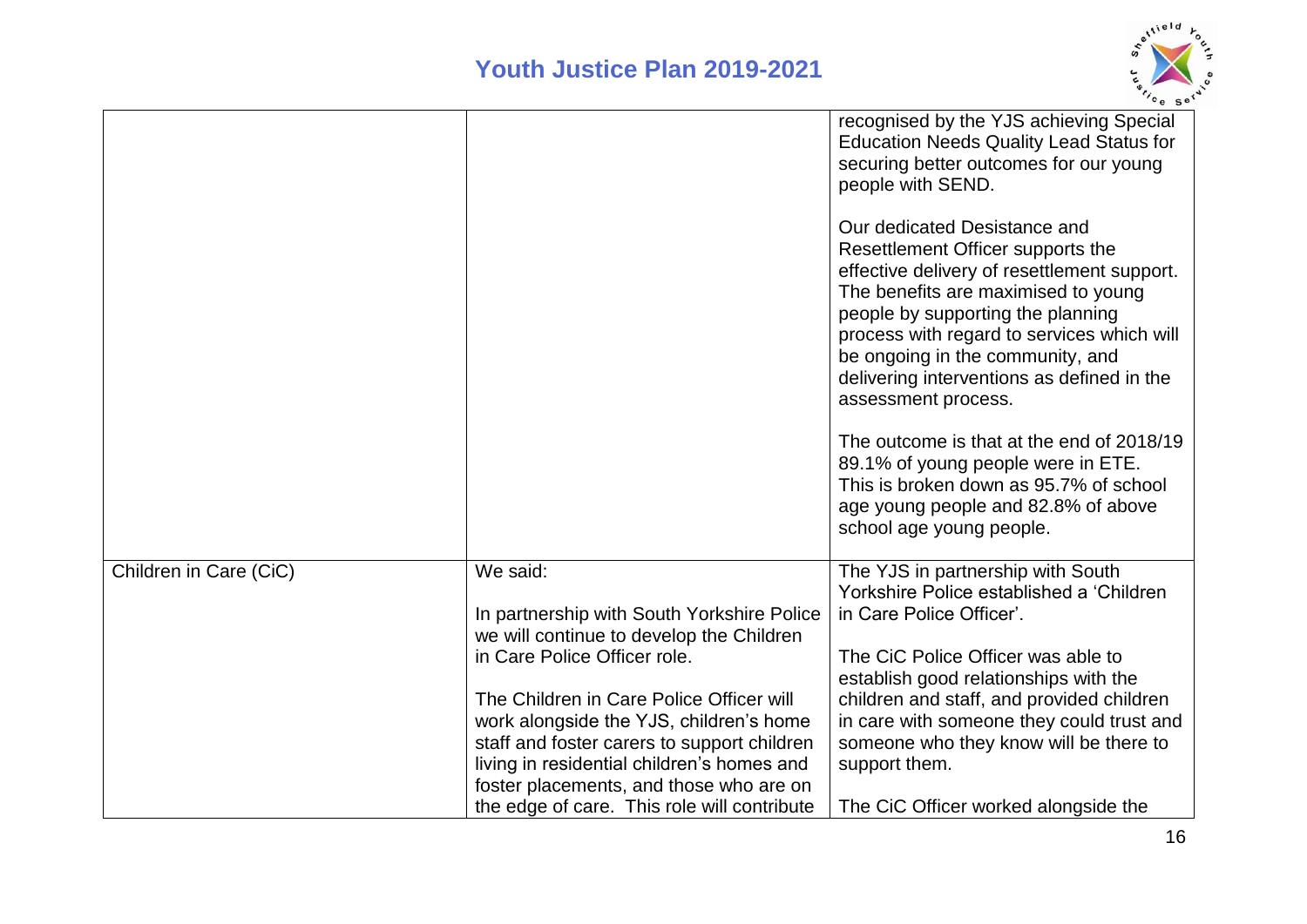| | | |
|---|---|---|
| | | recognised by the YJS achieving Special Education Needs Quality Lead Status for securing better outcomes for our young people with SEND.<br><br>Our dedicated Desistance and Resettlement Officer supports the effective delivery of resettlement support. The benefits are maximised to young people by supporting the planning process with regard to services which will be ongoing in the community, and delivering interventions as defined in the assessment process.<br><br>The outcome is that at the end of 2018/19 89.1% of young people were in ETE. This is broken down as 95.7% of school age young people and 82.8% of above school age young people. |
| Children in Care (CiC) | We said:<br><br>In partnership with South Yorkshire Police we will continue to develop the Children in Care Police Officer role.<br><br>The Children in Care Police Officer will work alongside the YJS, children's home staff and foster carers to support children living in residential children's homes and foster placements, and those who are on the edge of care. This role will contribute | The YJS in partnership with South Yorkshire Police established a 'Children in Care Police Officer'.<br><br>The CiC Police Officer was able to establish good relationships with the children and staff, and provided children in care with someone they could trust and someone who they know will be there to support them.<br><br>The CiC Officer worked alongside the |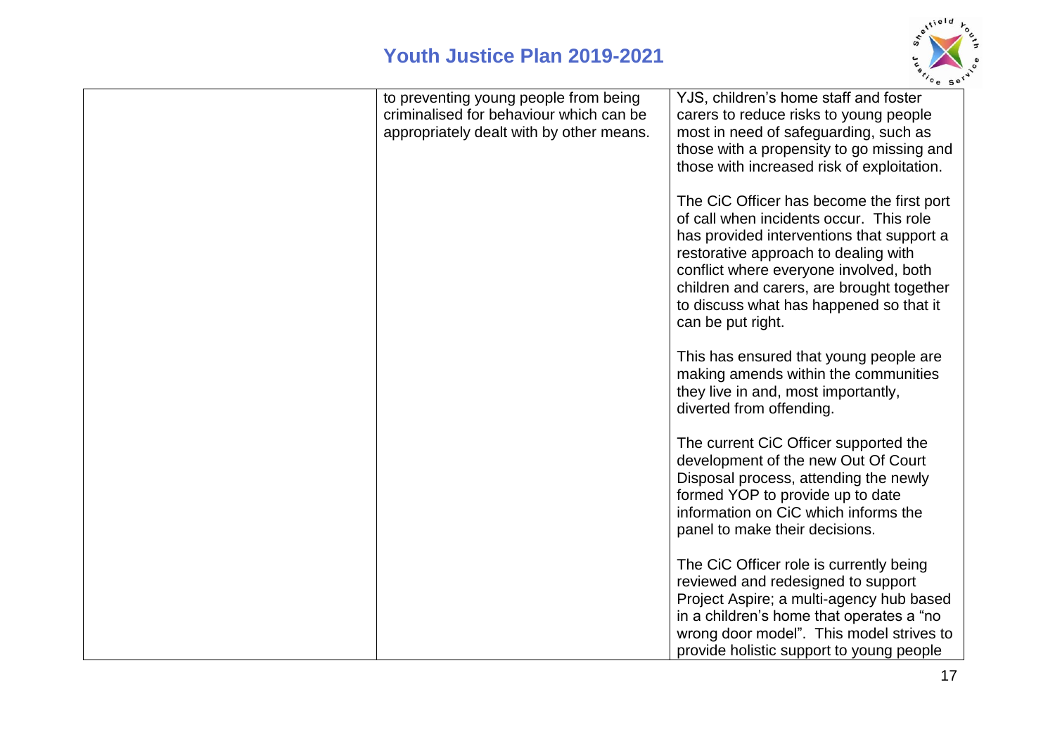| | | |
|---|---|---|
| | to preventing young people from being criminalised for behaviour which can be appropriately dealt with by other means. | YJS, children's home staff and foster carers to reduce risks to young people most in need of safeguarding, such as those with a propensity to go missing and those with increased risk of exploitation.<br><br>The CiC Officer has become the first port of call when incidents occur. This role has provided interventions that support a restorative approach to dealing with conflict where everyone involved, both children and carers, are brought together to discuss what has happened so that it can be put right.<br><br>This has ensured that young people are making amends within the communities they live in and, most importantly, diverted from offending.<br><br>The current CiC Officer supported the development of the new Out Of Court Disposal process, attending the newly formed YOP to provide up to date information on CiC which informs the panel to make their decisions.<br><br>The CiC Officer role is currently being reviewed and redesigned to support Project Aspire; a multi-agency hub based in a children's home that operates a "no wrong door model". This model strives to provide holistic support to young people |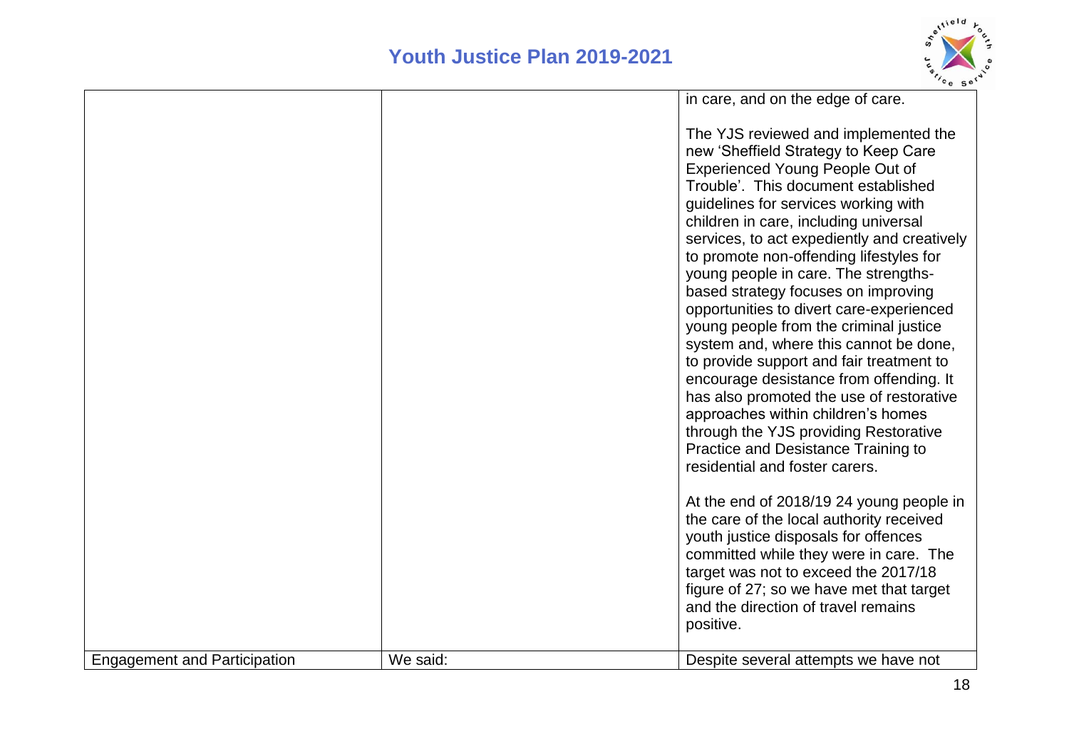| | | |
|---|---|---|
| | | in care, and on the edge of care.<br><br>The YJS reviewed and implemented the new 'Sheffield Strategy to Keep Care Experienced Young People Out of Trouble'. This document established guidelines for services working with children in care, including universal services, to act expediently and creatively to promote non-offending lifestyles for young people in care. The strengths-based strategy focuses on improving opportunities to divert care-experienced young people from the criminal justice system and, where this cannot be done, to provide support and fair treatment to encourage desistance from offending. It has also promoted the use of restorative approaches within children's homes through the YJS providing Restorative Practice and Desistance Training to residential and foster carers.<br><br>At the end of 2018/19 24 young people in the care of the local authority received youth justice disposals for offences committed while they were in care. The target was not to exceed the 2017/18 figure of 27; so we have met that target and the direction of travel remains positive. |
| Engagement and Participation | We said: | Despite several attempts we have not |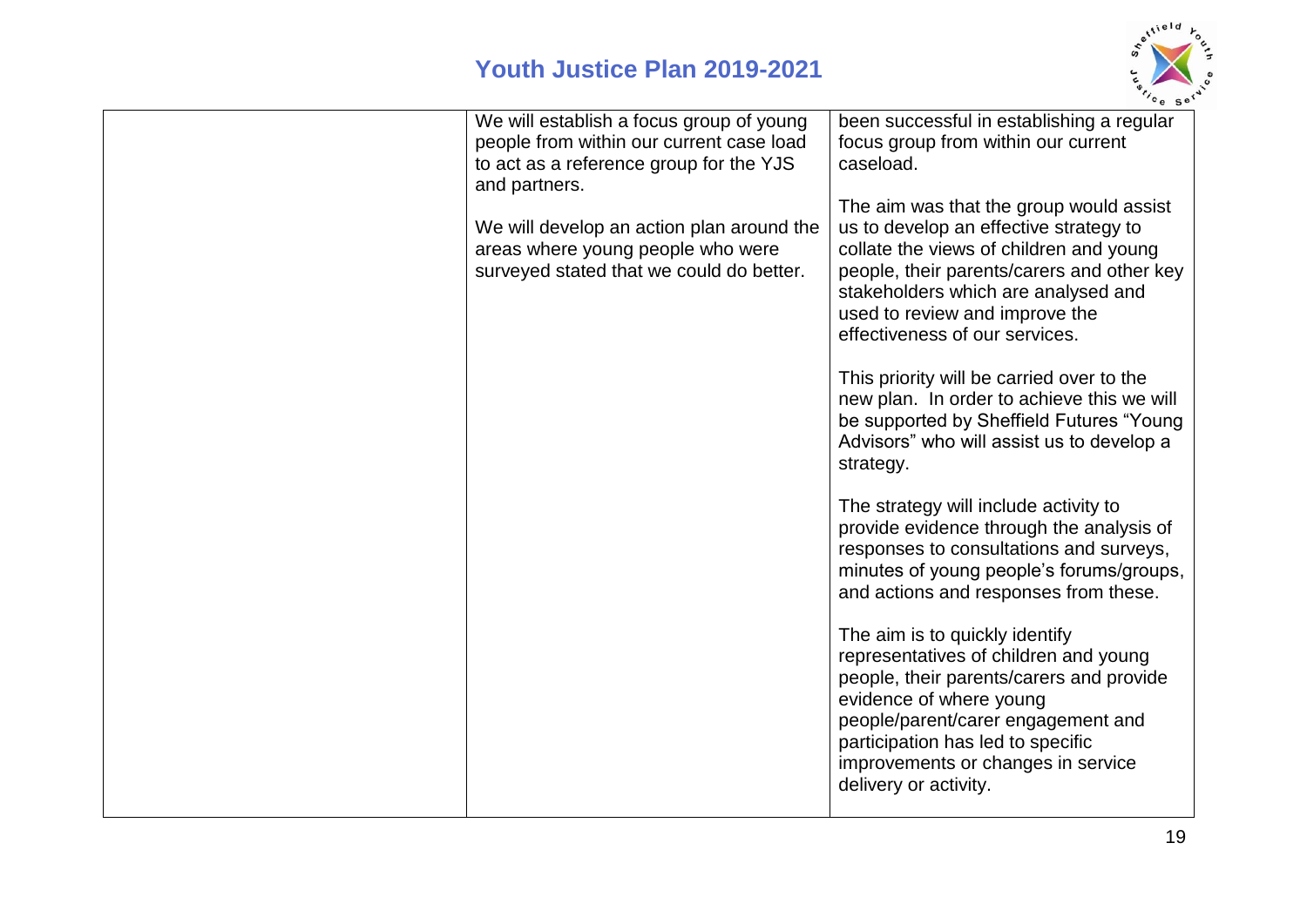| | | |
|---|---|---|
| | We will establish a focus group of young people from within our current case load to act as a reference group for the YJS and partners.<br><br>We will develop an action plan around the areas where young people who were surveyed stated that we could do better. | been successful in establishing a regular focus group from within our current caseload.<br><br>The aim was that the group would assist us to develop an effective strategy to collate the views of children and young people, their parents/carers and other key stakeholders which are analysed and used to review and improve the effectiveness of our services.<br><br>This priority will be carried over to the new plan. In order to achieve this we will be supported by Sheffield Futures "Young Advisors" who will assist us to develop a strategy.<br><br>The strategy will include activity to provide evidence through the analysis of responses to consultations and surveys, minutes of young people's forums/groups, and actions and responses from these.<br><br>The aim is to quickly identify representatives of children and young people, their parents/carers and provide evidence of where young people/parent/carer engagement and participation has led to specific improvements or changes in service delivery or activity. |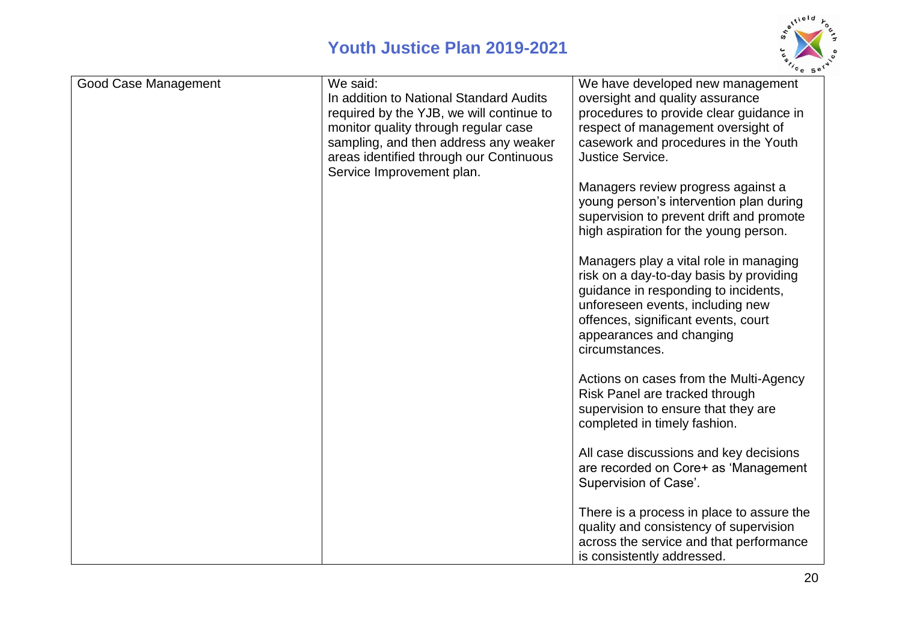| Good Case Management | We said:<br>In addition to National Standard Audits required by the YJB, we will continue to monitor quality through regular case sampling, and then address any weaker areas identified through our Continuous Service Improvement plan. | We have developed new management oversight and quality assurance procedures to provide clear guidance in respect of management oversight of casework and procedures in the Youth Justice Service.<br><br>Managers review progress against a young person's intervention plan during supervision to prevent drift and promote high aspiration for the young person.<br><br>Managers play a vital role in managing risk on a day-to-day basis by providing guidance in responding to incidents, unforeseen events, including new offences, significant events, court appearances and changing circumstances.<br><br>Actions on cases from the Multi-Agency Risk Panel are tracked through supervision to ensure that they are completed in timely fashion.<br><br>All case discussions and key decisions are recorded on Core+ as 'Management Supervision of Case'.<br><br>There is a process in place to assure the quality and consistency of supervision across the service and that performance is consistently addressed. |
|---|---|---|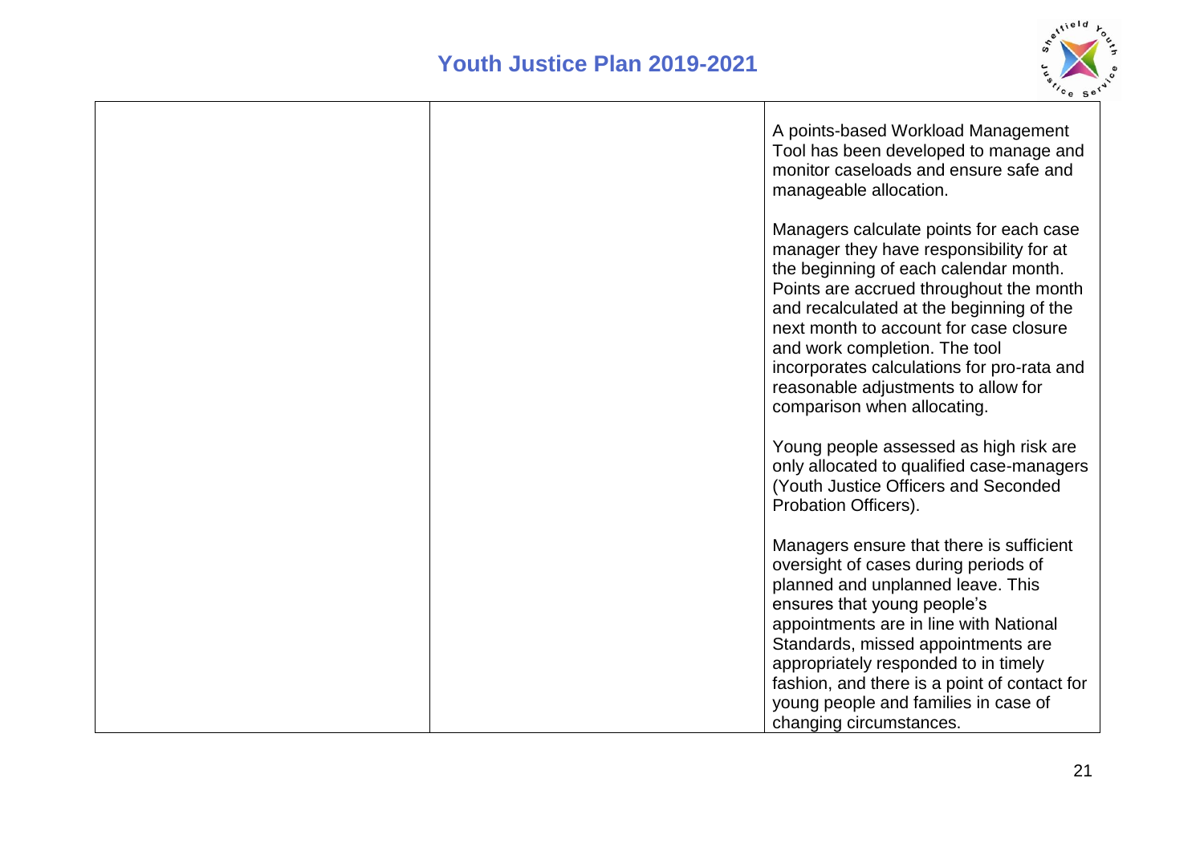| | | |
|---|---|---|
| | | A points-based Workload Management Tool has been developed to manage and monitor caseloads and ensure safe and manageable allocation.<br><br>Managers calculate points for each case manager they have responsibility for at the beginning of each calendar month. Points are accrued throughout the month and recalculated at the beginning of the next month to account for case closure and work completion. The tool incorporates calculations for pro-rata and reasonable adjustments to allow for comparison when allocating.<br><br>Young people assessed as high risk are only allocated to qualified case-managers (Youth Justice Officers and Seconded Probation Officers).<br><br>Managers ensure that there is sufficient oversight of cases during periods of planned and unplanned leave. This ensures that young people's appointments are in line with National Standards, missed appointments are appropriately responded to in timely fashion, and there is a point of contact for young people and families in case of changing circumstances. |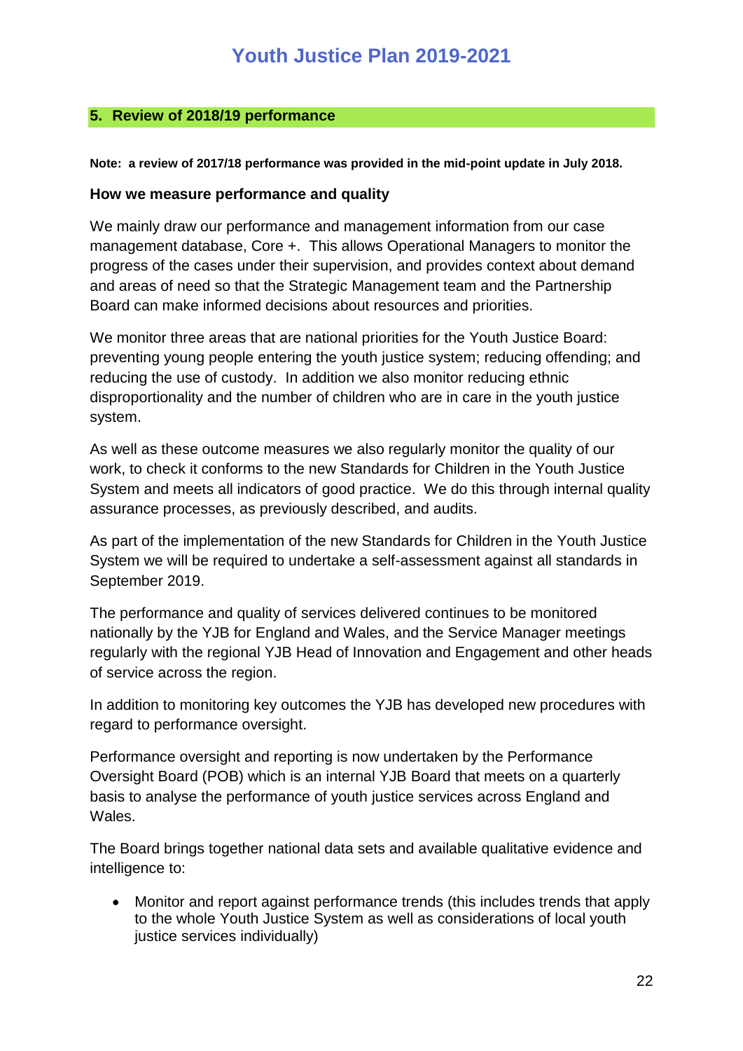## 5. Review of 2018/19 performance

**Note: a review of 2017/18 performance was provided in the mid-point update in July 2018.**

### How we measure performance and quality

We mainly draw our performance and management information from our case management database, Core +. This allows Operational Managers to monitor the progress of the cases under their supervision, and provides context about demand and areas of need so that the Strategic Management team and the Partnership Board can make informed decisions about resources and priorities.

We monitor three areas that are national priorities for the Youth Justice Board: preventing young people entering the youth justice system; reducing offending; and reducing the use of custody. In addition we also monitor reducing ethnic disproportionality and the number of children who are in care in the youth justice system.

As well as these outcome measures we also regularly monitor the quality of our work, to check it conforms to the new Standards for Children in the Youth Justice System and meets all indicators of good practice. We do this through internal quality assurance processes, as previously described, and audits.

As part of the implementation of the new Standards for Children in the Youth Justice System we will be required to undertake a self-assessment against all standards in September 2019.

The performance and quality of services delivered continues to be monitored nationally by the YJB for England and Wales, and the Service Manager meetings regularly with the regional YJB Head of Innovation and Engagement and other heads of service across the region.

In addition to monitoring key outcomes the YJB has developed new procedures with regard to performance oversight.

Performance oversight and reporting is now undertaken by the Performance Oversight Board (POB) which is an internal YJB Board that meets on a quarterly basis to analyse the performance of youth justice services across England and Wales.

The Board brings together national data sets and available qualitative evidence and intelligence to:

- Monitor and report against performance trends (this includes trends that apply to the whole Youth Justice System as well as considerations of local youth justice services individually)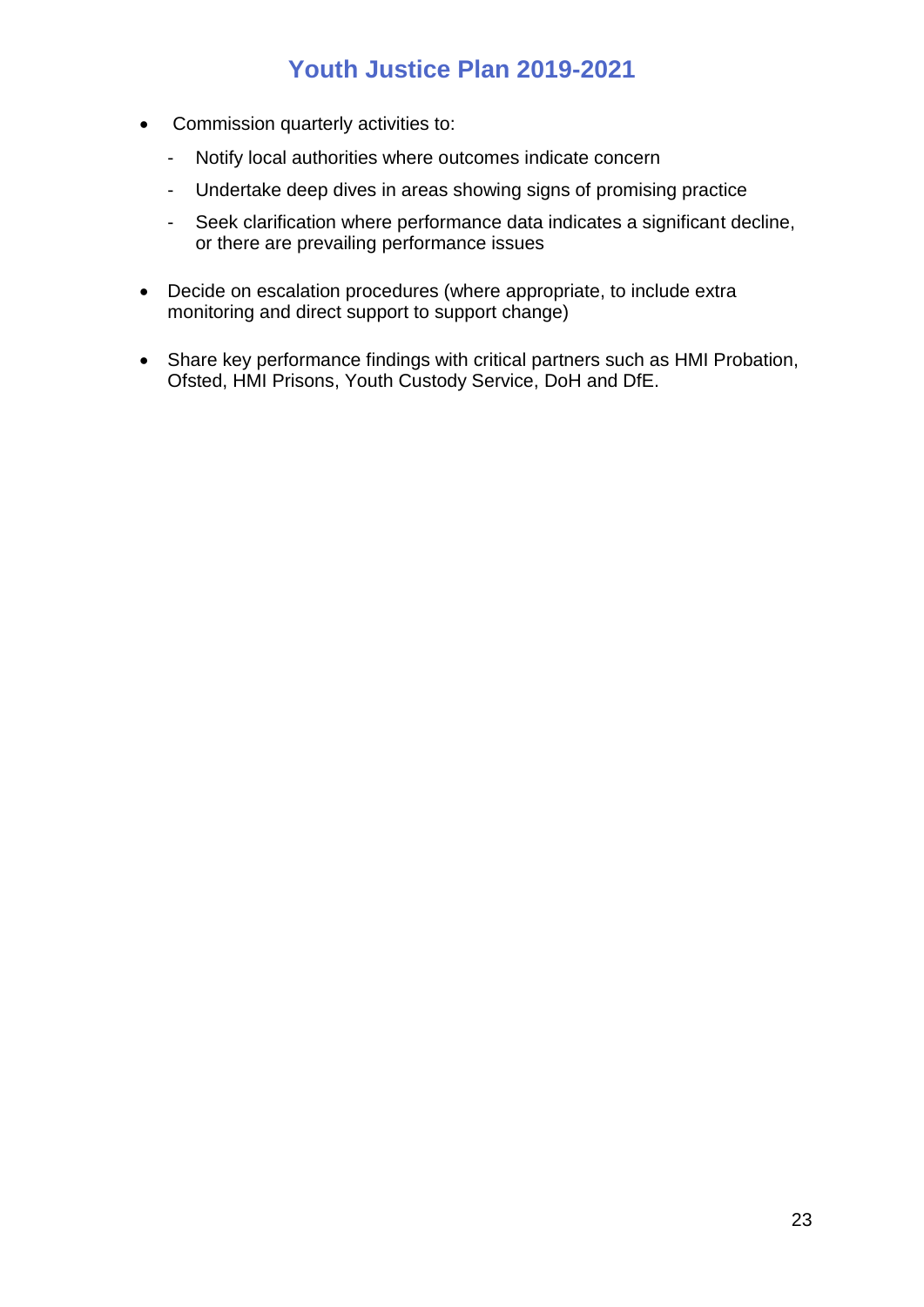- Commission quarterly activities to:
  - Notify local authorities where outcomes indicate concern
  - Undertake deep dives in areas showing signs of promising practice
  - Seek clarification where performance data indicates a significant decline, or there are prevailing performance issues
- Decide on escalation procedures (where appropriate, to include extra monitoring and direct support to support change)
- Share key performance findings with critical partners such as HMI Probation, Ofsted, HMI Prisons, Youth Custody Service, DoH and DfE.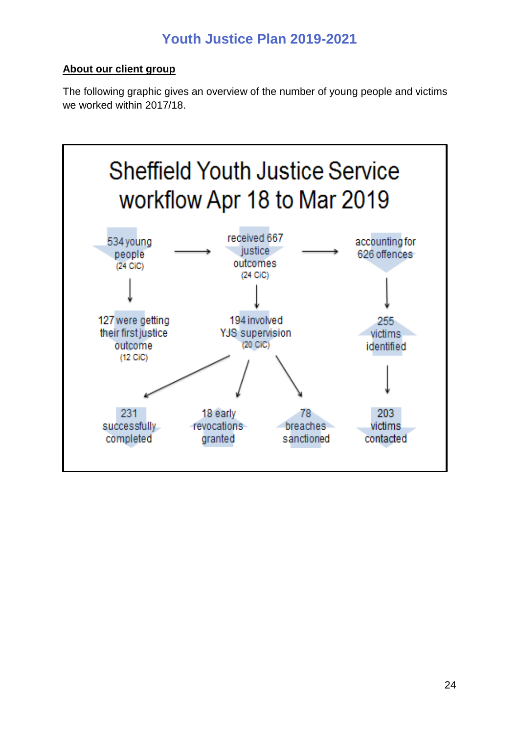## About our client group

The following graphic gives an overview of the number of young people and victims we worked within 2017/18.

**Sheffield Youth Justice Service workflow Apr 18 to Mar 2019**

534 young people (24 CiC) → received 667 justice outcomes (24 CiC) → accounting for 626 offences

534 young people (24 CiC) → 127 were getting their first justice outcome (12 CiC)

received 667 justice outcomes (24 CiC) → 194 involved YJS supervision (20 CiC)

194 involved YJS supervision (20 CiC) → 231 successfully completed

194 involved YJS supervision (20 CiC) → 18 early revocations granted

194 involved YJS supervision (20 CiC) → 78 breaches sanctioned

accounting for 626 offences → 255 victims identified → 203 victims contacted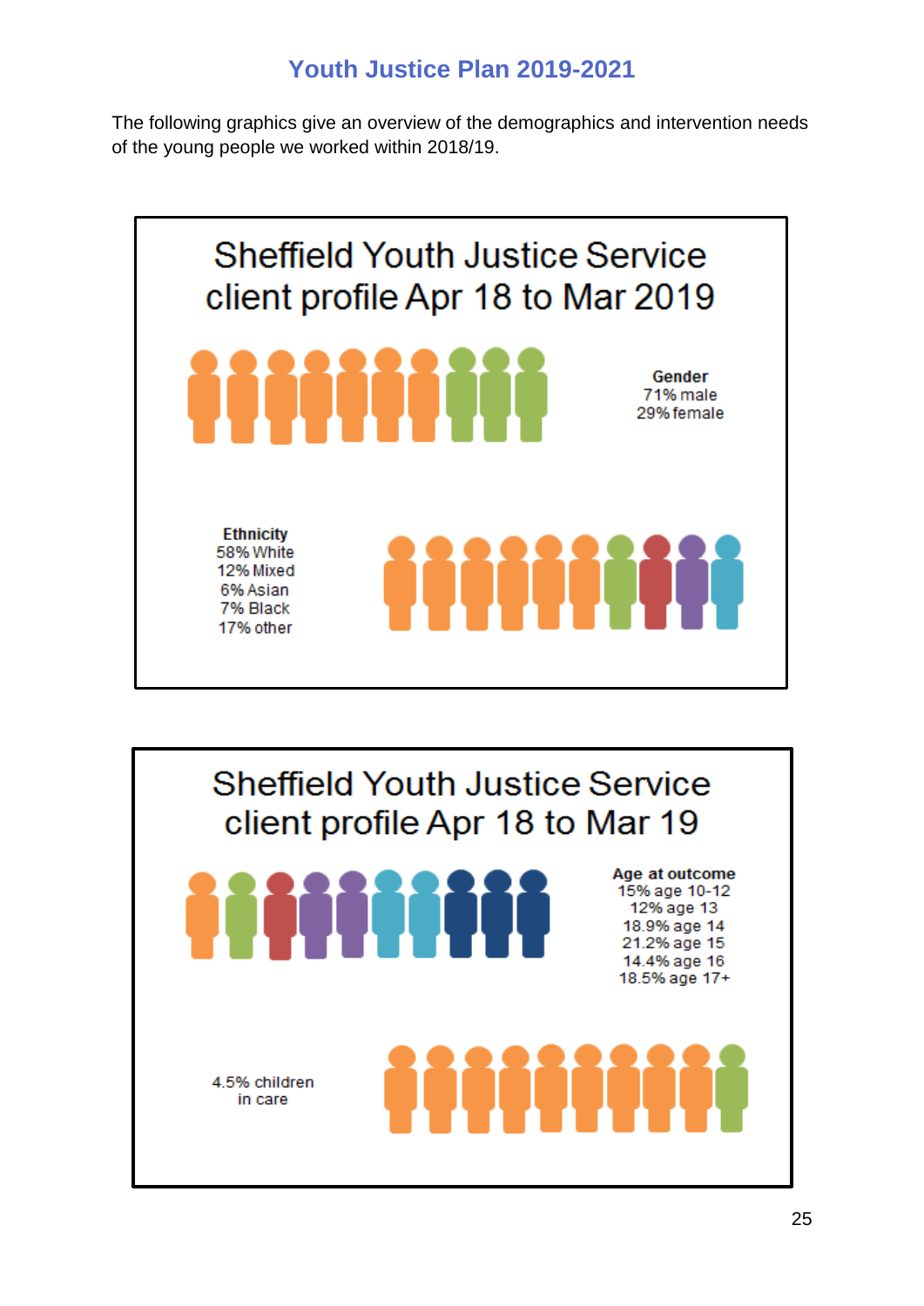# Youth Justice Plan 2019-2021

The following graphics give an overview of the demographics and intervention needs of the young people we worked within 2018/19.

## Sheffield Youth Justice Service client profile Apr 18 to Mar 2019

**Gender**
71% male
29% female

**Ethnicity**
58% White
12% Mixed
6% Asian
7% Black
17% other

## Sheffield Youth Justice Service client profile Apr 18 to Mar 19

**Age at outcome**
15% age 10-12
12% age 13
18.9% age 14
21.2% age 15
14.4% age 16
18.5% age 17+

4.5% children in care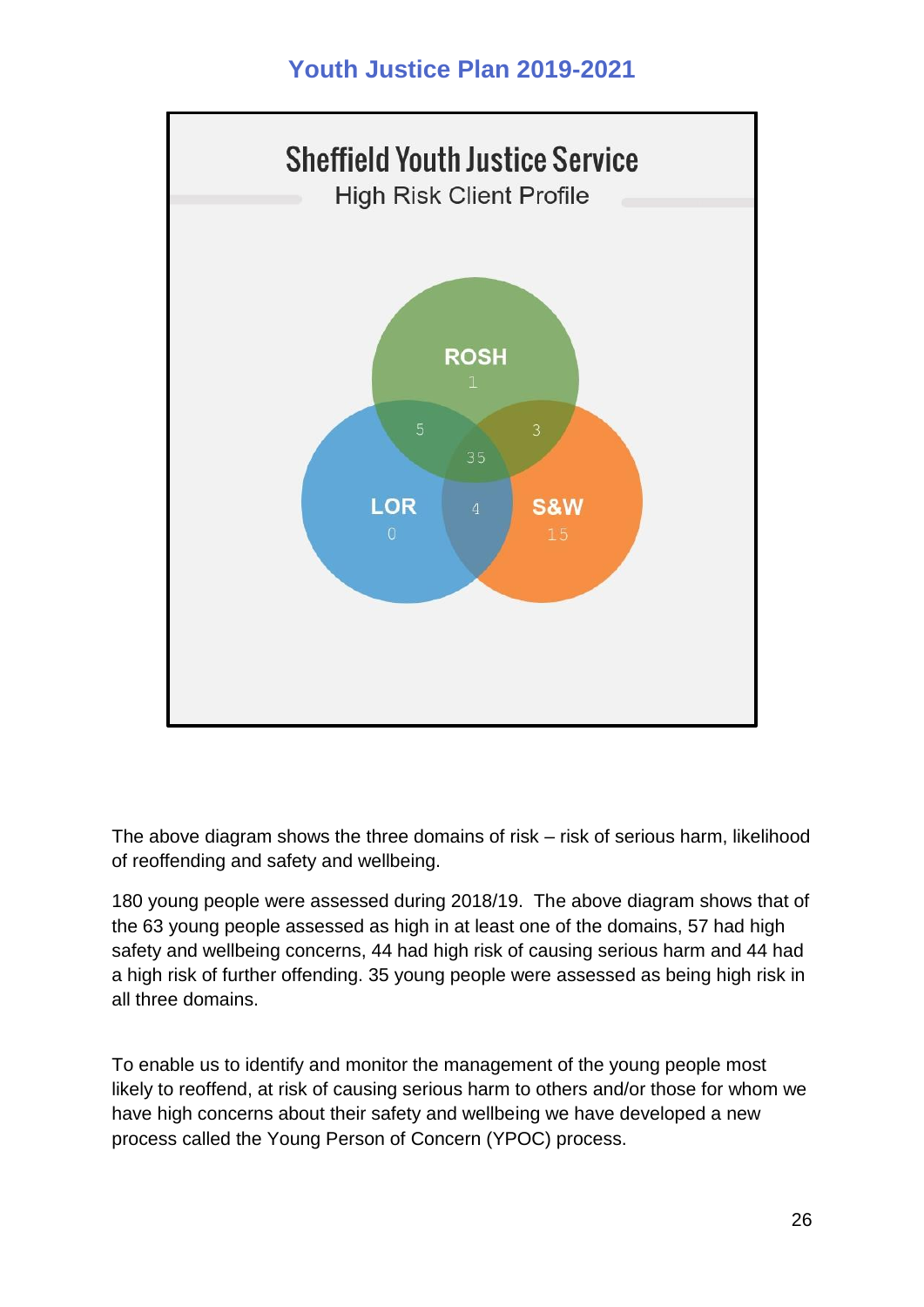## Youth Justice Plan 2019-2021

**Sheffield Youth Justice Service**

High Risk Client Profile

ROSH 1

LOR 0

S&W 15

5, 3, 35, 4

The above diagram shows the three domains of risk – risk of serious harm, likelihood of reoffending and safety and wellbeing.

180 young people were assessed during 2018/19. The above diagram shows that of the 63 young people assessed as high in at least one of the domains, 57 had high safety and wellbeing concerns, 44 had high risk of causing serious harm and 44 had a high risk of further offending. 35 young people were assessed as being high risk in all three domains.

To enable us to identify and monitor the management of the young people most likely to reoffend, at risk of causing serious harm to others and/or those for whom we have high concerns about their safety and wellbeing we have developed a new process called the Young Person of Concern (YPOC) process.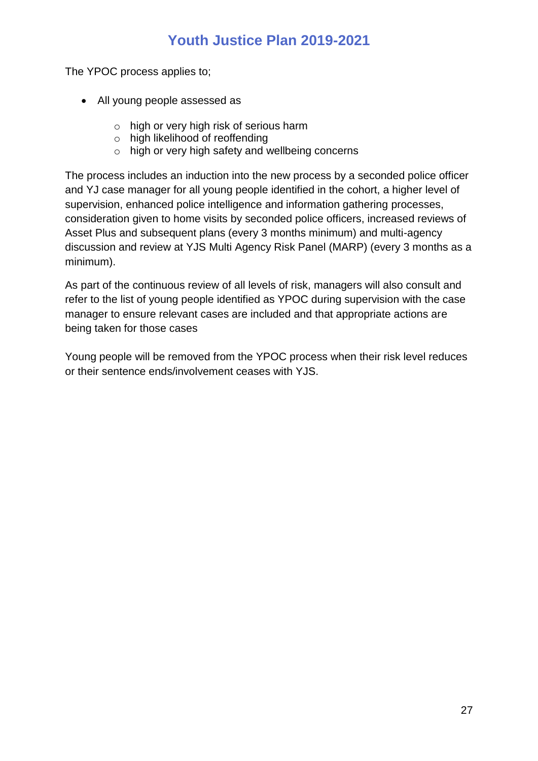The YPOC process applies to;

- All young people assessed as
  - high or very high risk of serious harm
  - high likelihood of reoffending
  - high or very high safety and wellbeing concerns

The process includes an induction into the new process by a seconded police officer and YJ case manager for all young people identified in the cohort, a higher level of supervision, enhanced police intelligence and information gathering processes, consideration given to home visits by seconded police officers, increased reviews of Asset Plus and subsequent plans (every 3 months minimum) and multi-agency discussion and review at YJS Multi Agency Risk Panel (MARP) (every 3 months as a minimum).

As part of the continuous review of all levels of risk, managers will also consult and refer to the list of young people identified as YPOC during supervision with the case manager to ensure relevant cases are included and that appropriate actions are being taken for those cases

Young people will be removed from the YPOC process when their risk level reduces or their sentence ends/involvement ceases with YJS.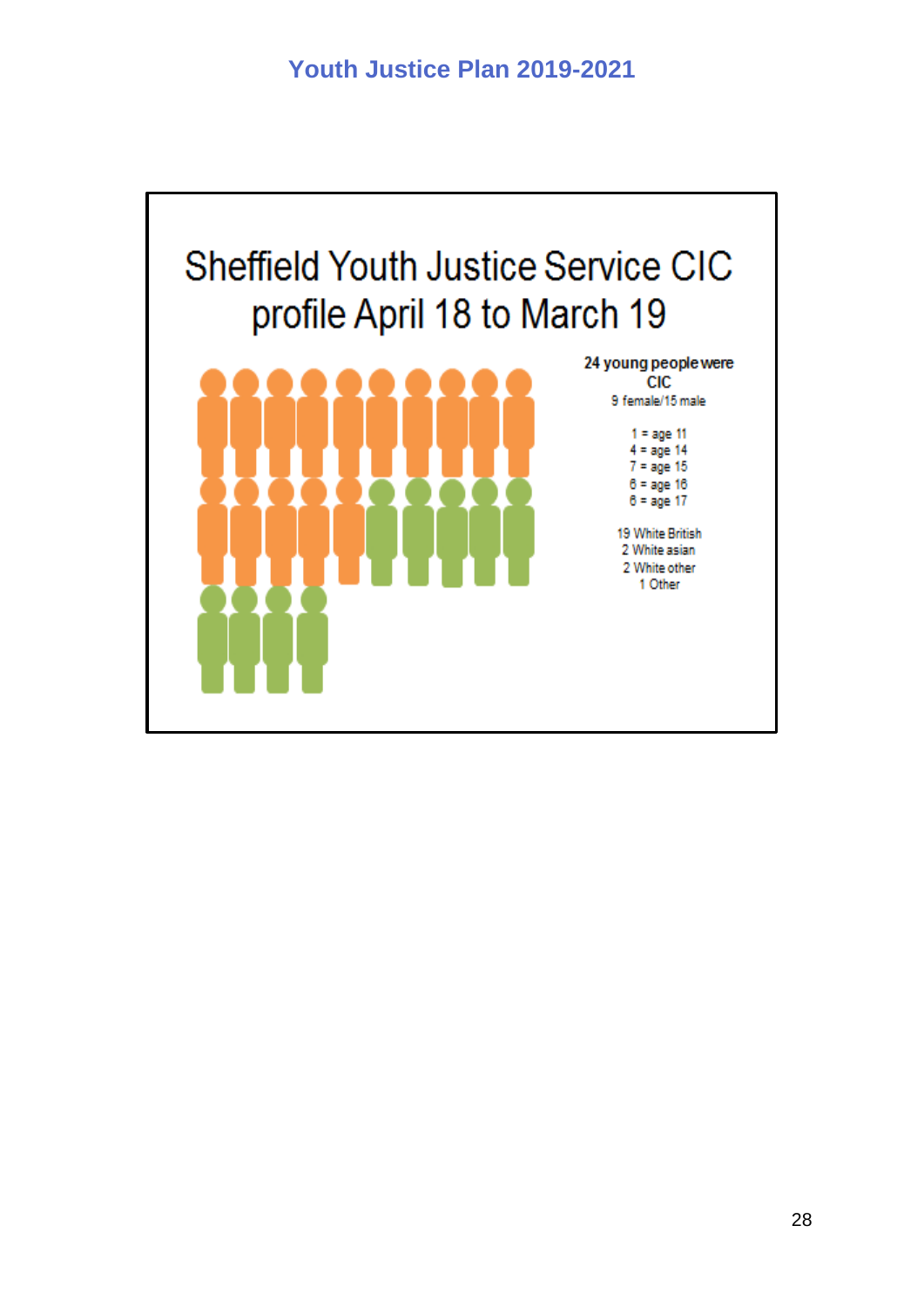# Sheffield Youth Justice Service CIC profile April 18 to March 19

**24 young people were CIC**

9 female/15 male

1 = age 11
4 = age 14
7 = age 15
6 = age 16
6 = age 17

19 White British
2 White asian
2 White other
1 Other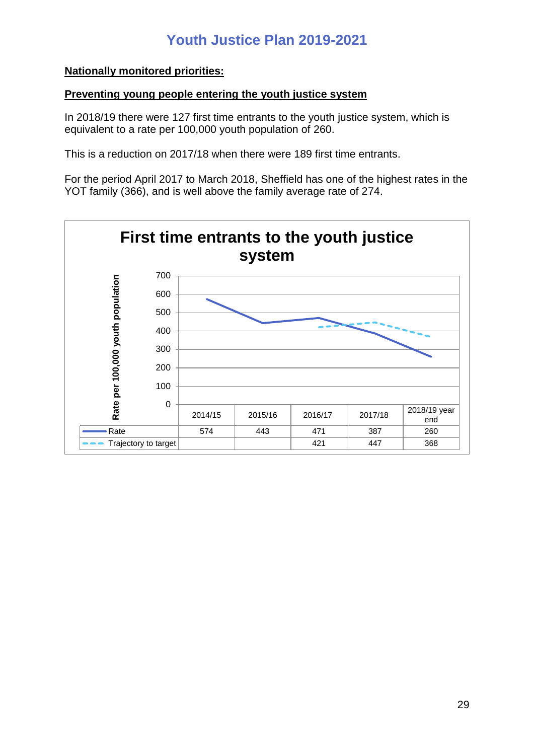## Nationally monitored priorities:

### Preventing young people entering the youth justice system

In 2018/19 there were 127 first time entrants to the youth justice system, which is equivalent to a rate per 100,000 youth population of 260.

This is a reduction on 2017/18 when there were 189 first time entrants.

For the period April 2017 to March 2018, Sheffield has one of the highest rates in the YOT family (366), and is well above the family average rate of 274.

**First time entrants to the youth justice system**

Rate per 100,000 youth population

| | 2014/15 | 2015/16 | 2016/17 | 2017/18 | 2018/19 year end |
|---|---|---|---|---|---|
| Rate | 574 | 443 | 471 | 387 | 260 |
| Trajectory to target | | | 421 | 447 | 368 |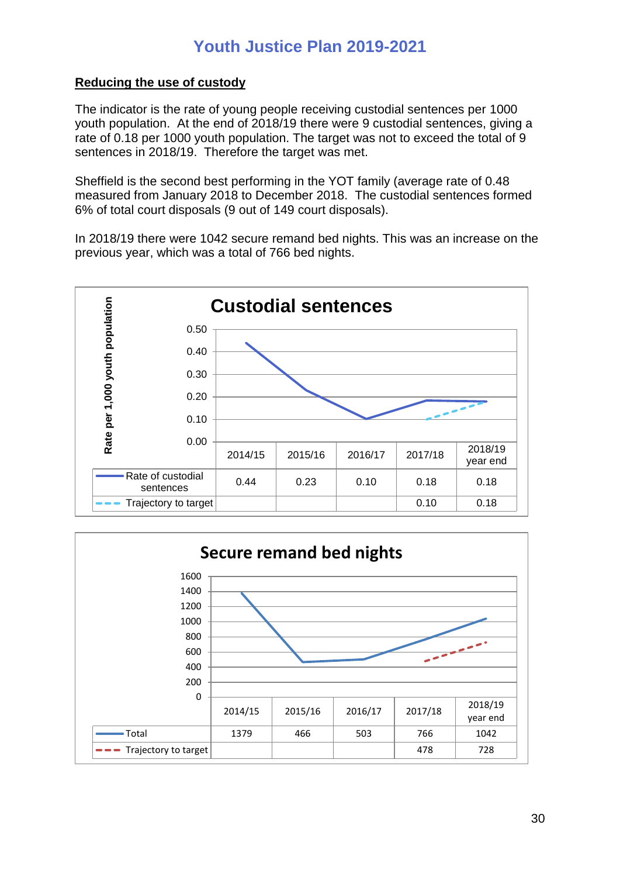## Reducing the use of custody

The indicator is the rate of young people receiving custodial sentences per 1000 youth population. At the end of 2018/19 there were 9 custodial sentences, giving a rate of 0.18 per 1000 youth population. The target was not to exceed the total of 9 sentences in 2018/19. Therefore the target was met.

Sheffield is the second best performing in the YOT family (average rate of 0.48 measured from January 2018 to December 2018. The custodial sentences formed 6% of total court disposals (9 out of 149 court disposals).

In 2018/19 there were 1042 secure remand bed nights. This was an increase on the previous year, which was a total of 766 bed nights.

**Custodial sentences**

Rate per 1,000 youth population

| | 2014/15 | 2015/16 | 2016/17 | 2017/18 | 2018/19 year end |
|---|---|---|---|---|---|
| Rate of custodial sentences | 0.44 | 0.23 | 0.10 | 0.18 | 0.18 |
| Trajectory to target | | | | 0.10 | 0.18 |

**Secure remand bed nights**

| | 2014/15 | 2015/16 | 2016/17 | 2017/18 | 2018/19 year end |
|---|---|---|---|---|---|
| Total | 1379 | 466 | 503 | 766 | 1042 |
| Trajectory to target | | | | 478 | 728 |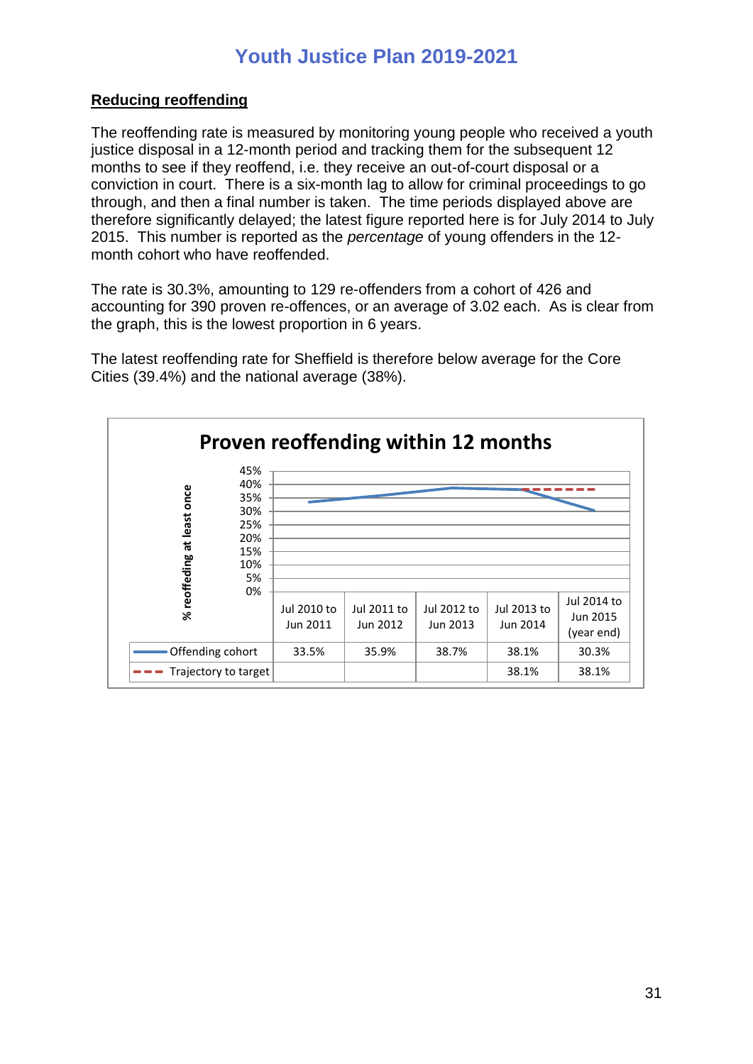## Reducing reoffending

The reoffending rate is measured by monitoring young people who received a youth justice disposal in a 12-month period and tracking them for the subsequent 12 months to see if they reoffend, i.e. they receive an out-of-court disposal or a conviction in court. There is a six-month lag to allow for criminal proceedings to go through, and then a final number is taken. The time periods displayed above are therefore significantly delayed; the latest figure reported here is for July 2014 to July 2015. This number is reported as the *percentage* of young offenders in the 12-month cohort who have reoffended.

The rate is 30.3%, amounting to 129 re-offenders from a cohort of 426 and accounting for 390 proven re-offences, or an average of 3.02 each. As is clear from the graph, this is the lowest proportion in 6 years.

The latest reoffending rate for Sheffield is therefore below average for the Core Cities (39.4%) and the national average (38%).

**Proven reoffending within 12 months**

| | Jul 2010 to Jun 2011 | Jul 2011 to Jun 2012 | Jul 2012 to Jun 2013 | Jul 2013 to Jun 2014 | Jul 2014 to Jun 2015 (year end) |
|---|---|---|---|---|---|
| Offending cohort | 33.5% | 35.9% | 38.7% | 38.1% | 30.3% |
| Trajectory to target | | | | 38.1% | 38.1% |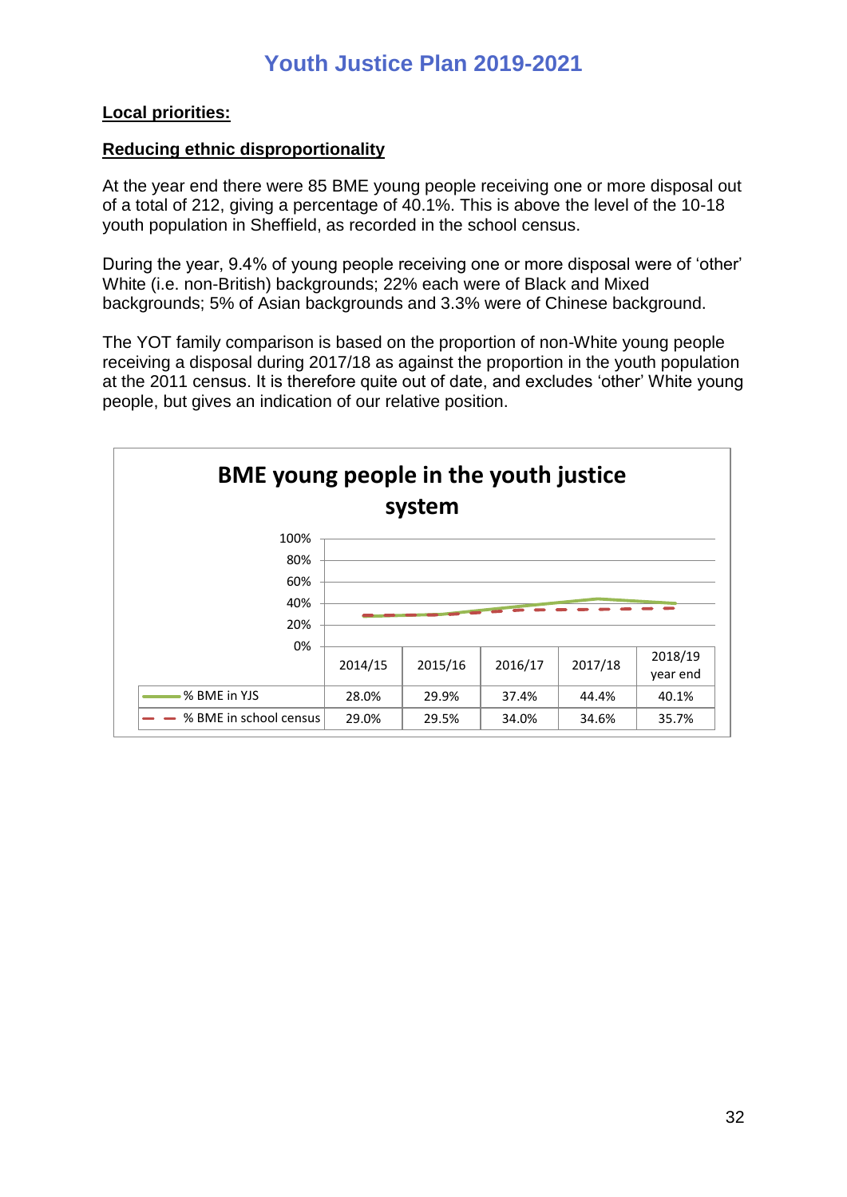**Local priorities:**

**Reducing ethnic disproportionality**

At the year end there were 85 BME young people receiving one or more disposal out of a total of 212, giving a percentage of 40.1%. This is above the level of the 10-18 youth population in Sheffield, as recorded in the school census.

During the year, 9.4% of young people receiving one or more disposal were of 'other' White (i.e. non-British) backgrounds; 22% each were of Black and Mixed backgrounds; 5% of Asian backgrounds and 3.3% were of Chinese background.

The YOT family comparison is based on the proportion of non-White young people receiving a disposal during 2017/18 as against the proportion in the youth population at the 2011 census. It is therefore quite out of date, and excludes 'other' White young people, but gives an indication of our relative position.

**BME young people in the youth justice system**

| | 2014/15 | 2015/16 | 2016/17 | 2017/18 | 2018/19 year end |
|---|---|---|---|---|---|
| % BME in YJS | 28.0% | 29.9% | 37.4% | 44.4% | 40.1% |
| % BME in school census | 29.0% | 29.5% | 34.0% | 34.6% | 35.7% |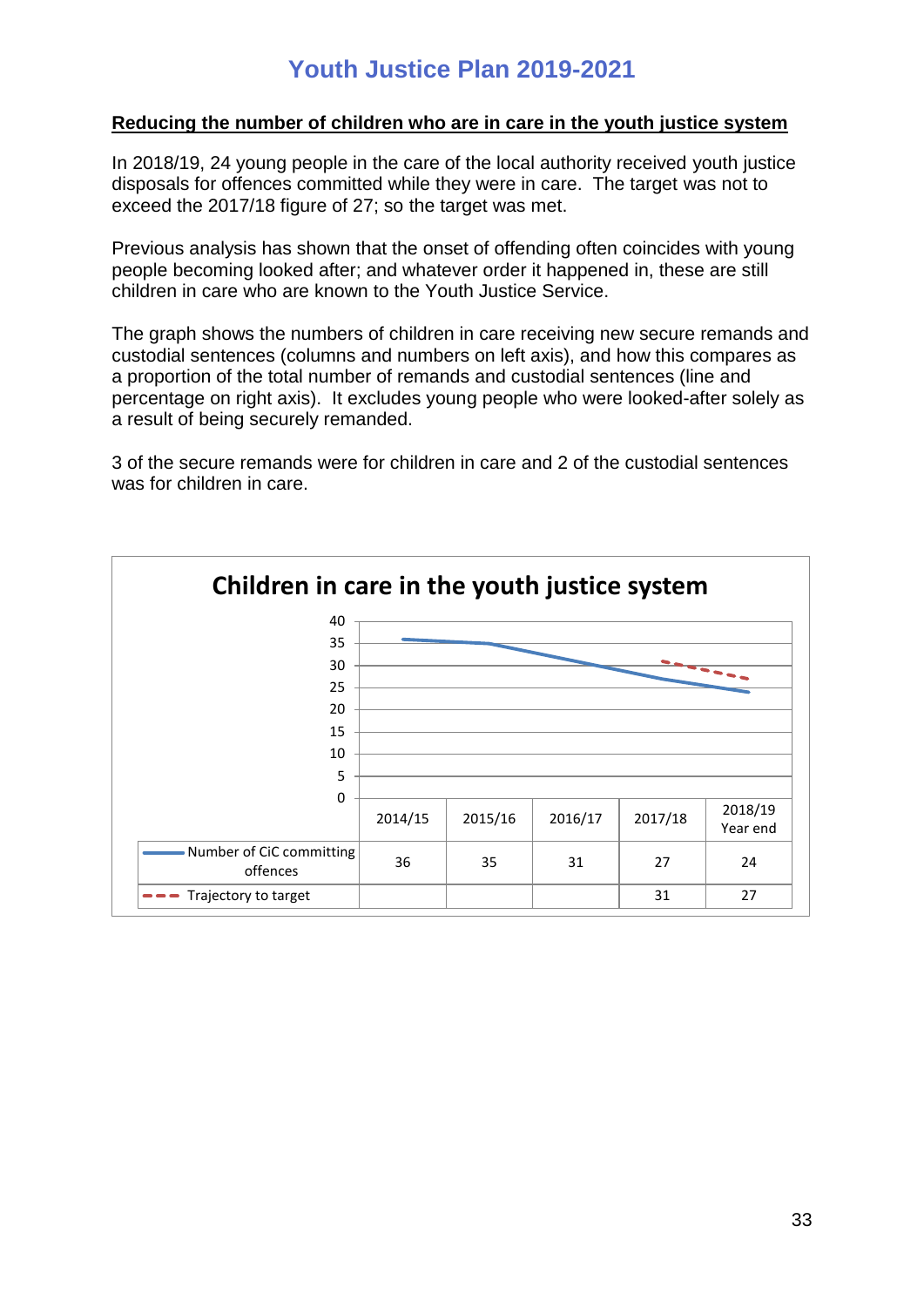## Reducing the number of children who are in care in the youth justice system

In 2018/19, 24 young people in the care of the local authority received youth justice disposals for offences committed while they were in care. The target was not to exceed the 2017/18 figure of 27; so the target was met.

Previous analysis has shown that the onset of offending often coincides with young people becoming looked after; and whatever order it happened in, these are still children in care who are known to the Youth Justice Service.

The graph shows the numbers of children in care receiving new secure remands and custodial sentences (columns and numbers on left axis), and how this compares as a proportion of the total number of remands and custodial sentences (line and percentage on right axis). It excludes young people who were looked-after solely as a result of being securely remanded.

3 of the secure remands were for children in care and 2 of the custodial sentences was for children in care.

**Children in care in the youth justice system**

| | 2014/15 | 2015/16 | 2016/17 | 2017/18 | 2018/19 Year end |
|---|---|---|---|---|---|
| Number of CiC committing offences | 36 | 35 | 31 | 27 | 24 |
| Trajectory to target | | | | 31 | 27 |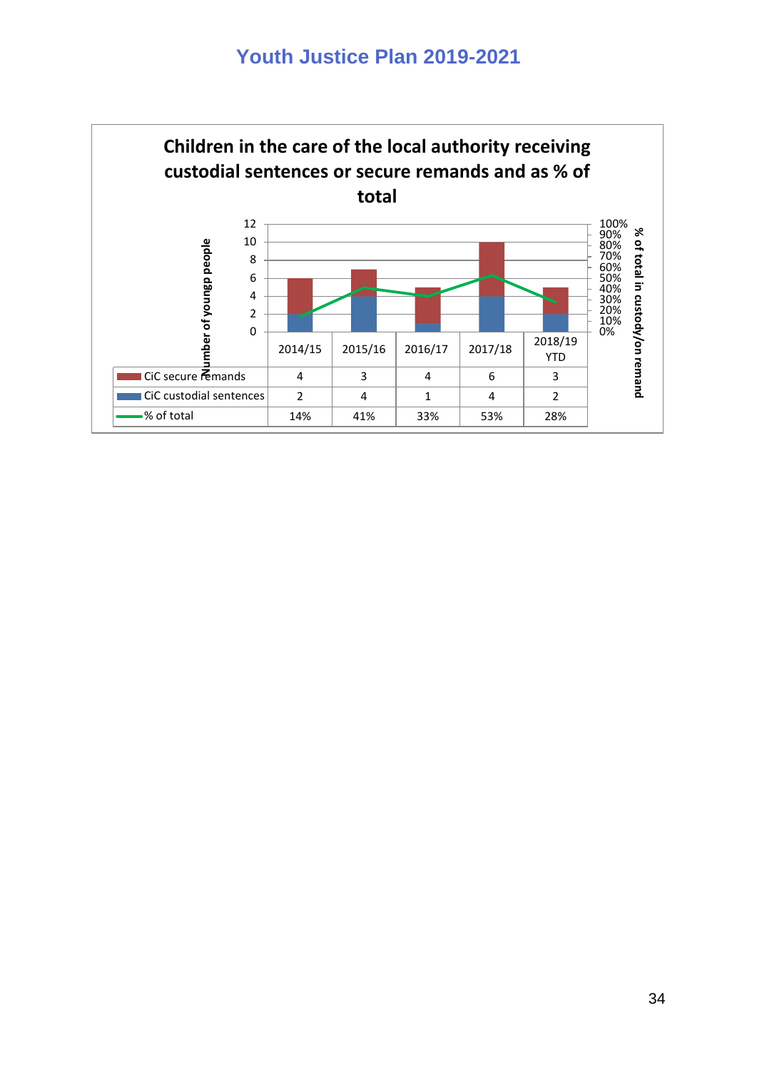**Children in the care of the local authority receiving custodial sentences or secure remands and as % of total**

| | 2014/15 | 2015/16 | 2016/17 | 2017/18 | 2018/19 YTD |
|---|---|---|---|---|---|
| CiC secure remands | 4 | 3 | 4 | 6 | 3 |
| CiC custodial sentences | 2 | 4 | 1 | 4 | 2 |
| % of total | 14% | 41% | 33% | 53% | 28% |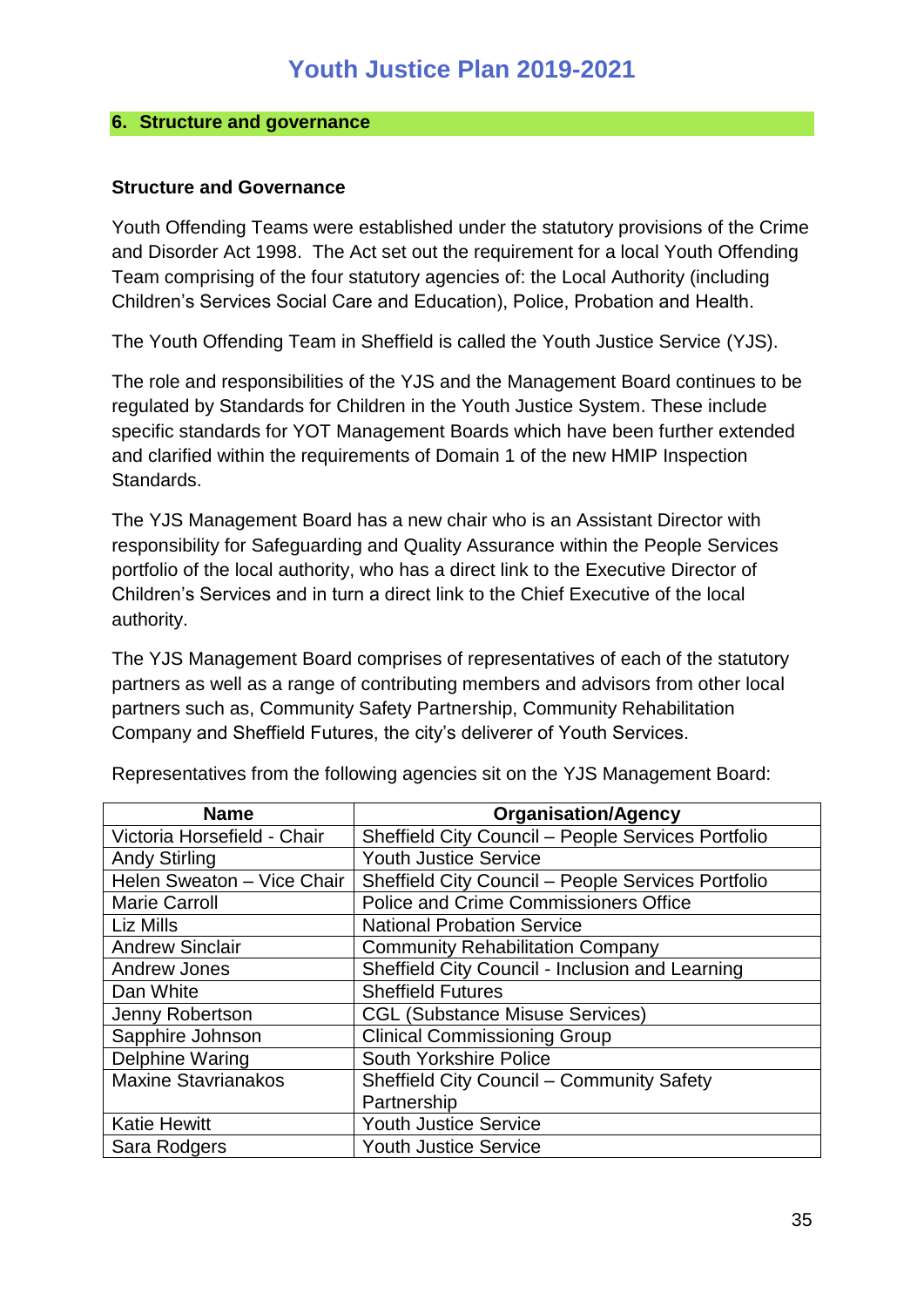## 6. Structure and governance

### Structure and Governance

Youth Offending Teams were established under the statutory provisions of the Crime and Disorder Act 1998. The Act set out the requirement for a local Youth Offending Team comprising of the four statutory agencies of: the Local Authority (including Children's Services Social Care and Education), Police, Probation and Health.

The Youth Offending Team in Sheffield is called the Youth Justice Service (YJS).

The role and responsibilities of the YJS and the Management Board continues to be regulated by Standards for Children in the Youth Justice System. These include specific standards for YOT Management Boards which have been further extended and clarified within the requirements of Domain 1 of the new HMIP Inspection Standards.

The YJS Management Board has a new chair who is an Assistant Director with responsibility for Safeguarding and Quality Assurance within the People Services portfolio of the local authority, who has a direct link to the Executive Director of Children's Services and in turn a direct link to the Chief Executive of the local authority.

The YJS Management Board comprises of representatives of each of the statutory partners as well as a range of contributing members and advisors from other local partners such as, Community Safety Partnership, Community Rehabilitation Company and Sheffield Futures, the city's deliverer of Youth Services.

Representatives from the following agencies sit on the YJS Management Board:

| Name | Organisation/Agency |
|---|---|
| Victoria Horsefield - Chair | Sheffield City Council – People Services Portfolio |
| Andy Stirling | Youth Justice Service |
| Helen Sweaton – Vice Chair | Sheffield City Council – People Services Portfolio |
| Marie Carroll | Police and Crime Commissioners Office |
| Liz Mills | National Probation Service |
| Andrew Sinclair | Community Rehabilitation Company |
| Andrew Jones | Sheffield City Council - Inclusion and Learning |
| Dan White | Sheffield Futures |
| Jenny Robertson | CGL (Substance Misuse Services) |
| Sapphire Johnson | Clinical Commissioning Group |
| Delphine Waring | South Yorkshire Police |
| Maxine Stavrianakos | Sheffield City Council – Community Safety Partnership |
| Katie Hewitt | Youth Justice Service |
| Sara Rodgers | Youth Justice Service |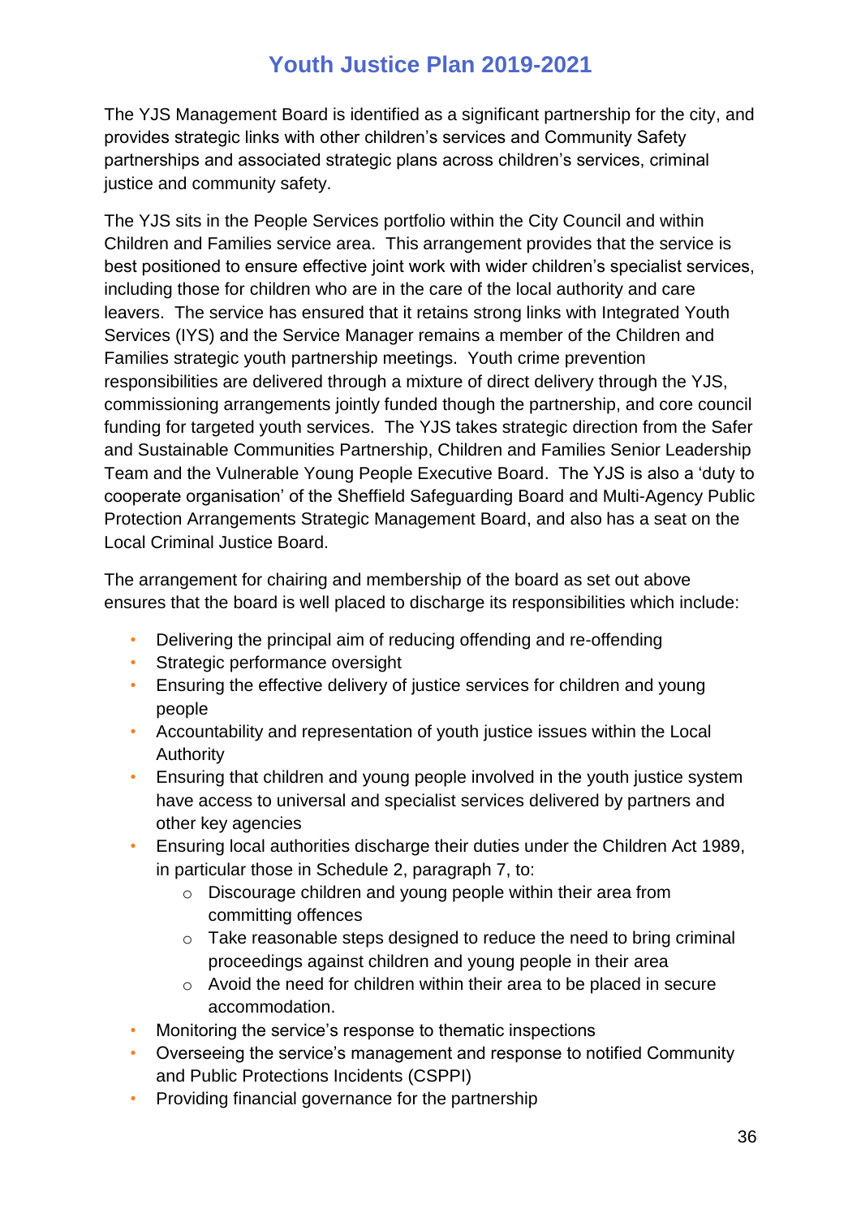The YJS Management Board is identified as a significant partnership for the city, and provides strategic links with other children's services and Community Safety partnerships and associated strategic plans across children's services, criminal justice and community safety.

The YJS sits in the People Services portfolio within the City Council and within Children and Families service area. This arrangement provides that the service is best positioned to ensure effective joint work with wider children's specialist services, including those for children who are in the care of the local authority and care leavers. The service has ensured that it retains strong links with Integrated Youth Services (IYS) and the Service Manager remains a member of the Children and Families strategic youth partnership meetings. Youth crime prevention responsibilities are delivered through a mixture of direct delivery through the YJS, commissioning arrangements jointly funded though the partnership, and core council funding for targeted youth services. The YJS takes strategic direction from the Safer and Sustainable Communities Partnership, Children and Families Senior Leadership Team and the Vulnerable Young People Executive Board. The YJS is also a 'duty to cooperate organisation' of the Sheffield Safeguarding Board and Multi-Agency Public Protection Arrangements Strategic Management Board, and also has a seat on the Local Criminal Justice Board.

The arrangement for chairing and membership of the board as set out above ensures that the board is well placed to discharge its responsibilities which include:

- Delivering the principal aim of reducing offending and re-offending
- Strategic performance oversight
- Ensuring the effective delivery of justice services for children and young people
- Accountability and representation of youth justice issues within the Local Authority
- Ensuring that children and young people involved in the youth justice system have access to universal and specialist services delivered by partners and other key agencies
- Ensuring local authorities discharge their duties under the Children Act 1989, in particular those in Schedule 2, paragraph 7, to:
  - Discourage children and young people within their area from committing offences
  - Take reasonable steps designed to reduce the need to bring criminal proceedings against children and young people in their area
  - Avoid the need for children within their area to be placed in secure accommodation.
- Monitoring the service's response to thematic inspections
- Overseeing the service's management and response to notified Community and Public Protections Incidents (CSPPI)
- Providing financial governance for the partnership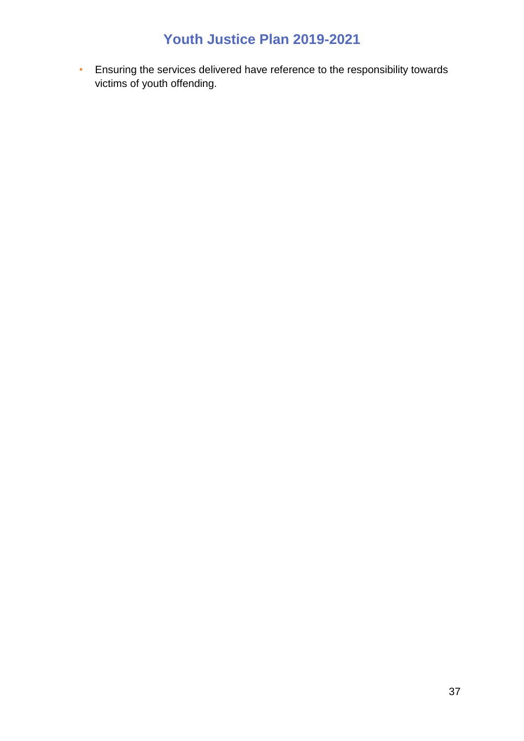- Ensuring the services delivered have reference to the responsibility towards victims of youth offending.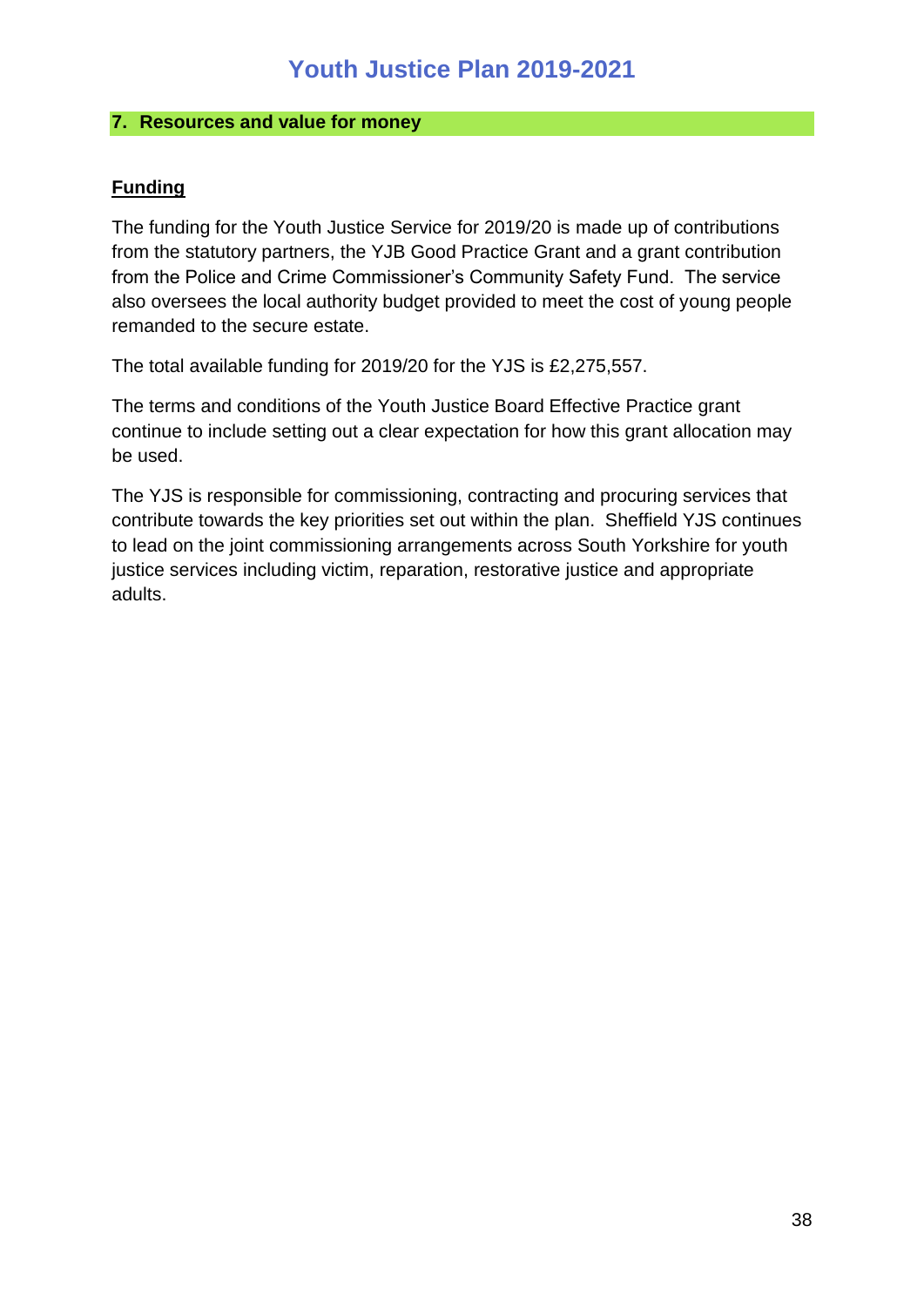## 7. Resources and value for money

### Funding

The funding for the Youth Justice Service for 2019/20 is made up of contributions from the statutory partners, the YJB Good Practice Grant and a grant contribution from the Police and Crime Commissioner's Community Safety Fund. The service also oversees the local authority budget provided to meet the cost of young people remanded to the secure estate.

The total available funding for 2019/20 for the YJS is £2,275,557.

The terms and conditions of the Youth Justice Board Effective Practice grant continue to include setting out a clear expectation for how this grant allocation may be used.

The YJS is responsible for commissioning, contracting and procuring services that contribute towards the key priorities set out within the plan. Sheffield YJS continues to lead on the joint commissioning arrangements across South Yorkshire for youth justice services including victim, reparation, restorative justice and appropriate adults.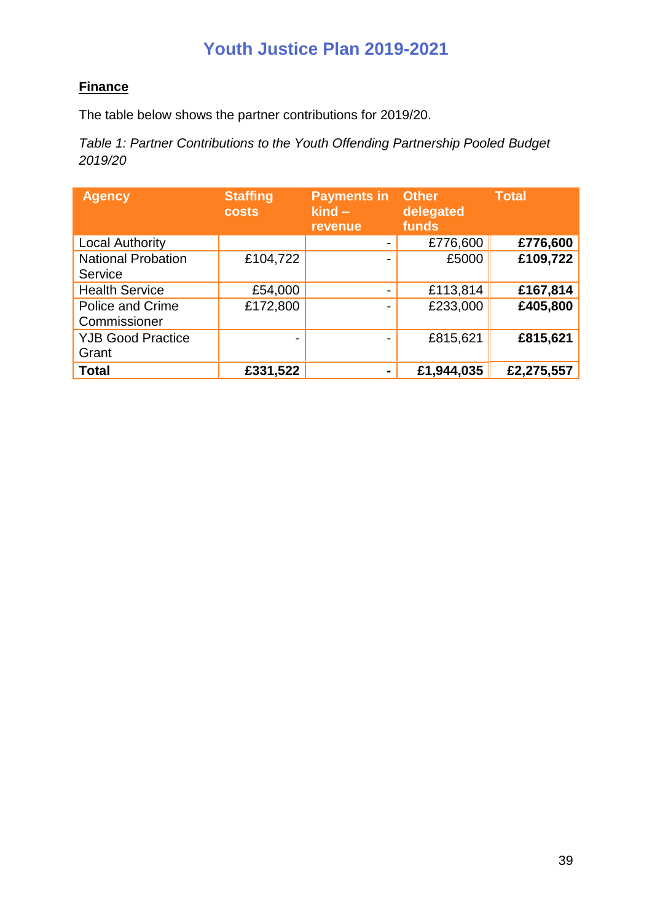# Youth Justice Plan 2019-2021

**Finance**

The table below shows the partner contributions for 2019/20.

*Table 1: Partner Contributions to the Youth Offending Partnership Pooled Budget 2019/20*

| Agency | Staffing costs | Payments in kind – revenue | Other delegated funds | Total |
|---|---|---|---|---|
| Local Authority | | - | £776,600 | **£776,600** |
| National Probation Service | £104,722 | - | £5000 | **£109,722** |
| Health Service | £54,000 | - | £113,814 | **£167,814** |
| Police and Crime Commissioner | £172,800 | - | £233,000 | **£405,800** |
| YJB Good Practice Grant | - | - | £815,621 | **£815,621** |
| **Total** | **£331,522** | **-** | **£1,944,035** | **£2,275,557** |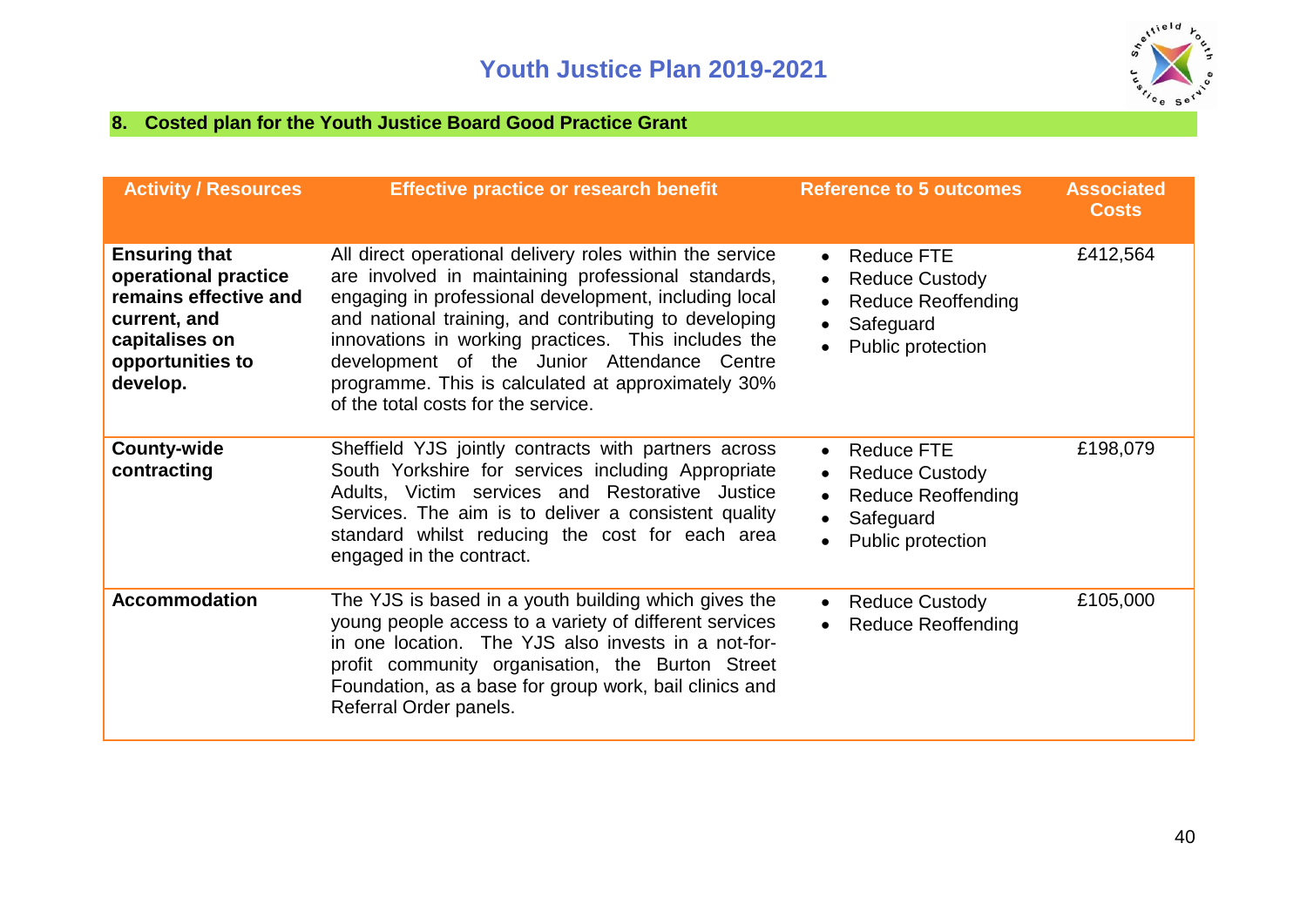## 8. Costed plan for the Youth Justice Board Good Practice Grant

| Activity / Resources | Effective practice or research benefit | Reference to 5 outcomes | Associated Costs |
|---|---|---|---|
| **Ensuring that operational practice remains effective and current, and capitalises on opportunities to develop.** | All direct operational delivery roles within the service are involved in maintaining professional standards, engaging in professional development, including local and national training, and contributing to developing innovations in working practices. This includes the development of the Junior Attendance Centre programme. This is calculated at approximately 30% of the total costs for the service. | • Reduce FTE<br>• Reduce Custody<br>• Reduce Reoffending<br>• Safeguard<br>• Public protection | £412,564 |
| **County-wide contracting** | Sheffield YJS jointly contracts with partners across South Yorkshire for services including Appropriate Adults, Victim services and Restorative Justice Services. The aim is to deliver a consistent quality standard whilst reducing the cost for each area engaged in the contract. | • Reduce FTE<br>• Reduce Custody<br>• Reduce Reoffending<br>• Safeguard<br>• Public protection | £198,079 |
| **Accommodation** | The YJS is based in a youth building which gives the young people access to a variety of different services in one location. The YJS also invests in a not-for-profit community organisation, the Burton Street Foundation, as a base for group work, bail clinics and Referral Order panels. | • Reduce Custody<br>• Reduce Reoffending | £105,000 |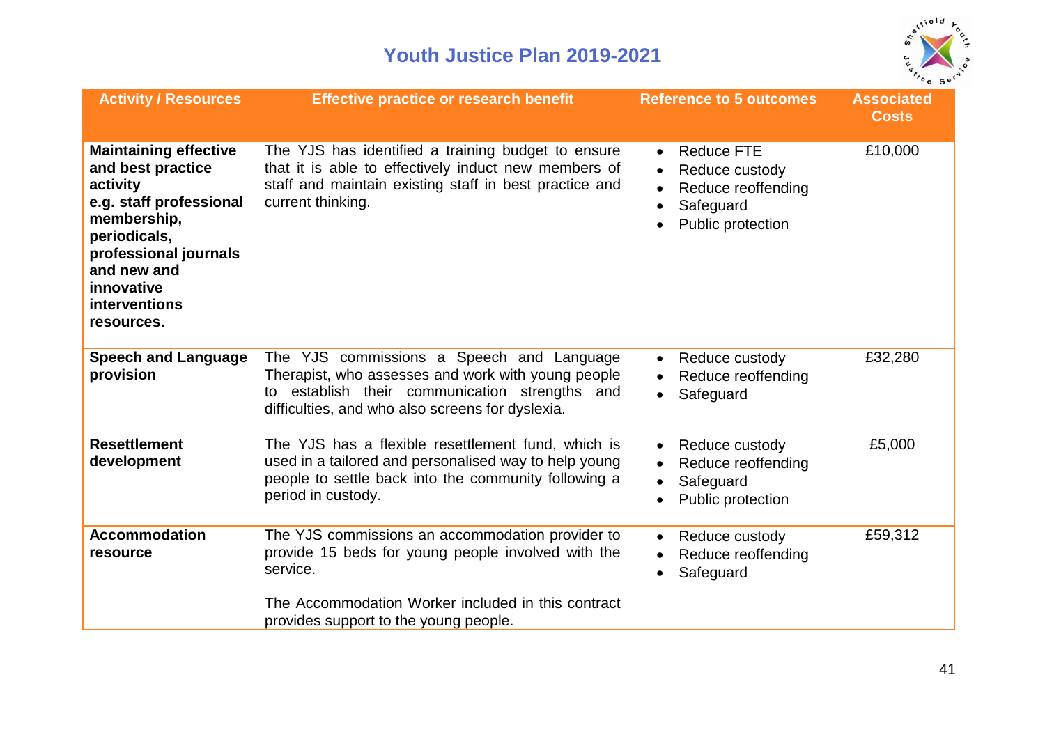# Youth Justice Plan 2019-2021

| Activity / Resources | Effective practice or research benefit | Reference to 5 outcomes | Associated Costs |
|---|---|---|---|
| **Maintaining effective and best practice activity e.g. staff professional membership, periodicals, professional journals and new and innovative interventions resources.** | The YJS has identified a training budget to ensure that it is able to effectively induct new members of staff and maintain existing staff in best practice and current thinking. | • Reduce FTE<br>• Reduce custody<br>• Reduce reoffending<br>• Safeguard<br>• Public protection | £10,000 |
| **Speech and Language provision** | The YJS commissions a Speech and Language Therapist, who assesses and work with young people to establish their communication strengths and difficulties, and who also screens for dyslexia. | • Reduce custody<br>• Reduce reoffending<br>• Safeguard | £32,280 |
| **Resettlement development** | The YJS has a flexible resettlement fund, which is used in a tailored and personalised way to help young people to settle back into the community following a period in custody. | • Reduce custody<br>• Reduce reoffending<br>• Safeguard<br>• Public protection | £5,000 |
| **Accommodation resource** | The YJS commissions an accommodation provider to provide 15 beds for young people involved with the service.<br><br>The Accommodation Worker included in this contract provides support to the young people. | • Reduce custody<br>• Reduce reoffending<br>• Safeguard | £59,312 |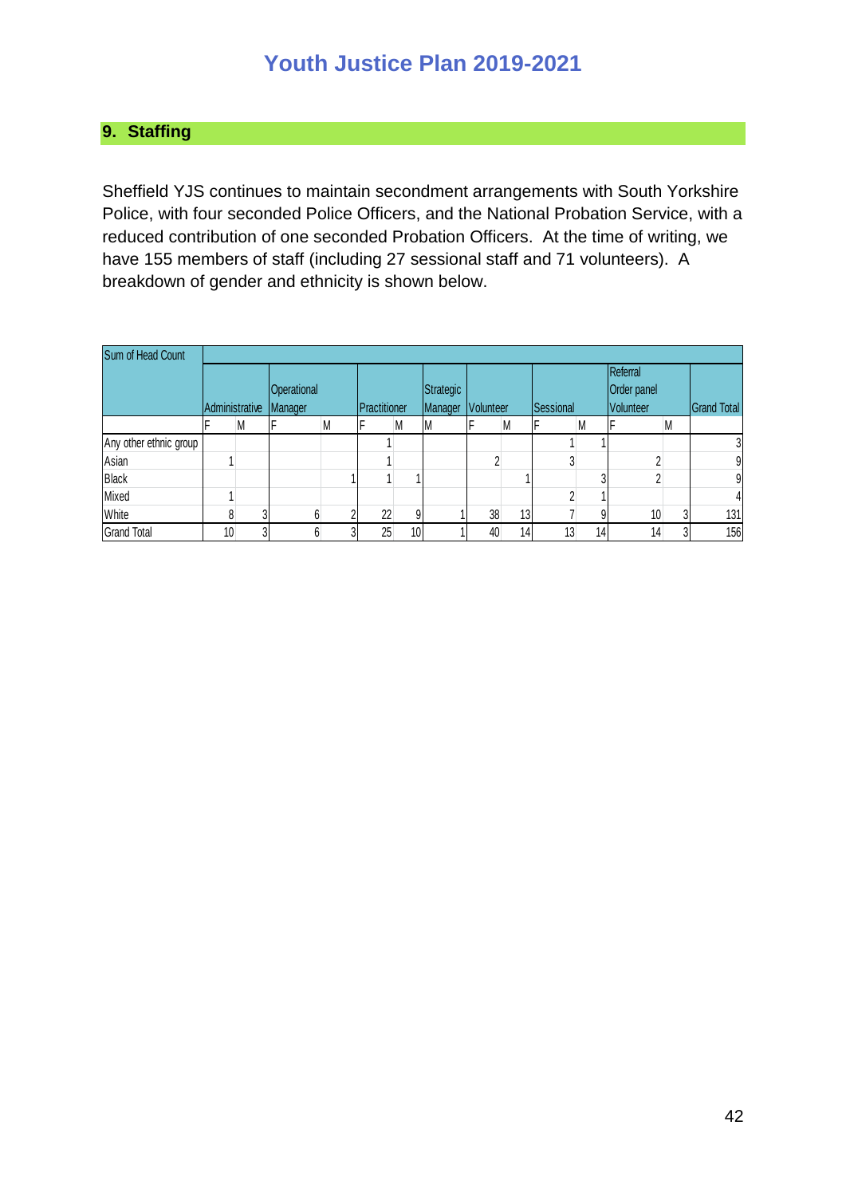## 9. Staffing

Sheffield YJS continues to maintain secondment arrangements with South Yorkshire Police, with four seconded Police Officers, and the National Probation Service, with a reduced contribution of one seconded Probation Officers. At the time of writing, we have 155 members of staff (including 27 sessional staff and 71 volunteers). A breakdown of gender and ethnicity is shown below.

| Sum of Head Count | Administrative | | Operational Manager | | Practitioner | | Strategic Manager | Volunteer | | Sessional | | Referral Order panel Volunteer | | Grand Total |
|---|---|---|---|---|---|---|---|---|---|---|---|---|---|---|
| | F | M | F | M | F | M | M | F | M | F | M | F | M | |
| Any other ethnic group | | | | | 1 | | | | | 1 | 1 | | | 3 |
| Asian | 1 | | | | 1 | | | 2 | | 3 | | 2 | | 9 |
| Black | | | | 1 | 1 | 1 | | | 1 | | 3 | 2 | | 9 |
| Mixed | 1 | | | | | | | | | 2 | 1 | | | 4 |
| White | 8 | 3 | 6 | 2 | 22 | 9 | 1 | 38 | 13 | 7 | 9 | 10 | 3 | 131 |
| Grand Total | 10 | 3 | 6 | 3 | 25 | 10 | 1 | 40 | 14 | 13 | 14 | 14 | 3 | 156 |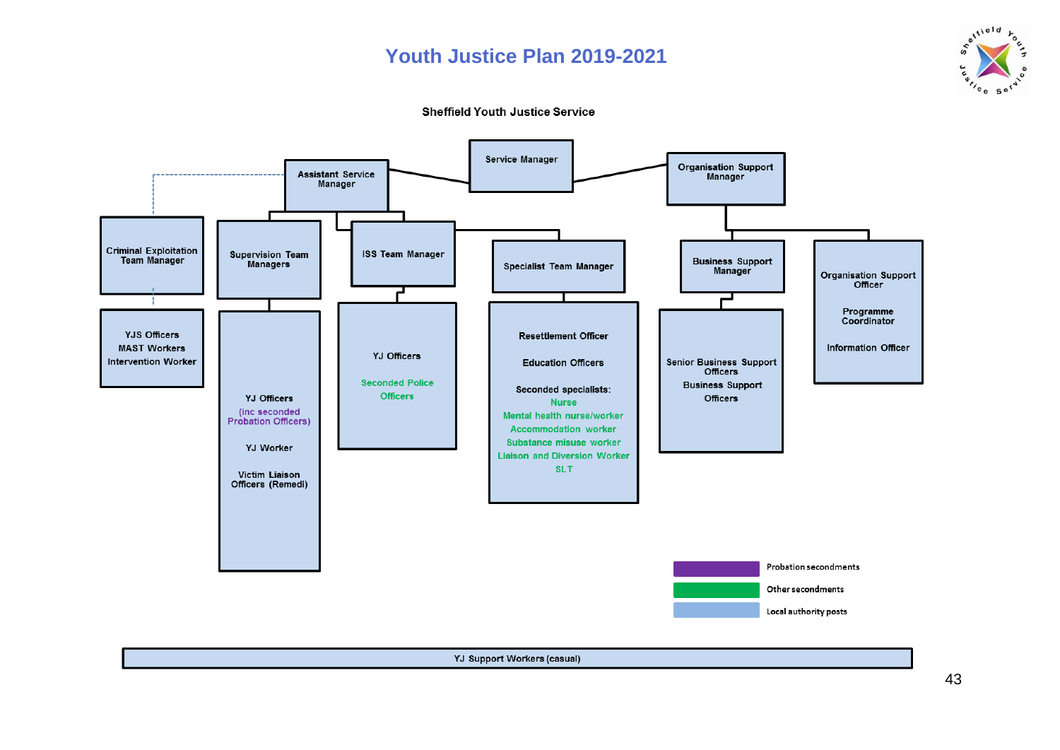# Youth Justice Plan 2019-2021

## Sheffield Youth Justice Service

- **Service Manager**
  - **Assistant Service Manager**
    - **Criminal Exploitation Team Manager** (dashed line)
      - YJS Officers
      - MAST Workers
      - Intervention Worker
    - **Supervision Team Managers**
      - YJ Officers
      - (inc seconded Probation Officers)
      - YJ Worker
      - Victim Liaison Officers (Remedi)
    - **ISS Team Manager**
      - YJ Officers
      - Seconded Police Officers
    - **Specialist Team Manager**
      - Resettlement Officer
      - Education Officers
      - Seconded specialists:
        - Nurse
        - Mental health nurse/worker
        - Accommodation worker
        - Substance misuse worker
        - Liaison and Diversion Worker
        - SLT
  - **Organisation Support Manager**
    - **Business Support Manager**
      - Senior Business Support Officers
      - Business Support Officers
    - **Organisation Support Officer**
      - Programme Coordinator
      - Information Officer

YJ Support Workers (casual)

Key:

- Probation secondments (purple)
- Other secondments (green)
- Local authority posts (blue)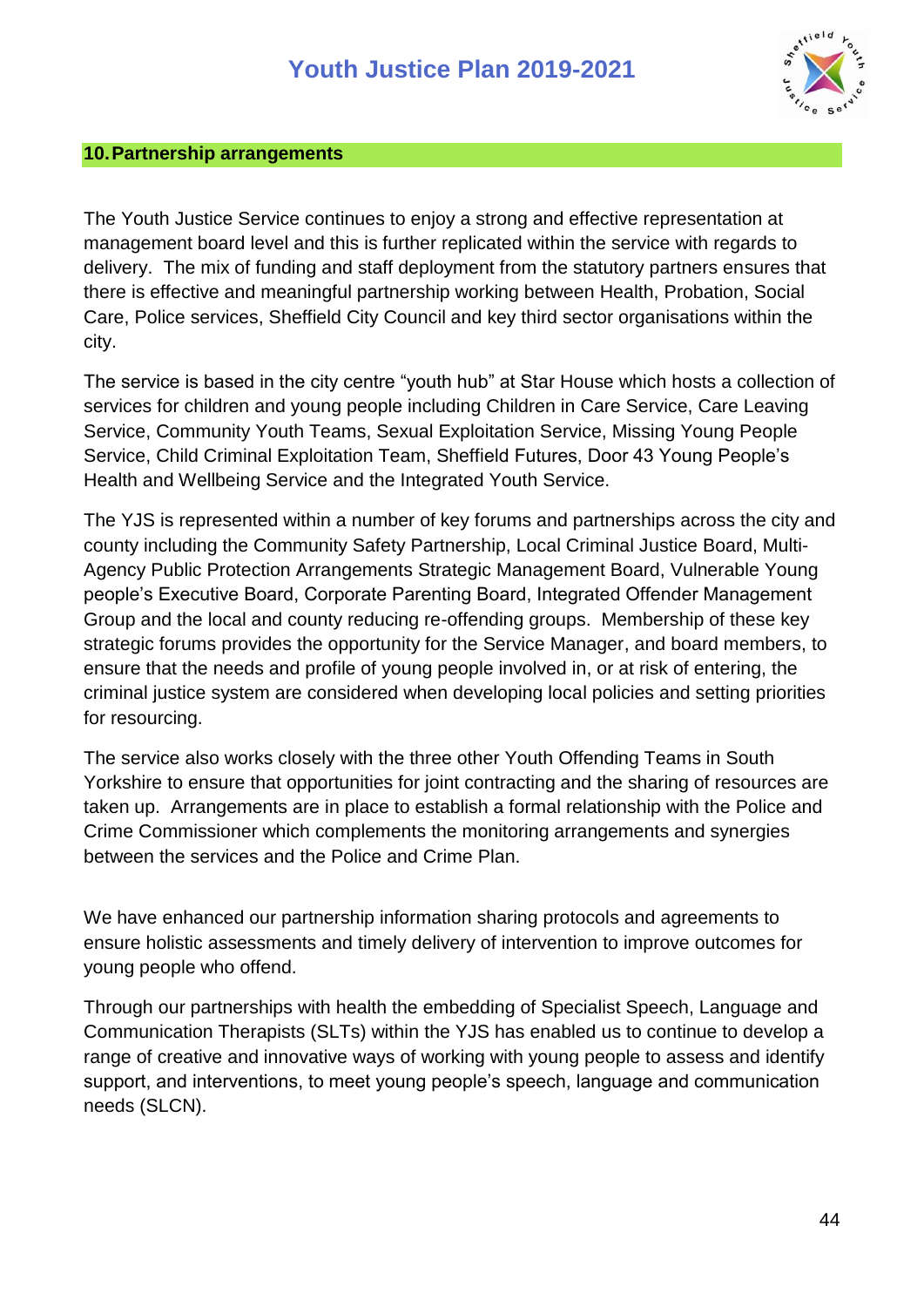## 10. Partnership arrangements

The Youth Justice Service continues to enjoy a strong and effective representation at management board level and this is further replicated within the service with regards to delivery. The mix of funding and staff deployment from the statutory partners ensures that there is effective and meaningful partnership working between Health, Probation, Social Care, Police services, Sheffield City Council and key third sector organisations within the city.

The service is based in the city centre "youth hub" at Star House which hosts a collection of services for children and young people including Children in Care Service, Care Leaving Service, Community Youth Teams, Sexual Exploitation Service, Missing Young People Service, Child Criminal Exploitation Team, Sheffield Futures, Door 43 Young People's Health and Wellbeing Service and the Integrated Youth Service.

The YJS is represented within a number of key forums and partnerships across the city and county including the Community Safety Partnership, Local Criminal Justice Board, Multi-Agency Public Protection Arrangements Strategic Management Board, Vulnerable Young people's Executive Board, Corporate Parenting Board, Integrated Offender Management Group and the local and county reducing re-offending groups. Membership of these key strategic forums provides the opportunity for the Service Manager, and board members, to ensure that the needs and profile of young people involved in, or at risk of entering, the criminal justice system are considered when developing local policies and setting priorities for resourcing.

The service also works closely with the three other Youth Offending Teams in South Yorkshire to ensure that opportunities for joint contracting and the sharing of resources are taken up. Arrangements are in place to establish a formal relationship with the Police and Crime Commissioner which complements the monitoring arrangements and synergies between the services and the Police and Crime Plan.

We have enhanced our partnership information sharing protocols and agreements to ensure holistic assessments and timely delivery of intervention to improve outcomes for young people who offend.

Through our partnerships with health the embedding of Specialist Speech, Language and Communication Therapists (SLTs) within the YJS has enabled us to continue to develop a range of creative and innovative ways of working with young people to assess and identify support, and interventions, to meet young people's speech, language and communication needs (SLCN).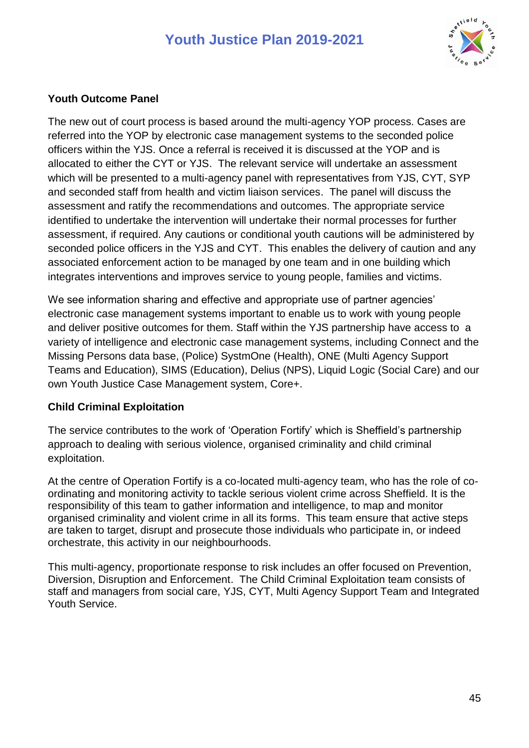### Youth Outcome Panel

The new out of court process is based around the multi-agency YOP process. Cases are referred into the YOP by electronic case management systems to the seconded police officers within the YJS. Once a referral is received it is discussed at the YOP and is allocated to either the CYT or YJS. The relevant service will undertake an assessment which will be presented to a multi-agency panel with representatives from YJS, CYT, SYP and seconded staff from health and victim liaison services. The panel will discuss the assessment and ratify the recommendations and outcomes. The appropriate service identified to undertake the intervention will undertake their normal processes for further assessment, if required. Any cautions or conditional youth cautions will be administered by seconded police officers in the YJS and CYT. This enables the delivery of caution and any associated enforcement action to be managed by one team and in one building which integrates interventions and improves service to young people, families and victims.

We see information sharing and effective and appropriate use of partner agencies' electronic case management systems important to enable us to work with young people and deliver positive outcomes for them. Staff within the YJS partnership have access to a variety of intelligence and electronic case management systems, including Connect and the Missing Persons data base, (Police) SystmOne (Health), ONE (Multi Agency Support Teams and Education), SIMS (Education), Delius (NPS), Liquid Logic (Social Care) and our own Youth Justice Case Management system, Core+.

### Child Criminal Exploitation

The service contributes to the work of 'Operation Fortify' which is Sheffield's partnership approach to dealing with serious violence, organised criminality and child criminal exploitation.

At the centre of Operation Fortify is a co-located multi-agency team, who has the role of co-ordinating and monitoring activity to tackle serious violent crime across Sheffield. It is the responsibility of this team to gather information and intelligence, to map and monitor organised criminality and violent crime in all its forms. This team ensure that active steps are taken to target, disrupt and prosecute those individuals who participate in, or indeed orchestrate, this activity in our neighbourhoods.

This multi-agency, proportionate response to risk includes an offer focused on Prevention, Diversion, Disruption and Enforcement. The Child Criminal Exploitation team consists of staff and managers from social care, YJS, CYT, Multi Agency Support Team and Integrated Youth Service.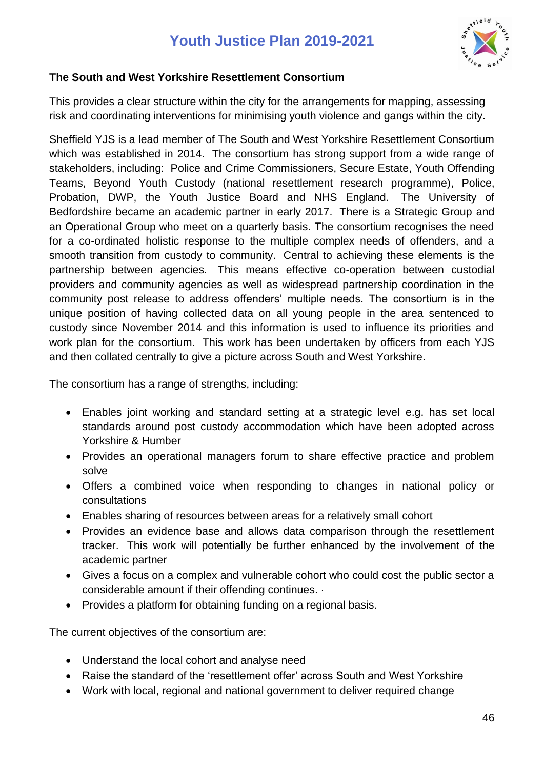### The South and West Yorkshire Resettlement Consortium

This provides a clear structure within the city for the arrangements for mapping, assessing risk and coordinating interventions for minimising youth violence and gangs within the city.

Sheffield YJS is a lead member of The South and West Yorkshire Resettlement Consortium which was established in 2014. The consortium has strong support from a wide range of stakeholders, including: Police and Crime Commissioners, Secure Estate, Youth Offending Teams, Beyond Youth Custody (national resettlement research programme), Police, Probation, DWP, the Youth Justice Board and NHS England. The University of Bedfordshire became an academic partner in early 2017. There is a Strategic Group and an Operational Group who meet on a quarterly basis. The consortium recognises the need for a co-ordinated holistic response to the multiple complex needs of offenders, and a smooth transition from custody to community. Central to achieving these elements is the partnership between agencies. This means effective co-operation between custodial providers and community agencies as well as widespread partnership coordination in the community post release to address offenders' multiple needs. The consortium is in the unique position of having collected data on all young people in the area sentenced to custody since November 2014 and this information is used to influence its priorities and work plan for the consortium. This work has been undertaken by officers from each YJS and then collated centrally to give a picture across South and West Yorkshire.

The consortium has a range of strengths, including:

- Enables joint working and standard setting at a strategic level e.g. has set local standards around post custody accommodation which have been adopted across Yorkshire & Humber
- Provides an operational managers forum to share effective practice and problem solve
- Offers a combined voice when responding to changes in national policy or consultations
- Enables sharing of resources between areas for a relatively small cohort
- Provides an evidence base and allows data comparison through the resettlement tracker. This work will potentially be further enhanced by the involvement of the academic partner
- Gives a focus on a complex and vulnerable cohort who could cost the public sector a considerable amount if their offending continues. ·
- Provides a platform for obtaining funding on a regional basis.

The current objectives of the consortium are:

- Understand the local cohort and analyse need
- Raise the standard of the 'resettlement offer' across South and West Yorkshire
- Work with local, regional and national government to deliver required change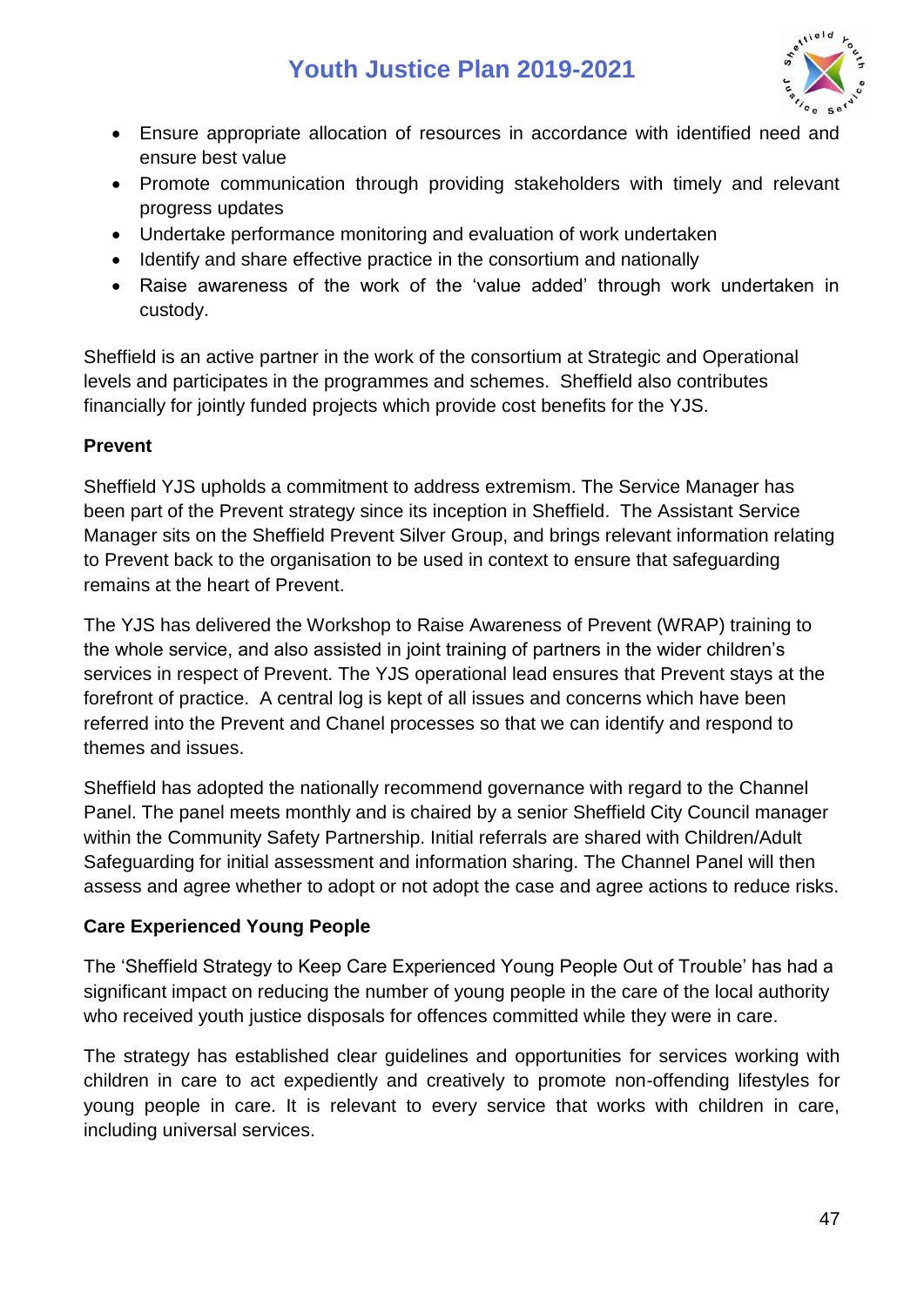- Ensure appropriate allocation of resources in accordance with identified need and ensure best value
- Promote communication through providing stakeholders with timely and relevant progress updates
- Undertake performance monitoring and evaluation of work undertaken
- Identify and share effective practice in the consortium and nationally
- Raise awareness of the work of the 'value added' through work undertaken in custody.

Sheffield is an active partner in the work of the consortium at Strategic and Operational levels and participates in the programmes and schemes. Sheffield also contributes financially for jointly funded projects which provide cost benefits for the YJS.

**Prevent**

Sheffield YJS upholds a commitment to address extremism. The Service Manager has been part of the Prevent strategy since its inception in Sheffield. The Assistant Service Manager sits on the Sheffield Prevent Silver Group, and brings relevant information relating to Prevent back to the organisation to be used in context to ensure that safeguarding remains at the heart of Prevent.

The YJS has delivered the Workshop to Raise Awareness of Prevent (WRAP) training to the whole service, and also assisted in joint training of partners in the wider children's services in respect of Prevent. The YJS operational lead ensures that Prevent stays at the forefront of practice. A central log is kept of all issues and concerns which have been referred into the Prevent and Chanel processes so that we can identify and respond to themes and issues.

Sheffield has adopted the nationally recommend governance with regard to the Channel Panel. The panel meets monthly and is chaired by a senior Sheffield City Council manager within the Community Safety Partnership. Initial referrals are shared with Children/Adult Safeguarding for initial assessment and information sharing. The Channel Panel will then assess and agree whether to adopt or not adopt the case and agree actions to reduce risks.

**Care Experienced Young People**

The 'Sheffield Strategy to Keep Care Experienced Young People Out of Trouble' has had a significant impact on reducing the number of young people in the care of the local authority who received youth justice disposals for offences committed while they were in care.

The strategy has established clear guidelines and opportunities for services working with children in care to act expediently and creatively to promote non-offending lifestyles for young people in care. It is relevant to every service that works with children in care, including universal services.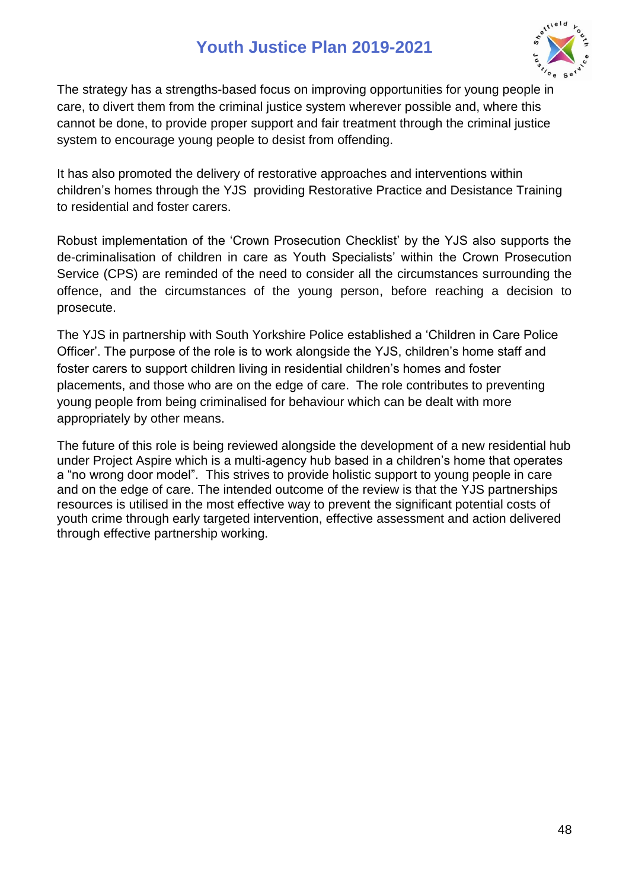The strategy has a strengths-based focus on improving opportunities for young people in care, to divert them from the criminal justice system wherever possible and, where this cannot be done, to provide proper support and fair treatment through the criminal justice system to encourage young people to desist from offending.

It has also promoted the delivery of restorative approaches and interventions within children's homes through the YJS providing Restorative Practice and Desistance Training to residential and foster carers.

Robust implementation of the 'Crown Prosecution Checklist' by the YJS also supports the de-criminalisation of children in care as Youth Specialists' within the Crown Prosecution Service (CPS) are reminded of the need to consider all the circumstances surrounding the offence, and the circumstances of the young person, before reaching a decision to prosecute.

The YJS in partnership with South Yorkshire Police established a 'Children in Care Police Officer'. The purpose of the role is to work alongside the YJS, children's home staff and foster carers to support children living in residential children's homes and foster placements, and those who are on the edge of care. The role contributes to preventing young people from being criminalised for behaviour which can be dealt with more appropriately by other means.

The future of this role is being reviewed alongside the development of a new residential hub under Project Aspire which is a multi-agency hub based in a children's home that operates a "no wrong door model". This strives to provide holistic support to young people in care and on the edge of care. The intended outcome of the review is that the YJS partnerships resources is utilised in the most effective way to prevent the significant potential costs of youth crime through early targeted intervention, effective assessment and action delivered through effective partnership working.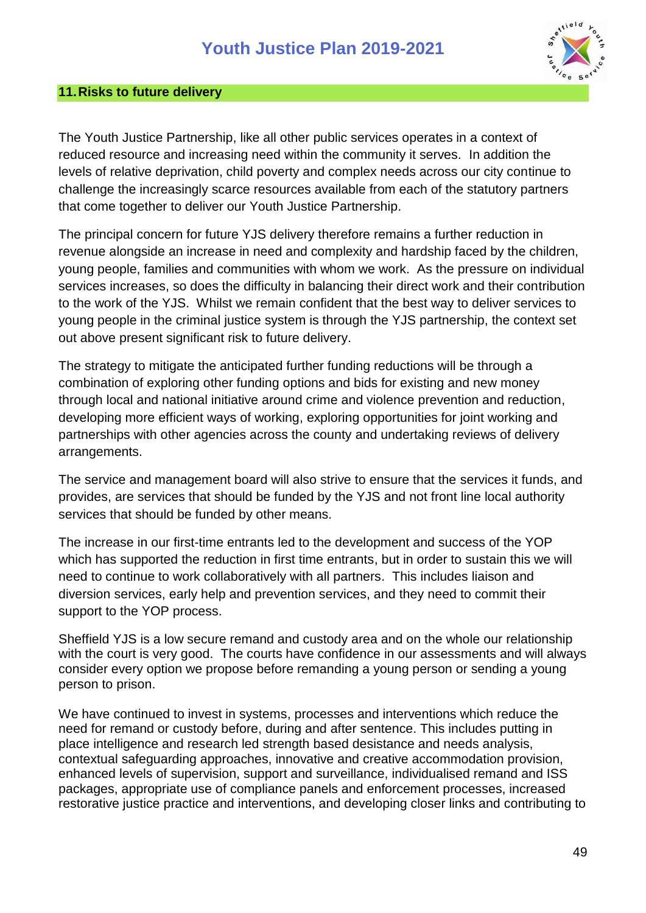## 11. Risks to future delivery

The Youth Justice Partnership, like all other public services operates in a context of reduced resource and increasing need within the community it serves. In addition the levels of relative deprivation, child poverty and complex needs across our city continue to challenge the increasingly scarce resources available from each of the statutory partners that come together to deliver our Youth Justice Partnership.

The principal concern for future YJS delivery therefore remains a further reduction in revenue alongside an increase in need and complexity and hardship faced by the children, young people, families and communities with whom we work. As the pressure on individual services increases, so does the difficulty in balancing their direct work and their contribution to the work of the YJS. Whilst we remain confident that the best way to deliver services to young people in the criminal justice system is through the YJS partnership, the context set out above present significant risk to future delivery.

The strategy to mitigate the anticipated further funding reductions will be through a combination of exploring other funding options and bids for existing and new money through local and national initiative around crime and violence prevention and reduction, developing more efficient ways of working, exploring opportunities for joint working and partnerships with other agencies across the county and undertaking reviews of delivery arrangements.

The service and management board will also strive to ensure that the services it funds, and provides, are services that should be funded by the YJS and not front line local authority services that should be funded by other means.

The increase in our first-time entrants led to the development and success of the YOP which has supported the reduction in first time entrants, but in order to sustain this we will need to continue to work collaboratively with all partners. This includes liaison and diversion services, early help and prevention services, and they need to commit their support to the YOP process.

Sheffield YJS is a low secure remand and custody area and on the whole our relationship with the court is very good. The courts have confidence in our assessments and will always consider every option we propose before remanding a young person or sending a young person to prison.

We have continued to invest in systems, processes and interventions which reduce the need for remand or custody before, during and after sentence. This includes putting in place intelligence and research led strength based desistance and needs analysis, contextual safeguarding approaches, innovative and creative accommodation provision, enhanced levels of supervision, support and surveillance, individualised remand and ISS packages, appropriate use of compliance panels and enforcement processes, increased restorative justice practice and interventions, and developing closer links and contributing to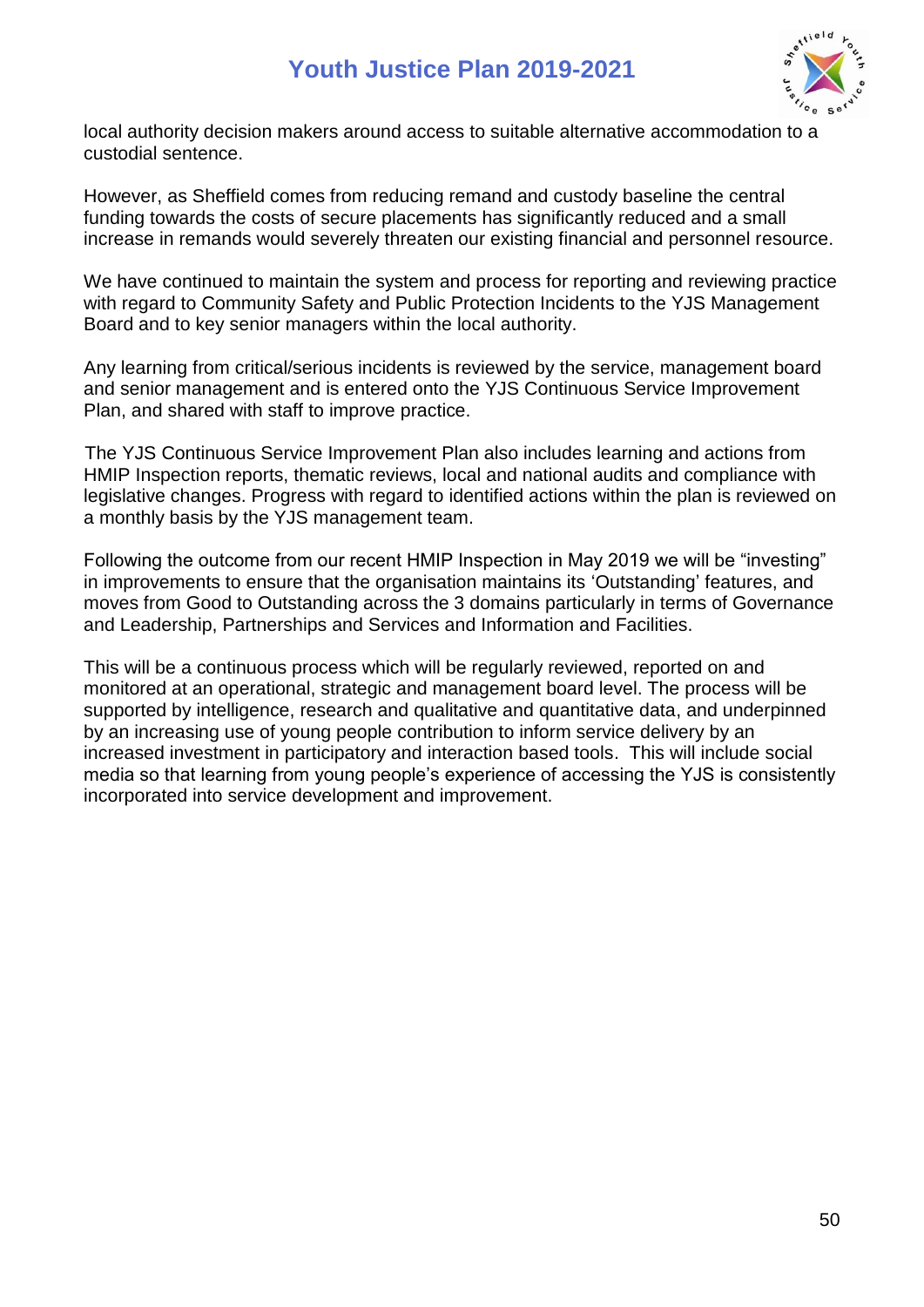local authority decision makers around access to suitable alternative accommodation to a custodial sentence.

However, as Sheffield comes from reducing remand and custody baseline the central funding towards the costs of secure placements has significantly reduced and a small increase in remands would severely threaten our existing financial and personnel resource.

We have continued to maintain the system and process for reporting and reviewing practice with regard to Community Safety and Public Protection Incidents to the YJS Management Board and to key senior managers within the local authority.

Any learning from critical/serious incidents is reviewed by the service, management board and senior management and is entered onto the YJS Continuous Service Improvement Plan, and shared with staff to improve practice.

The YJS Continuous Service Improvement Plan also includes learning and actions from HMIP Inspection reports, thematic reviews, local and national audits and compliance with legislative changes. Progress with regard to identified actions within the plan is reviewed on a monthly basis by the YJS management team.

Following the outcome from our recent HMIP Inspection in May 2019 we will be "investing" in improvements to ensure that the organisation maintains its 'Outstanding' features, and moves from Good to Outstanding across the 3 domains particularly in terms of Governance and Leadership, Partnerships and Services and Information and Facilities.

This will be a continuous process which will be regularly reviewed, reported on and monitored at an operational, strategic and management board level. The process will be supported by intelligence, research and qualitative and quantitative data, and underpinned by an increasing use of young people contribution to inform service delivery by an increased investment in participatory and interaction based tools. This will include social media so that learning from young people's experience of accessing the YJS is consistently incorporated into service development and improvement.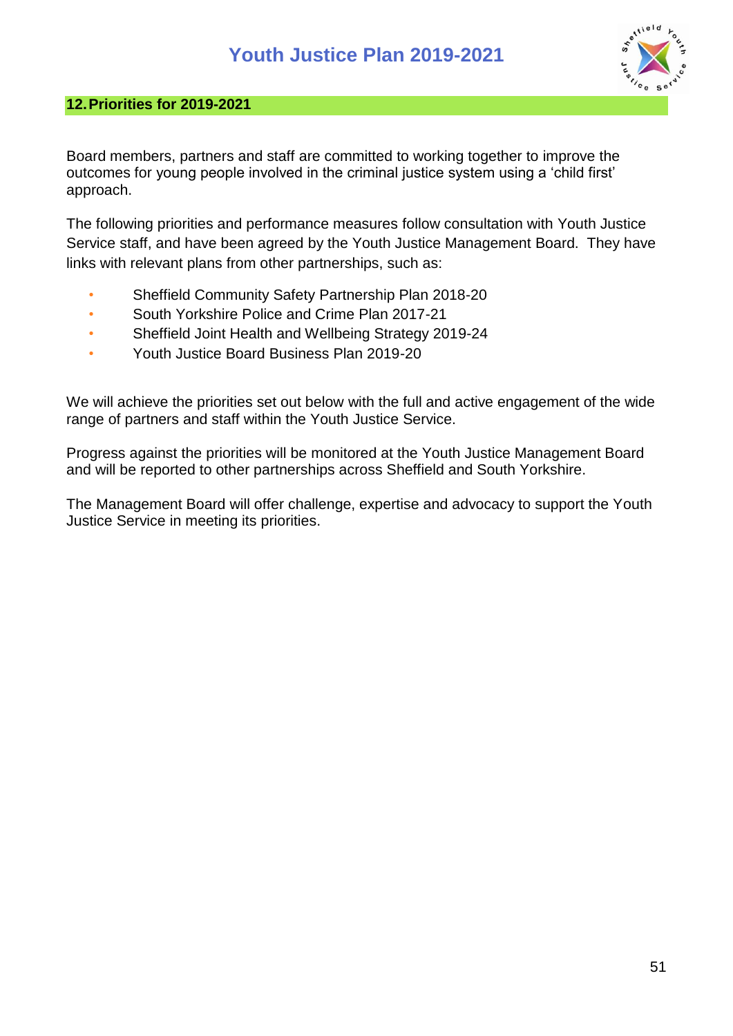## 12. Priorities for 2019-2021

Board members, partners and staff are committed to working together to improve the outcomes for young people involved in the criminal justice system using a 'child first' approach.

The following priorities and performance measures follow consultation with Youth Justice Service staff, and have been agreed by the Youth Justice Management Board. They have links with relevant plans from other partnerships, such as:

- Sheffield Community Safety Partnership Plan 2018-20
- South Yorkshire Police and Crime Plan 2017-21
- Sheffield Joint Health and Wellbeing Strategy 2019-24
- Youth Justice Board Business Plan 2019-20

We will achieve the priorities set out below with the full and active engagement of the wide range of partners and staff within the Youth Justice Service.

Progress against the priorities will be monitored at the Youth Justice Management Board and will be reported to other partnerships across Sheffield and South Yorkshire.

The Management Board will offer challenge, expertise and advocacy to support the Youth Justice Service in meeting its priorities.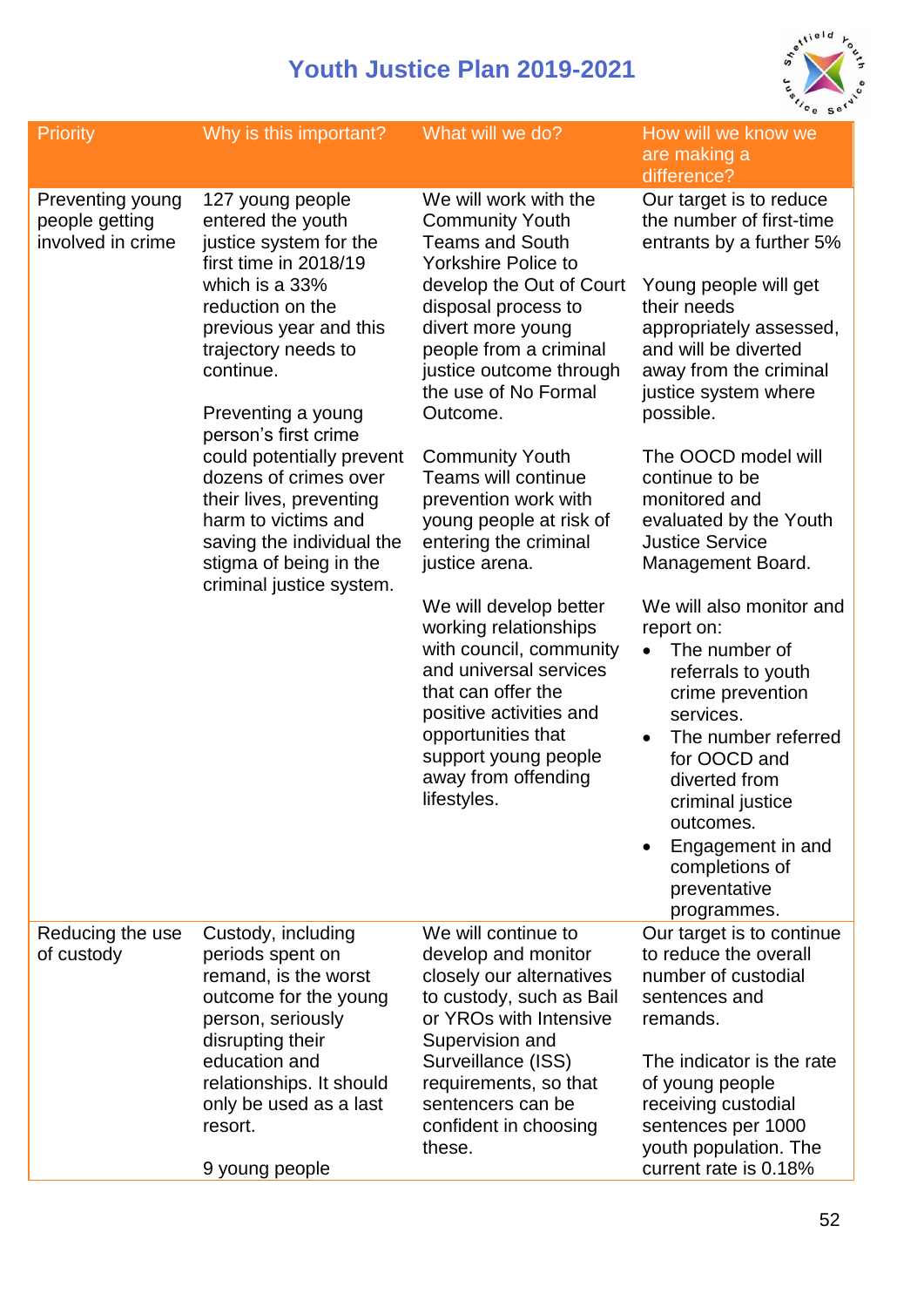# Youth Justice Plan 2019-2021

| Priority | Why is this important? | What will we do? | How will we know we are making a difference? |
|---|---|---|---|
| Preventing young people getting involved in crime | 127 young people entered the youth justice system for the first time in 2018/19 which is a 33% reduction on the previous year and this trajectory needs to continue.<br><br>Preventing a young person's first crime could potentially prevent dozens of crimes over their lives, preventing harm to victims and saving the individual the stigma of being in the criminal justice system. | We will work with the Community Youth Teams and South Yorkshire Police to develop the Out of Court disposal process to divert more young people from a criminal justice outcome through the use of No Formal Outcome.<br><br>Community Youth Teams will continue prevention work with young people at risk of entering the criminal justice arena.<br><br>We will develop better working relationships with council, community and universal services that can offer the positive activities and opportunities that support young people away from offending lifestyles. | Our target is to reduce the number of first-time entrants by a further 5%<br><br>Young people will get their needs appropriately assessed, and will be diverted away from the criminal justice system where possible.<br><br>The OOCD model will continue to be monitored and evaluated by the Youth Justice Service Management Board.<br><br>We will also monitor and report on:<br>• The number of referrals to youth crime prevention services.<br>• The number referred for OOCD and diverted from criminal justice outcomes.<br>• Engagement in and completions of preventative programmes. |
| Reducing the use of custody | Custody, including periods spent on remand, is the worst outcome for the young person, seriously disrupting their education and relationships. It should only be used as a last resort.<br><br>9 young people | We will continue to develop and monitor closely our alternatives to custody, such as Bail or YROs with Intensive Supervision and Surveillance (ISS) requirements, so that sentencers can be confident in choosing these. | Our target is to continue to reduce the overall number of custodial sentences and remands.<br><br>The indicator is the rate of young people receiving custodial sentences per 1000 youth population. The current rate is 0.18% |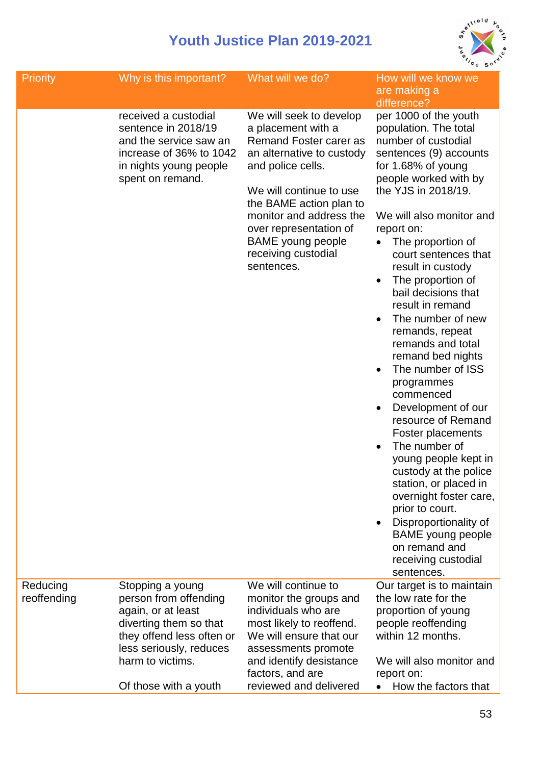| Priority | Why is this important? | What will we do? | How will we know we are making a difference? |
|---|---|---|---|
| | received a custodial sentence in 2018/19 and the service saw an increase of 36% to 1042 in nights young people spent on remand. | We will seek to develop a placement with a Remand Foster carer as an alternative to custody and police cells.<br><br>We will continue to use the BAME action plan to monitor and address the over representation of BAME young people receiving custodial sentences. | per 1000 of the youth population. The total number of custodial sentences (9) accounts for 1.68% of young people worked with by the YJS in 2018/19.<br><br>We will also monitor and report on:<br>• The proportion of court sentences that result in custody<br>• The proportion of bail decisions that result in remand<br>• The number of new remands, repeat remands and total remand bed nights<br>• The number of ISS programmes commenced<br>• Development of our resource of Remand Foster placements<br>• The number of young people kept in custody at the police station, or placed in overnight foster care, prior to court.<br>• Disproportionality of BAME young people on remand and receiving custodial sentences. |
| Reducing reoffending | Stopping a young person from offending again, or at least diverting them so that they offend less often or less seriously, reduces harm to victims.<br><br>Of those with a youth | We will continue to monitor the groups and individuals who are most likely to reoffend. We will ensure that our assessments promote and identify desistance factors, and are reviewed and delivered | Our target is to maintain the low rate for the proportion of young people reoffending within 12 months.<br><br>We will also monitor and report on:<br>• How the factors that |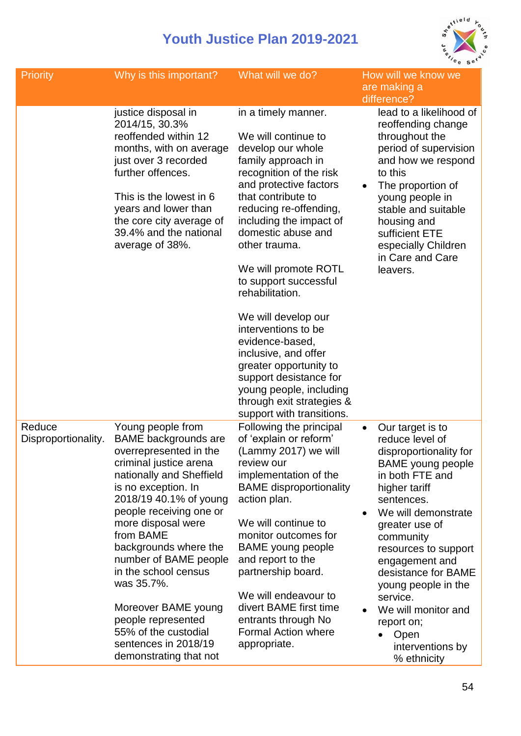# Youth Justice Plan 2019-2021

| Priority | Why is this important? | What will we do? | How will we know we are making a difference? |
|---|---|---|---|
| | justice disposal in 2014/15, 30.3% reoffended within 12 months, with on average just over 3 recorded further offences.<br><br>This is the lowest in 6 years and lower than the core city average of 39.4% and the national average of 38%. | in a timely manner.<br><br>We will continue to develop our whole family approach in recognition of the risk and protective factors that contribute to reducing re-offending, including the impact of domestic abuse and other trauma.<br><br>We will promote ROTL to support successful rehabilitation.<br><br>We will develop our interventions to be evidence-based, inclusive, and offer greater opportunity to support desistance for young people, including through exit strategies & support with transitions. | lead to a likelihood of reoffending change throughout the period of supervision and how we respond to this<br>• The proportion of young people in stable and suitable housing and sufficient ETE especially Children in Care and Care leavers. |
| Reduce Disproportionality. | Young people from BAME backgrounds are overrepresented in the criminal justice arena nationally and Sheffield is no exception. In 2018/19 40.1% of young people receiving one or more disposal were from BAME backgrounds where the number of BAME people in the school census was 35.7%.<br><br>Moreover BAME young people represented 55% of the custodial sentences in 2018/19 demonstrating that not | Following the principal of 'explain or reform' (Lammy 2017) we will review our implementation of the BAME disproportionality action plan.<br><br>We will continue to monitor outcomes for BAME young people and report to the partnership board.<br><br>We will endeavour to divert BAME first time entrants through No Formal Action where appropriate. | • Our target is to reduce level of disproportionality for BAME young people in both FTE and higher tariff sentences.<br>• We will demonstrate greater use of community resources to support engagement and desistance for BAME young people in the service.<br>• We will monitor and report on;<br>&nbsp;&nbsp;&nbsp;&nbsp;• Open interventions by % ethnicity |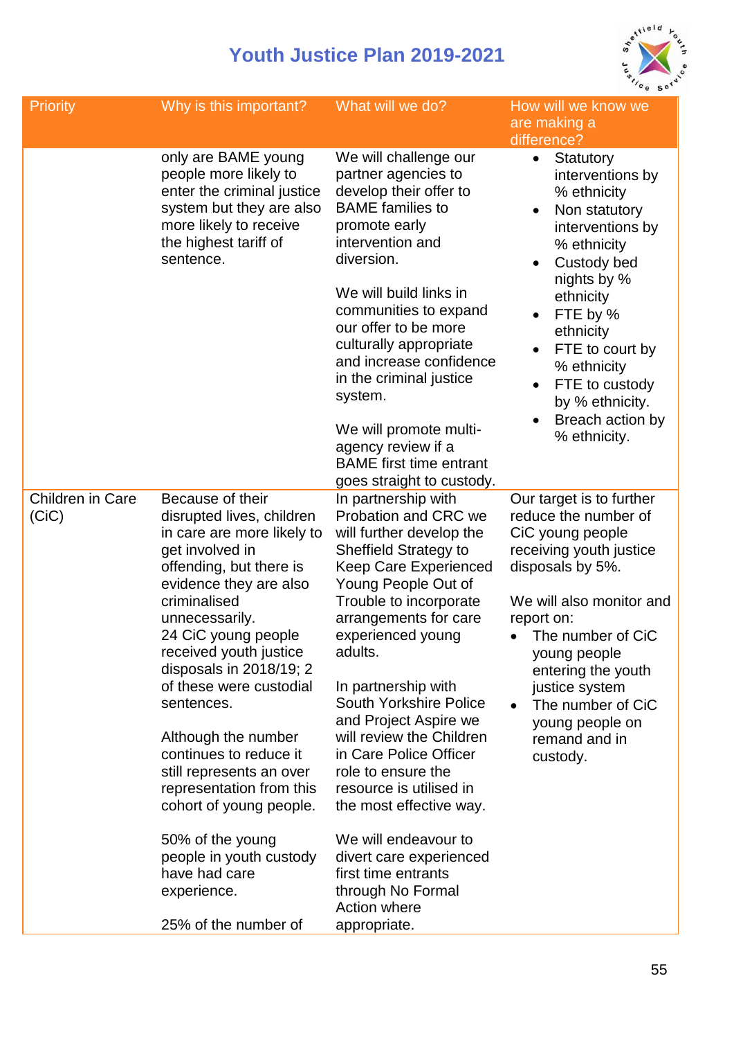| Priority | Why is this important? | What will we do? | How will we know we are making a difference? |
|---|---|---|---|
| | only are BAME young people more likely to enter the criminal justice system but they are also more likely to receive the highest tariff of sentence. | We will challenge our partner agencies to develop their offer to BAME families to promote early intervention and diversion.<br><br>We will build links in communities to expand our offer to be more culturally appropriate and increase confidence in the criminal justice system.<br><br>We will promote multi-agency review if a BAME first time entrant goes straight to custody. | • Statutory interventions by % ethnicity<br>• Non statutory interventions by % ethnicity<br>• Custody bed nights by % ethnicity<br>• FTE by % ethnicity<br>• FTE to court by % ethnicity<br>• FTE to custody by % ethnicity.<br>• Breach action by % ethnicity. |
| Children in Care (CiC) | Because of their disrupted lives, children in care are more likely to get involved in offending, but there is evidence they are also criminalised unnecessarily.<br>24 CiC young people received youth justice disposals in 2018/19; 2 of these were custodial sentences.<br><br>Although the number continues to reduce it still represents an over representation from this cohort of young people.<br><br>50% of the young people in youth custody have had care experience.<br><br>25% of the number of | In partnership with Probation and CRC we will further develop the Sheffield Strategy to Keep Care Experienced Young People Out of Trouble to incorporate arrangements for care experienced young adults.<br><br>In partnership with South Yorkshire Police and Project Aspire we will review the Children in Care Police Officer role to ensure the resource is utilised in the most effective way.<br><br>We will endeavour to divert care experienced first time entrants through No Formal Action where appropriate. | Our target is to further reduce the number of CiC young people receiving youth justice disposals by 5%.<br><br>We will also monitor and report on:<br>• The number of CiC young people entering the youth justice system<br>• The number of CiC young people on remand and in custody. |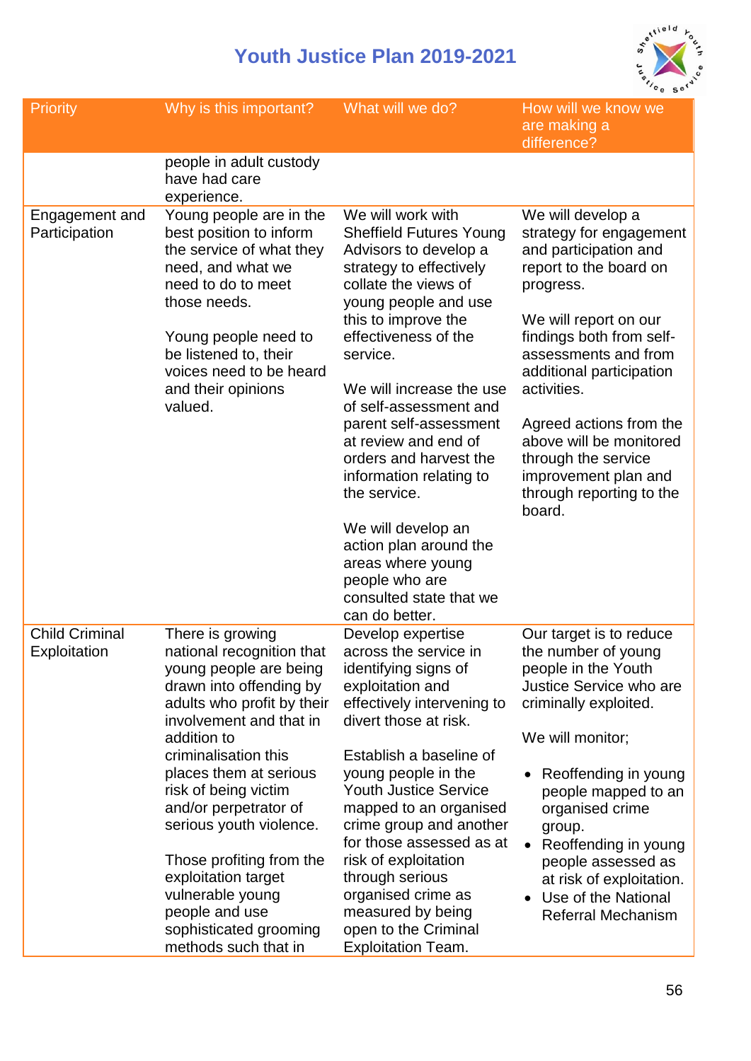| Priority | Why is this important? | What will we do? | How will we know we are making a difference? |
|---|---|---|---|
| | people in adult custody have had care experience. | | |
| Engagement and Participation | Young people are in the best position to inform the service of what they need, and what we need to do to meet those needs.<br><br>Young people need to be listened to, their voices need to be heard and their opinions valued. | We will work with Sheffield Futures Young Advisors to develop a strategy to effectively collate the views of young people and use this to improve the effectiveness of the service.<br><br>We will increase the use of self-assessment and parent self-assessment at review and end of orders and harvest the information relating to the service.<br><br>We will develop an action plan around the areas where young people who are consulted state that we can do better. | We will develop a strategy for engagement and participation and report to the board on progress.<br><br>We will report on our findings both from self-assessments and from additional participation activities.<br><br>Agreed actions from the above will be monitored through the service improvement plan and through reporting to the board. |
| Child Criminal Exploitation | There is growing national recognition that young people are being drawn into offending by adults who profit by their involvement and that in addition to criminalisation this places them at serious risk of being victim and/or perpetrator of serious youth violence.<br><br>Those profiting from the exploitation target vulnerable young people and use sophisticated grooming methods such that in | Develop expertise across the service in identifying signs of exploitation and effectively intervening to divert those at risk.<br><br>Establish a baseline of young people in the Youth Justice Service mapped to an organised crime group and another for those assessed as at risk of exploitation through serious organised crime as measured by being open to the Criminal Exploitation Team. | Our target is to reduce the number of young people in the Youth Justice Service who are criminally exploited.<br><br>We will monitor;<br><br>• Reoffending in young people mapped to an organised crime group.<br>• Reoffending in young people assessed as at risk of exploitation.<br>• Use of the National Referral Mechanism |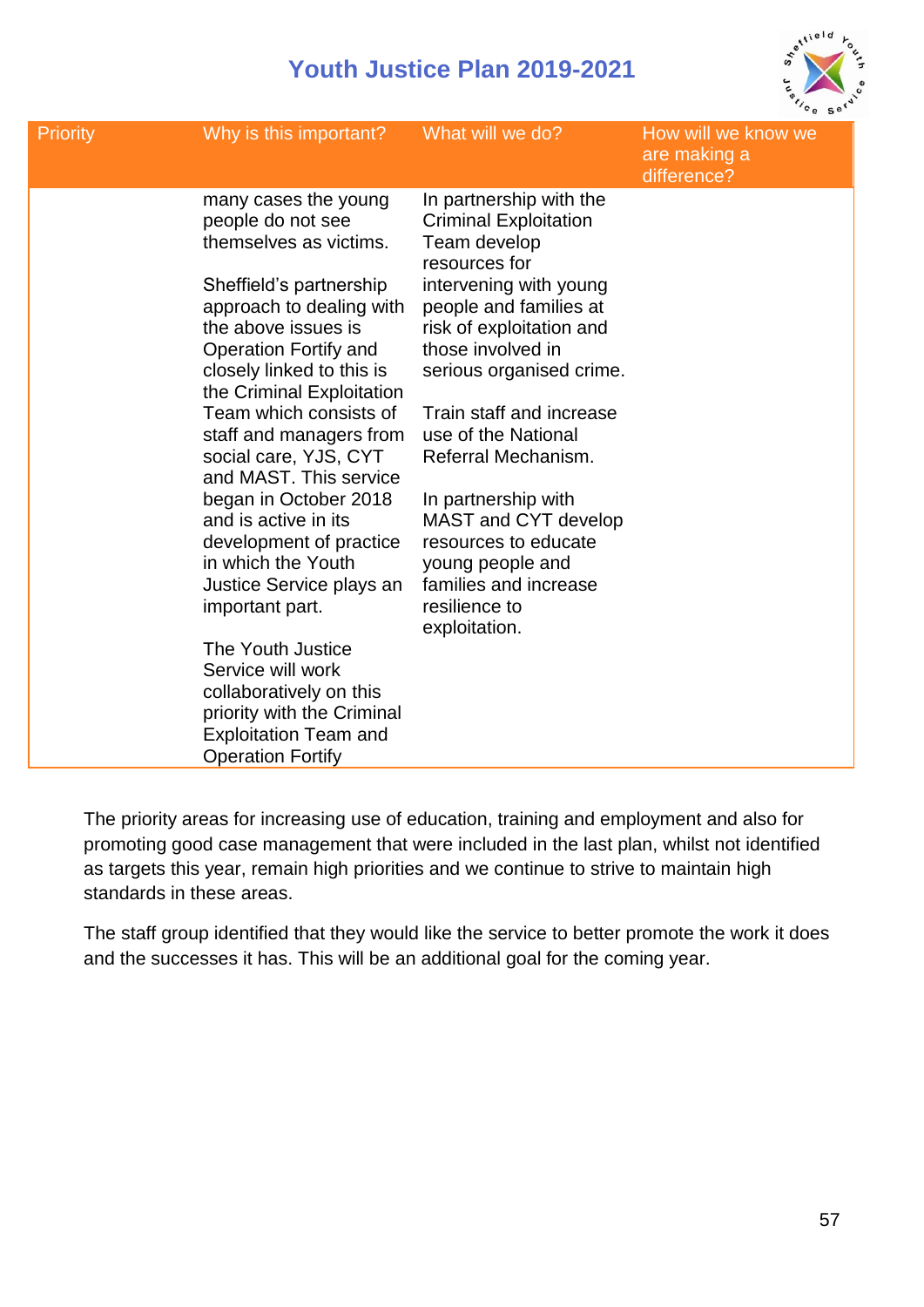| Priority | Why is this important? | What will we do? | How will we know we are making a difference? |
|---|---|---|---|
| | many cases the young people do not see themselves as victims.<br><br>Sheffield's partnership approach to dealing with the above issues is Operation Fortify and closely linked to this is the Criminal Exploitation Team which consists of staff and managers from social care, YJS, CYT and MAST. This service began in October 2018 and is active in its development of practice in which the Youth Justice Service plays an important part.<br><br>The Youth Justice Service will work collaboratively on this priority with the Criminal Exploitation Team and Operation Fortify | In partnership with the Criminal Exploitation Team develop resources for intervening with young people and families at risk of exploitation and those involved in serious organised crime.<br><br>Train staff and increase use of the National Referral Mechanism.<br><br>In partnership with MAST and CYT develop resources to educate young people and families and increase resilience to exploitation. | |

The priority areas for increasing use of education, training and employment and also for promoting good case management that were included in the last plan, whilst not identified as targets this year, remain high priorities and we continue to strive to maintain high standards in these areas.

The staff group identified that they would like the service to better promote the work it does and the successes it has. This will be an additional goal for the coming year.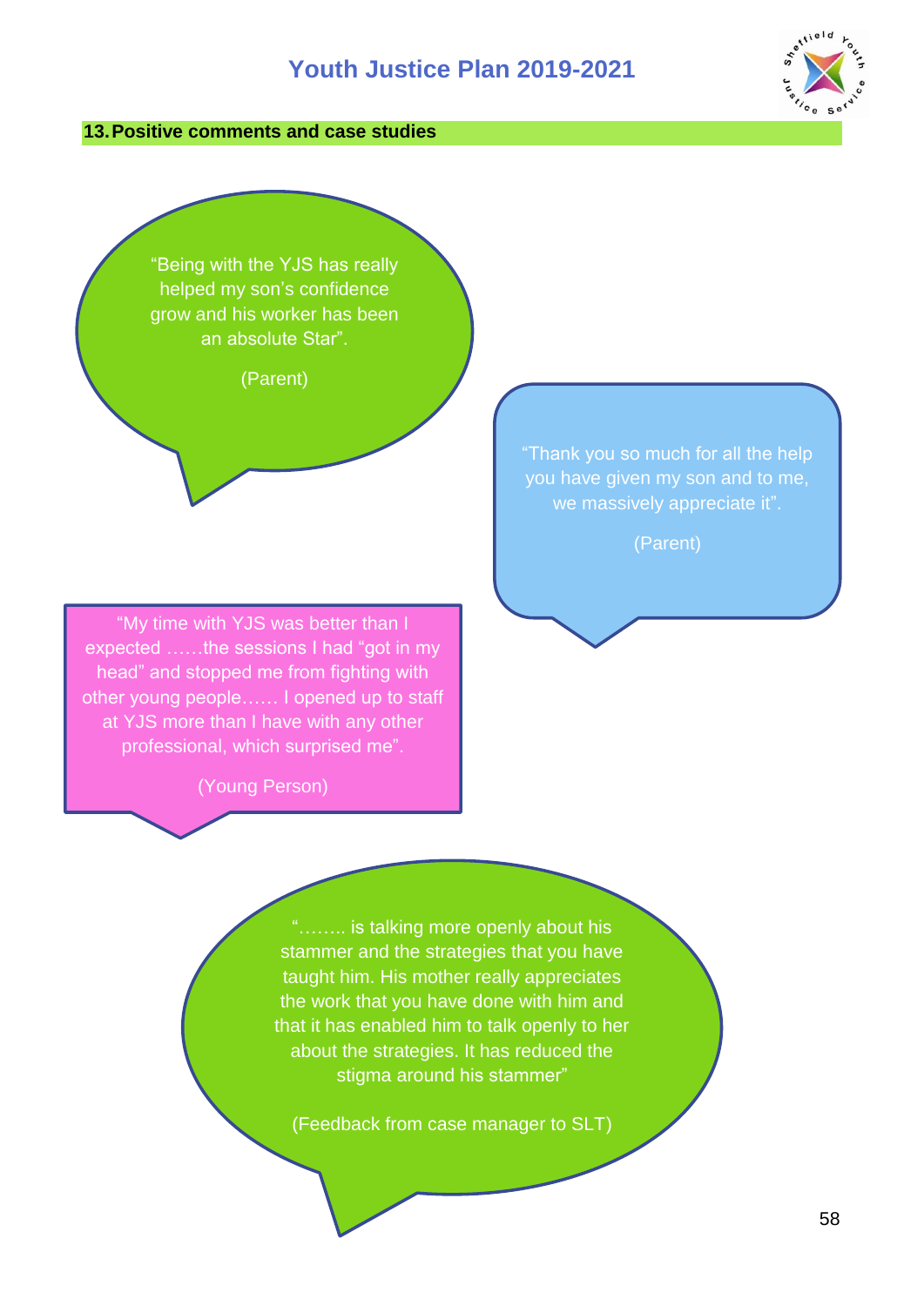## 13. Positive comments and case studies

"Being with the YJS has really helped my son's confidence grow and his worker has been an absolute Star".

(Parent)

"Thank you so much for all the help you have given my son and to me, we massively appreciate it".

(Parent)

"My time with YJS was better than I expected ……the sessions I had "got in my head" and stopped me from fighting with other young people…… I opened up to staff at YJS more than I have with any other professional, which surprised me".

(Young Person)

"…….. is talking more openly about his stammer and the strategies that you have taught him. His mother really appreciates the work that you have done with him and that it has enabled him to talk openly to her about the strategies. It has reduced the stigma around his stammer"

(Feedback from case manager to SLT)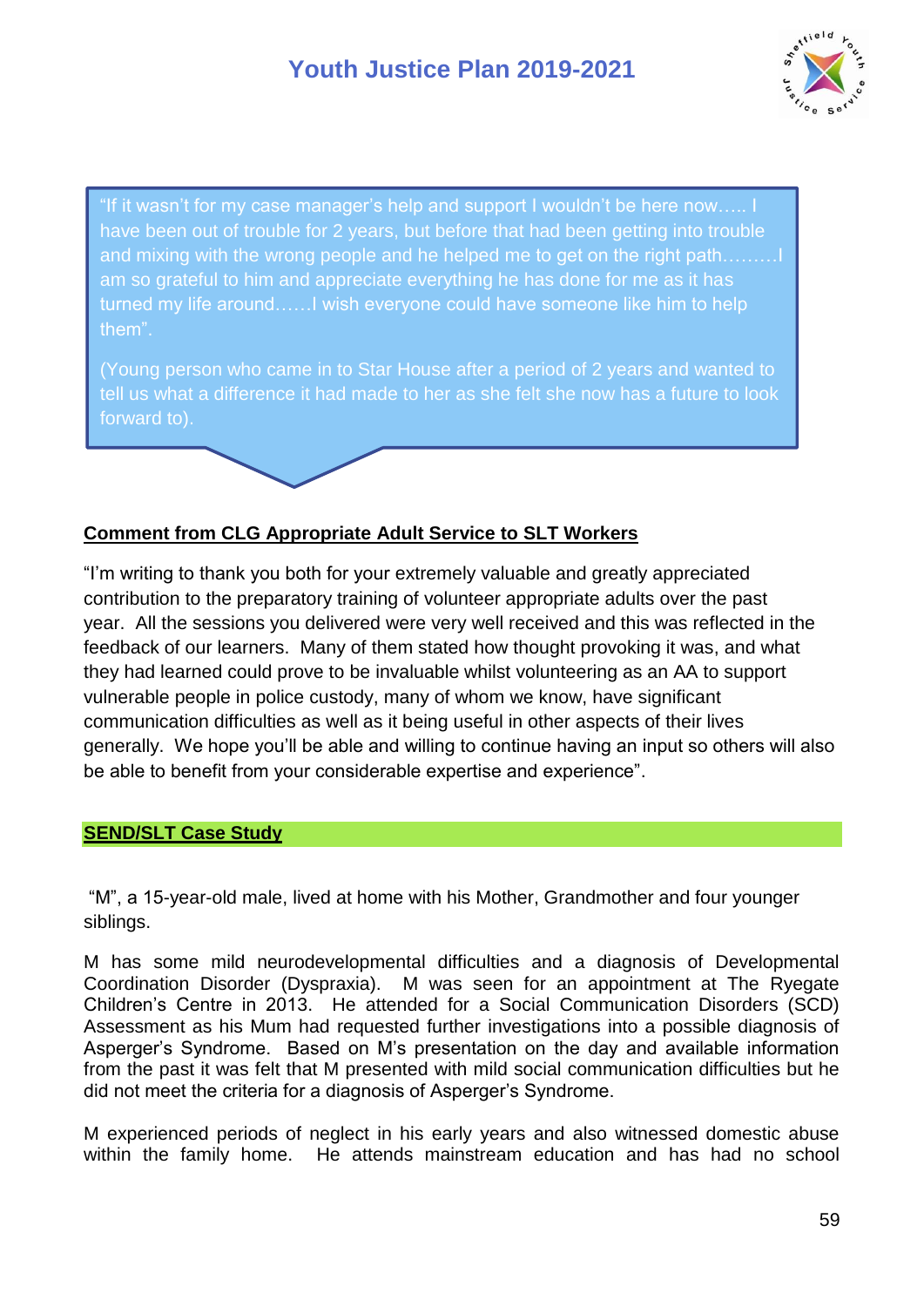"If it wasn't for my case manager's help and support I wouldn't be here now….. I have been out of trouble for 2 years, but before that had been getting into trouble and mixing with the wrong people and he helped me to get on the right path………I am so grateful to him and appreciate everything he has done for me as it has turned my life around……I wish everyone could have someone like him to help them".

(Young person who came in to Star House after a period of 2 years and wanted to tell us what a difference it had made to her as she felt she now has a future to look forward to).

**Comment from CLG Appropriate Adult Service to SLT Workers**

"I'm writing to thank you both for your extremely valuable and greatly appreciated contribution to the preparatory training of volunteer appropriate adults over the past year. All the sessions you delivered were very well received and this was reflected in the feedback of our learners. Many of them stated how thought provoking it was, and what they had learned could prove to be invaluable whilst volunteering as an AA to support vulnerable people in police custody, many of whom we know, have significant communication difficulties as well as it being useful in other aspects of their lives generally. We hope you'll be able and willing to continue having an input so others will also be able to benefit from your considerable expertise and experience".

**SEND/SLT Case Study**

"M", a 15-year-old male, lived at home with his Mother, Grandmother and four younger siblings.

M has some mild neurodevelopmental difficulties and a diagnosis of Developmental Coordination Disorder (Dyspraxia). M was seen for an appointment at The Ryegate Children's Centre in 2013. He attended for a Social Communication Disorders (SCD) Assessment as his Mum had requested further investigations into a possible diagnosis of Asperger's Syndrome. Based on M's presentation on the day and available information from the past it was felt that M presented with mild social communication difficulties but he did not meet the criteria for a diagnosis of Asperger's Syndrome.

M experienced periods of neglect in his early years and also witnessed domestic abuse within the family home. He attends mainstream education and has had no school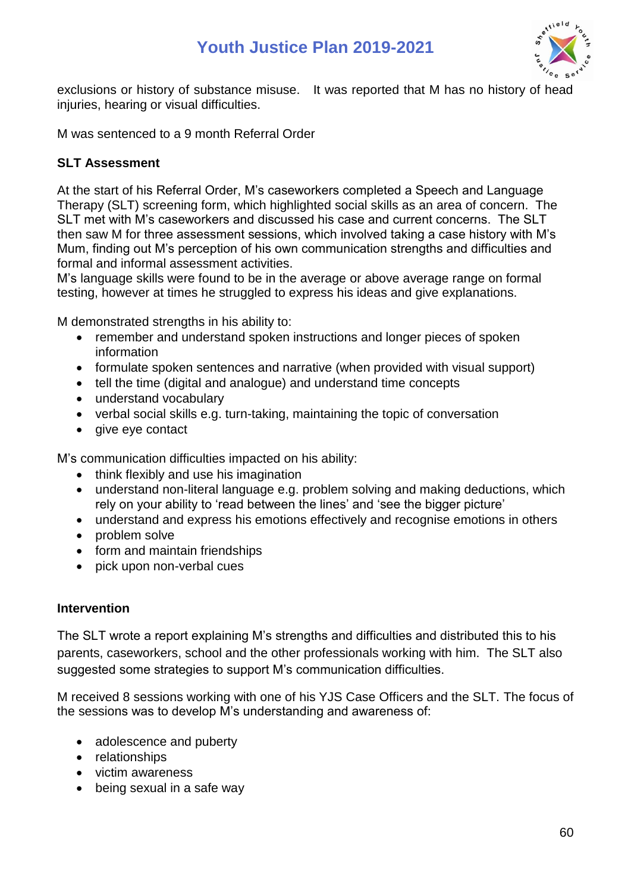exclusions or history of substance misuse. It was reported that M has no history of head injuries, hearing or visual difficulties.

M was sentenced to a 9 month Referral Order

**SLT Assessment**

At the start of his Referral Order, M's caseworkers completed a Speech and Language Therapy (SLT) screening form, which highlighted social skills as an area of concern. The SLT met with M's caseworkers and discussed his case and current concerns. The SLT then saw M for three assessment sessions, which involved taking a case history with M's Mum, finding out M's perception of his own communication strengths and difficulties and formal and informal assessment activities.
M's language skills were found to be in the average or above average range on formal testing, however at times he struggled to express his ideas and give explanations.

M demonstrated strengths in his ability to:

- remember and understand spoken instructions and longer pieces of spoken information
- formulate spoken sentences and narrative (when provided with visual support)
- tell the time (digital and analogue) and understand time concepts
- understand vocabulary
- verbal social skills e.g. turn-taking, maintaining the topic of conversation
- give eye contact

M's communication difficulties impacted on his ability:

- think flexibly and use his imagination
- understand non-literal language e.g. problem solving and making deductions, which rely on your ability to 'read between the lines' and 'see the bigger picture'
- understand and express his emotions effectively and recognise emotions in others
- problem solve
- form and maintain friendships
- pick upon non-verbal cues

**Intervention**

The SLT wrote a report explaining M's strengths and difficulties and distributed this to his parents, caseworkers, school and the other professionals working with him. The SLT also suggested some strategies to support M's communication difficulties.

M received 8 sessions working with one of his YJS Case Officers and the SLT. The focus of the sessions was to develop M's understanding and awareness of:

- adolescence and puberty
- relationships
- victim awareness
- being sexual in a safe way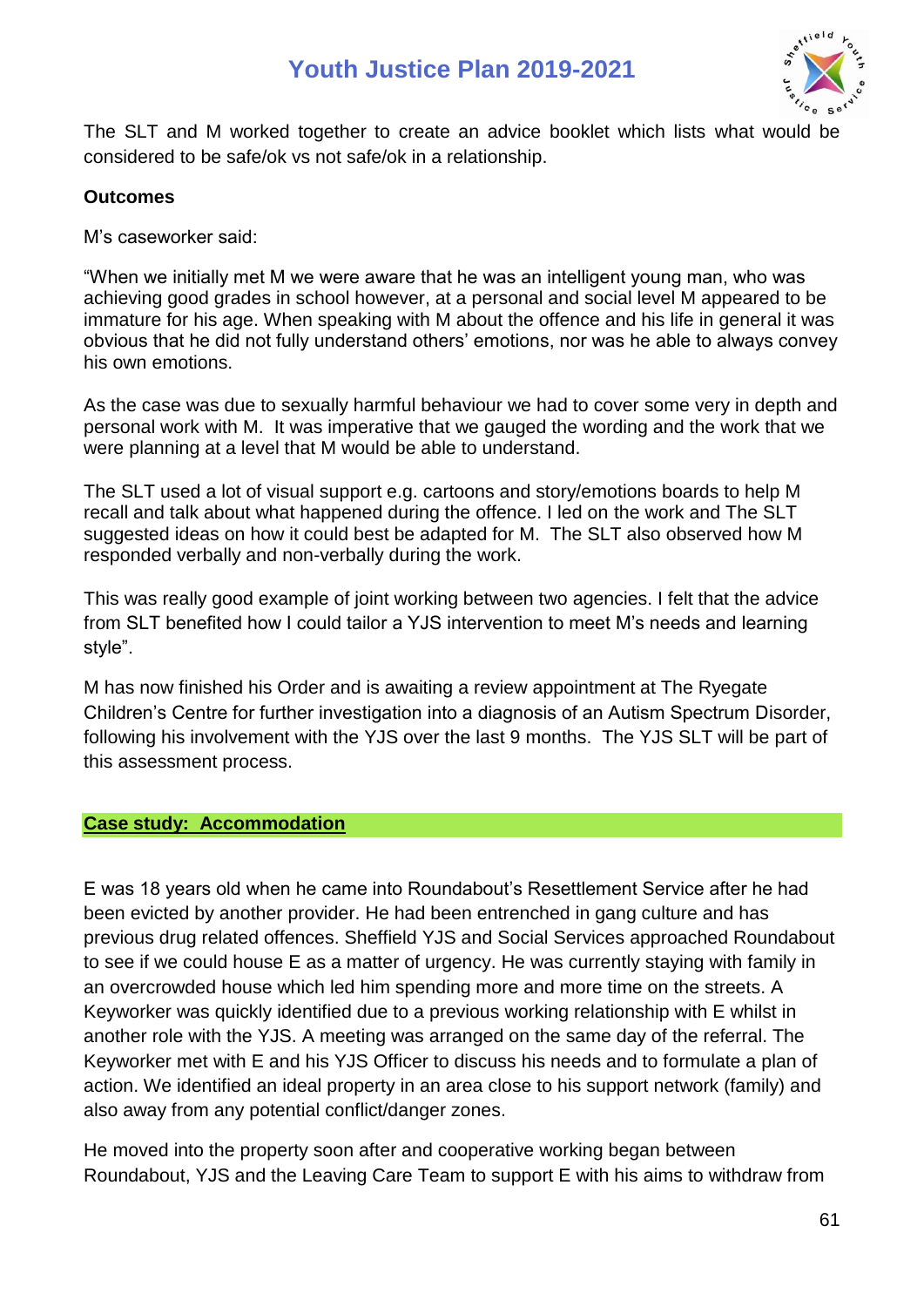The SLT and M worked together to create an advice booklet which lists what would be considered to be safe/ok vs not safe/ok in a relationship.

**Outcomes**

M's caseworker said:

"When we initially met M we were aware that he was an intelligent young man, who was achieving good grades in school however, at a personal and social level M appeared to be immature for his age. When speaking with M about the offence and his life in general it was obvious that he did not fully understand others' emotions, nor was he able to always convey his own emotions.

As the case was due to sexually harmful behaviour we had to cover some very in depth and personal work with M. It was imperative that we gauged the wording and the work that we were planning at a level that M would be able to understand.

The SLT used a lot of visual support e.g. cartoons and story/emotions boards to help M recall and talk about what happened during the offence. I led on the work and The SLT suggested ideas on how it could best be adapted for M. The SLT also observed how M responded verbally and non-verbally during the work.

This was really good example of joint working between two agencies. I felt that the advice from SLT benefited how I could tailor a YJS intervention to meet M's needs and learning style".

M has now finished his Order and is awaiting a review appointment at The Ryegate Children's Centre for further investigation into a diagnosis of an Autism Spectrum Disorder, following his involvement with the YJS over the last 9 months. The YJS SLT will be part of this assessment process.

**Case study: Accommodation**

E was 18 years old when he came into Roundabout's Resettlement Service after he had been evicted by another provider. He had been entrenched in gang culture and has previous drug related offences. Sheffield YJS and Social Services approached Roundabout to see if we could house E as a matter of urgency. He was currently staying with family in an overcrowded house which led him spending more and more time on the streets. A Keyworker was quickly identified due to a previous working relationship with E whilst in another role with the YJS. A meeting was arranged on the same day of the referral. The Keyworker met with E and his YJS Officer to discuss his needs and to formulate a plan of action. We identified an ideal property in an area close to his support network (family) and also away from any potential conflict/danger zones.

He moved into the property soon after and cooperative working began between Roundabout, YJS and the Leaving Care Team to support E with his aims to withdraw from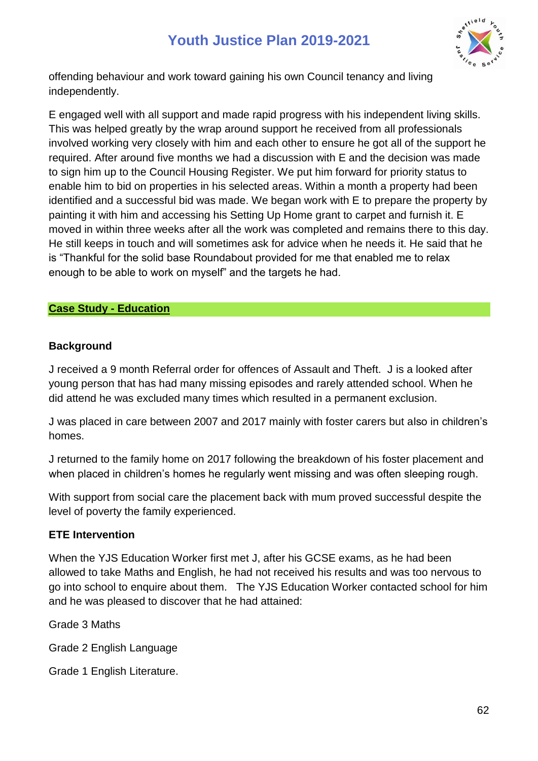offending behaviour and work toward gaining his own Council tenancy and living independently.

E engaged well with all support and made rapid progress with his independent living skills. This was helped greatly by the wrap around support he received from all professionals involved working very closely with him and each other to ensure he got all of the support he required. After around five months we had a discussion with E and the decision was made to sign him up to the Council Housing Register. We put him forward for priority status to enable him to bid on properties in his selected areas. Within a month a property had been identified and a successful bid was made. We began work with E to prepare the property by painting it with him and accessing his Setting Up Home grant to carpet and furnish it. E moved in within three weeks after all the work was completed and remains there to this day. He still keeps in touch and will sometimes ask for advice when he needs it. He said that he is "Thankful for the solid base Roundabout provided for me that enabled me to relax enough to be able to work on myself" and the targets he had.

## Case Study - Education

### Background

J received a 9 month Referral order for offences of Assault and Theft. J is a looked after young person that has had many missing episodes and rarely attended school. When he did attend he was excluded many times which resulted in a permanent exclusion.

J was placed in care between 2007 and 2017 mainly with foster carers but also in children's homes.

J returned to the family home on 2017 following the breakdown of his foster placement and when placed in children's homes he regularly went missing and was often sleeping rough.

With support from social care the placement back with mum proved successful despite the level of poverty the family experienced.

### ETE Intervention

When the YJS Education Worker first met J, after his GCSE exams, as he had been allowed to take Maths and English, he had not received his results and was too nervous to go into school to enquire about them. The YJS Education Worker contacted school for him and he was pleased to discover that he had attained:

Grade 3 Maths

Grade 2 English Language

Grade 1 English Literature.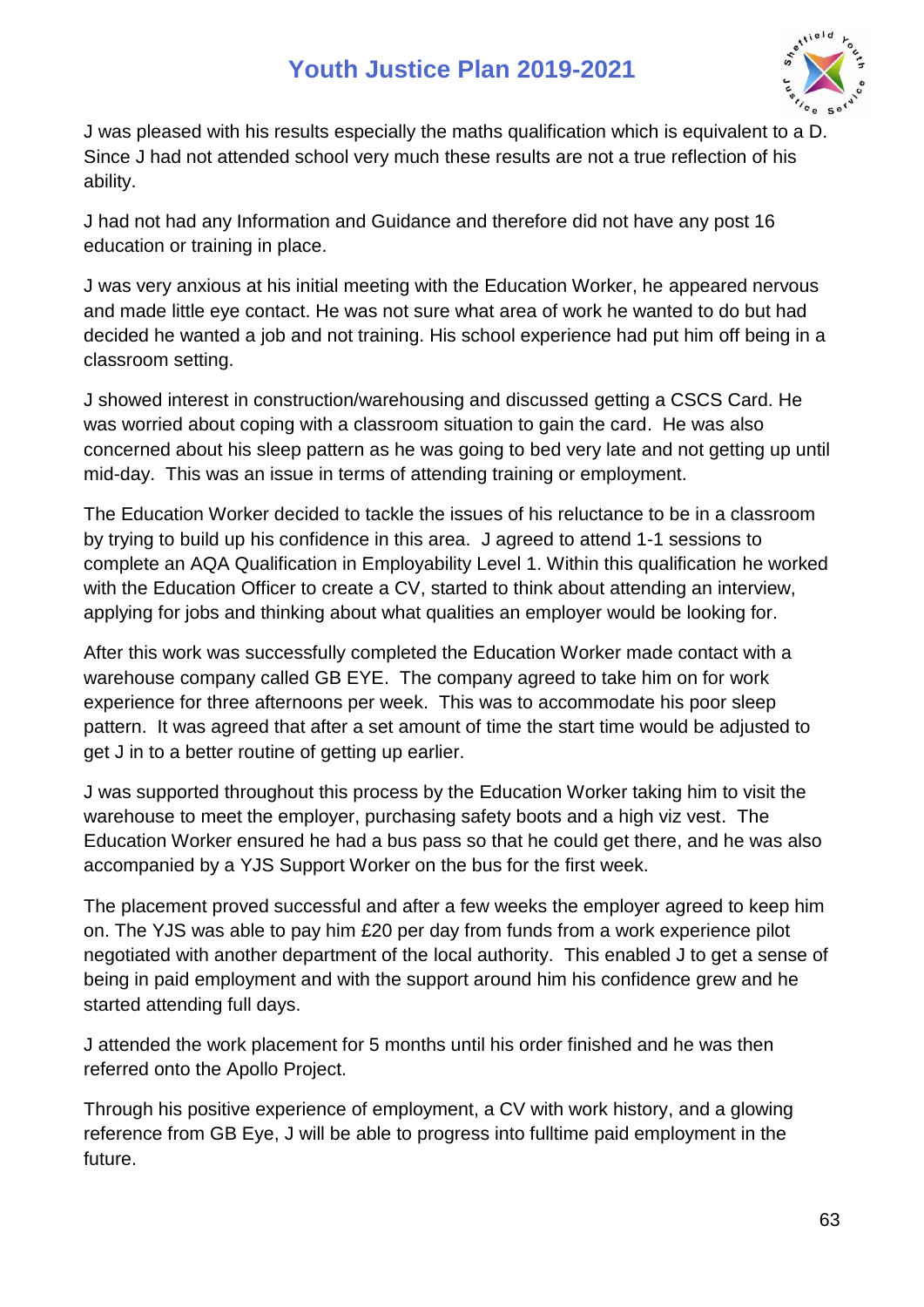J was pleased with his results especially the maths qualification which is equivalent to a D. Since J had not attended school very much these results are not a true reflection of his ability.

J had not had any Information and Guidance and therefore did not have any post 16 education or training in place.

J was very anxious at his initial meeting with the Education Worker, he appeared nervous and made little eye contact. He was not sure what area of work he wanted to do but had decided he wanted a job and not training. His school experience had put him off being in a classroom setting.

J showed interest in construction/warehousing and discussed getting a CSCS Card. He was worried about coping with a classroom situation to gain the card. He was also concerned about his sleep pattern as he was going to bed very late and not getting up until mid-day. This was an issue in terms of attending training or employment.

The Education Worker decided to tackle the issues of his reluctance to be in a classroom by trying to build up his confidence in this area. J agreed to attend 1-1 sessions to complete an AQA Qualification in Employability Level 1. Within this qualification he worked with the Education Officer to create a CV, started to think about attending an interview, applying for jobs and thinking about what qualities an employer would be looking for.

After this work was successfully completed the Education Worker made contact with a warehouse company called GB EYE. The company agreed to take him on for work experience for three afternoons per week. This was to accommodate his poor sleep pattern. It was agreed that after a set amount of time the start time would be adjusted to get J in to a better routine of getting up earlier.

J was supported throughout this process by the Education Worker taking him to visit the warehouse to meet the employer, purchasing safety boots and a high viz vest. The Education Worker ensured he had a bus pass so that he could get there, and he was also accompanied by a YJS Support Worker on the bus for the first week.

The placement proved successful and after a few weeks the employer agreed to keep him on. The YJS was able to pay him £20 per day from funds from a work experience pilot negotiated with another department of the local authority. This enabled J to get a sense of being in paid employment and with the support around him his confidence grew and he started attending full days.

J attended the work placement for 5 months until his order finished and he was then referred onto the Apollo Project.

Through his positive experience of employment, a CV with work history, and a glowing reference from GB Eye, J will be able to progress into fulltime paid employment in the future.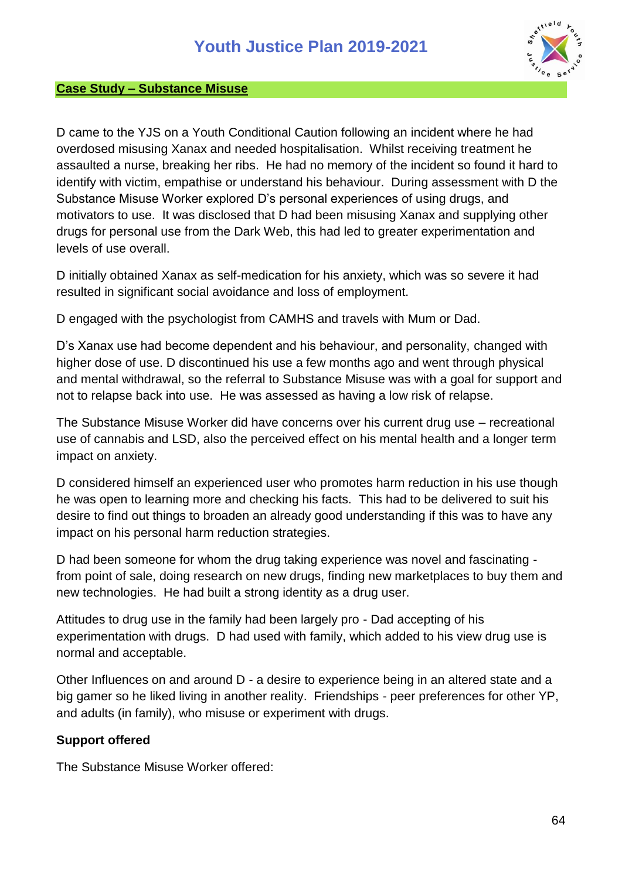## Case Study – Substance Misuse

D came to the YJS on a Youth Conditional Caution following an incident where he had overdosed misusing Xanax and needed hospitalisation. Whilst receiving treatment he assaulted a nurse, breaking her ribs. He had no memory of the incident so found it hard to identify with victim, empathise or understand his behaviour. During assessment with D the Substance Misuse Worker explored D's personal experiences of using drugs, and motivators to use. It was disclosed that D had been misusing Xanax and supplying other drugs for personal use from the Dark Web, this had led to greater experimentation and levels of use overall.

D initially obtained Xanax as self-medication for his anxiety, which was so severe it had resulted in significant social avoidance and loss of employment.

D engaged with the psychologist from CAMHS and travels with Mum or Dad.

D's Xanax use had become dependent and his behaviour, and personality, changed with higher dose of use. D discontinued his use a few months ago and went through physical and mental withdrawal, so the referral to Substance Misuse was with a goal for support and not to relapse back into use. He was assessed as having a low risk of relapse.

The Substance Misuse Worker did have concerns over his current drug use – recreational use of cannabis and LSD, also the perceived effect on his mental health and a longer term impact on anxiety.

D considered himself an experienced user who promotes harm reduction in his use though he was open to learning more and checking his facts. This had to be delivered to suit his desire to find out things to broaden an already good understanding if this was to have any impact on his personal harm reduction strategies.

D had been someone for whom the drug taking experience was novel and fascinating - from point of sale, doing research on new drugs, finding new marketplaces to buy them and new technologies. He had built a strong identity as a drug user.

Attitudes to drug use in the family had been largely pro - Dad accepting of his experimentation with drugs. D had used with family, which added to his view drug use is normal and acceptable.

Other Influences on and around D - a desire to experience being in an altered state and a big gamer so he liked living in another reality. Friendships - peer preferences for other YP, and adults (in family), who misuse or experiment with drugs.

**Support offered**

The Substance Misuse Worker offered: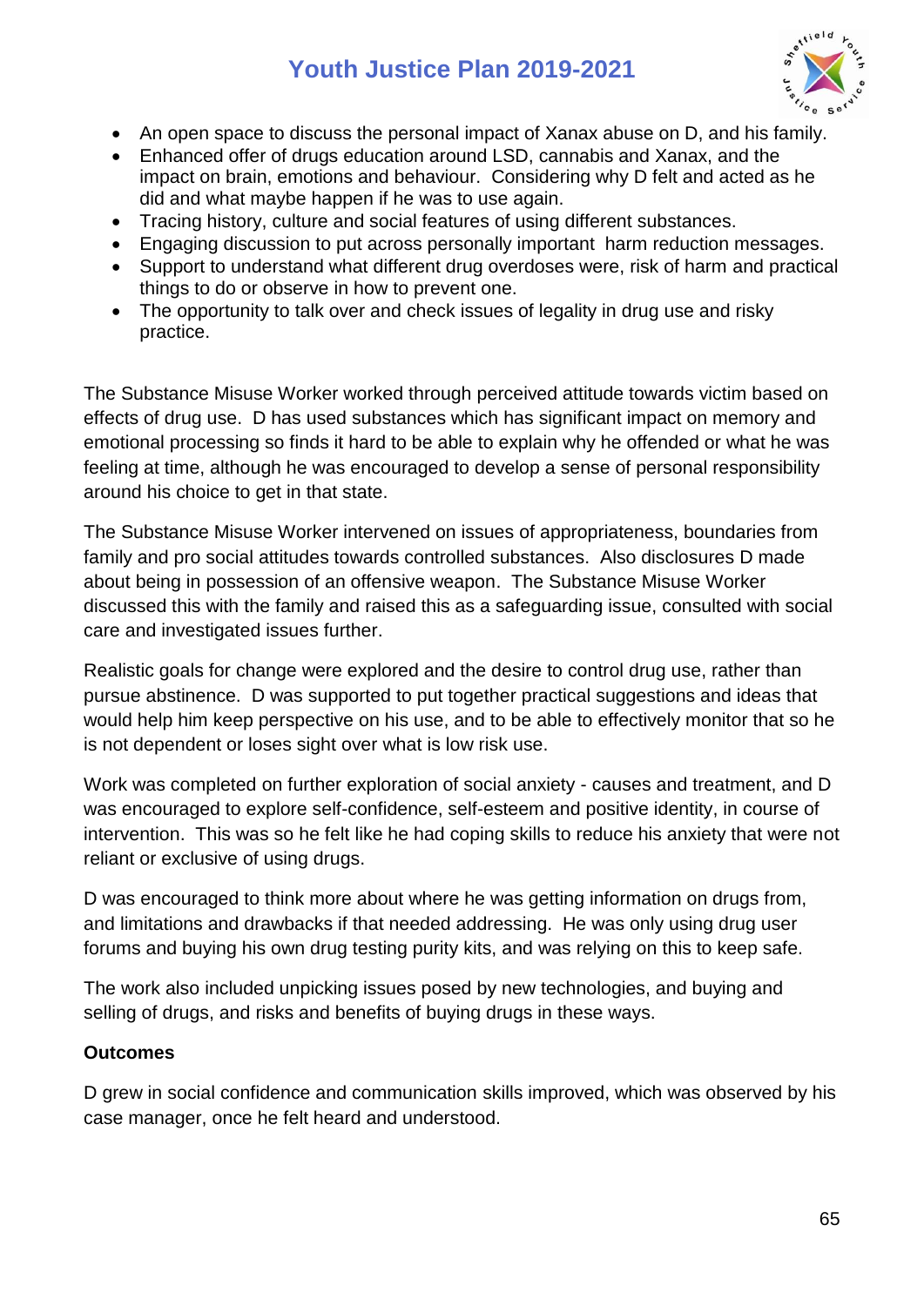- An open space to discuss the personal impact of Xanax abuse on D, and his family.
- Enhanced offer of drugs education around LSD, cannabis and Xanax, and the impact on brain, emotions and behaviour. Considering why D felt and acted as he did and what maybe happen if he was to use again.
- Tracing history, culture and social features of using different substances.
- Engaging discussion to put across personally important harm reduction messages.
- Support to understand what different drug overdoses were, risk of harm and practical things to do or observe in how to prevent one.
- The opportunity to talk over and check issues of legality in drug use and risky practice.

The Substance Misuse Worker worked through perceived attitude towards victim based on effects of drug use. D has used substances which has significant impact on memory and emotional processing so finds it hard to be able to explain why he offended or what he was feeling at time, although he was encouraged to develop a sense of personal responsibility around his choice to get in that state.

The Substance Misuse Worker intervened on issues of appropriateness, boundaries from family and pro social attitudes towards controlled substances. Also disclosures D made about being in possession of an offensive weapon. The Substance Misuse Worker discussed this with the family and raised this as a safeguarding issue, consulted with social care and investigated issues further.

Realistic goals for change were explored and the desire to control drug use, rather than pursue abstinence. D was supported to put together practical suggestions and ideas that would help him keep perspective on his use, and to be able to effectively monitor that so he is not dependent or loses sight over what is low risk use.

Work was completed on further exploration of social anxiety - causes and treatment, and D was encouraged to explore self-confidence, self-esteem and positive identity, in course of intervention. This was so he felt like he had coping skills to reduce his anxiety that were not reliant or exclusive of using drugs.

D was encouraged to think more about where he was getting information on drugs from, and limitations and drawbacks if that needed addressing. He was only using drug user forums and buying his own drug testing purity kits, and was relying on this to keep safe.

The work also included unpicking issues posed by new technologies, and buying and selling of drugs, and risks and benefits of buying drugs in these ways.

**Outcomes**

D grew in social confidence and communication skills improved, which was observed by his case manager, once he felt heard and understood.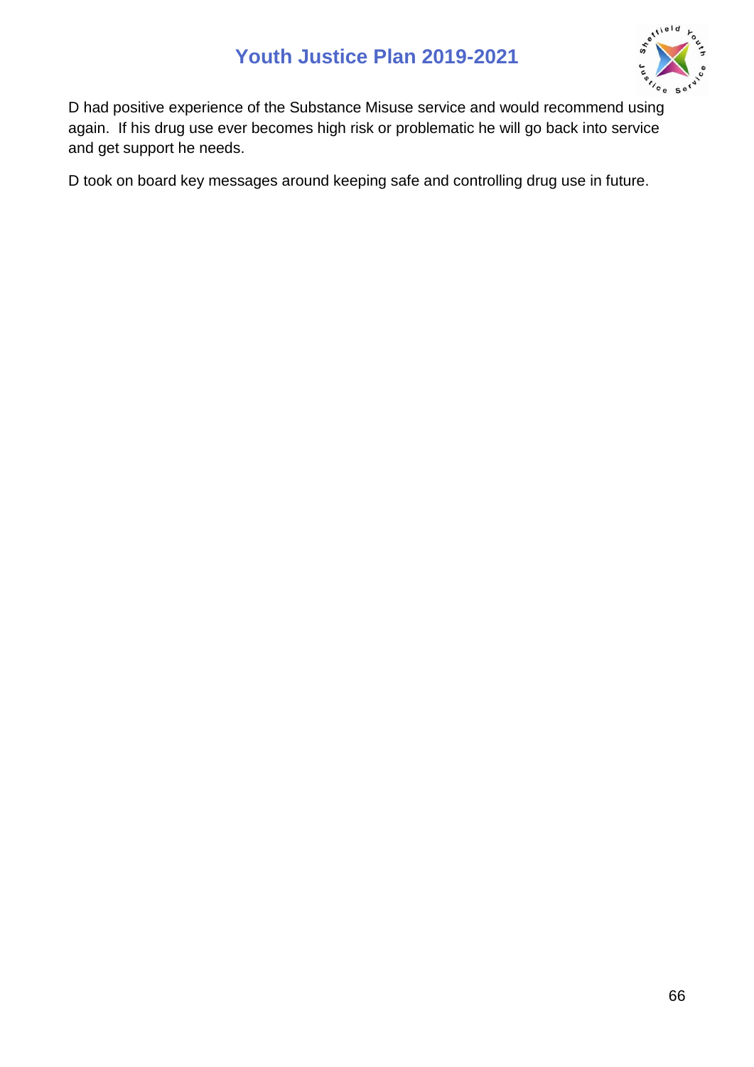D had positive experience of the Substance Misuse service and would recommend using again. If his drug use ever becomes high risk or problematic he will go back into service and get support he needs.

D took on board key messages around keeping safe and controlling drug use in future.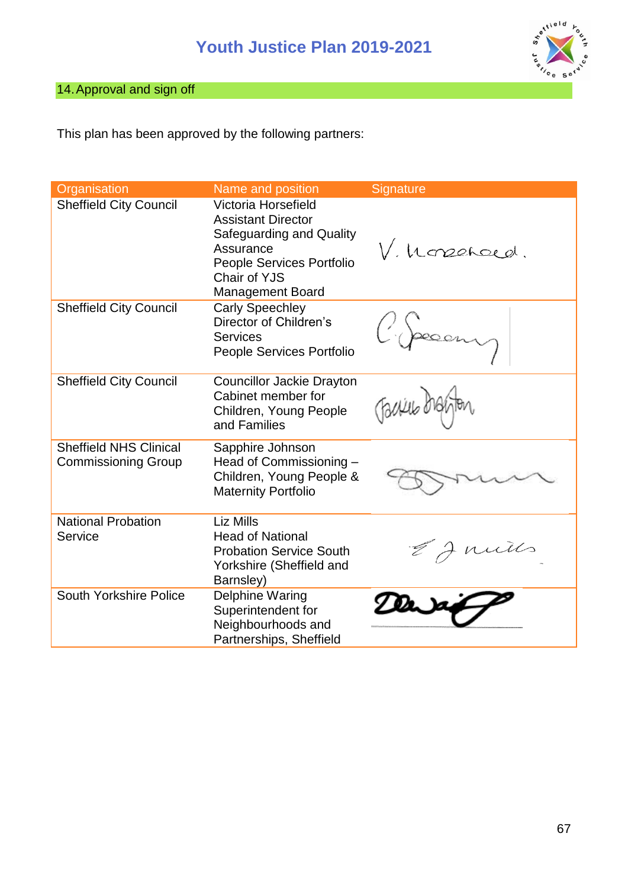## 14. Approval and sign off

This plan has been approved by the following partners:

| Organisation | Name and position | Signature |
|---|---|---|
| Sheffield City Council | Victoria Horsefield Assistant Director Safeguarding and Quality Assurance People Services Portfolio Chair of YJS Management Board | V. Horsefield. |
| Sheffield City Council | Carly Speechley Director of Children's Services People Services Portfolio | C. Speechley |
| Sheffield City Council | Councillor Jackie Drayton Cabinet member for Children, Young People and Families | Jackie Drayton |
| Sheffield NHS Clinical Commissioning Group | Sapphire Johnson Head of Commissioning – Children, Young People & Maternity Portfolio | |
| National Probation Service | Liz Mills Head of National Probation Service South Yorkshire (Sheffield and Barnsley) | E J Mills |
| South Yorkshire Police | Delphine Waring Superintendent for Neighbourhoods and Partnerships, Sheffield | |